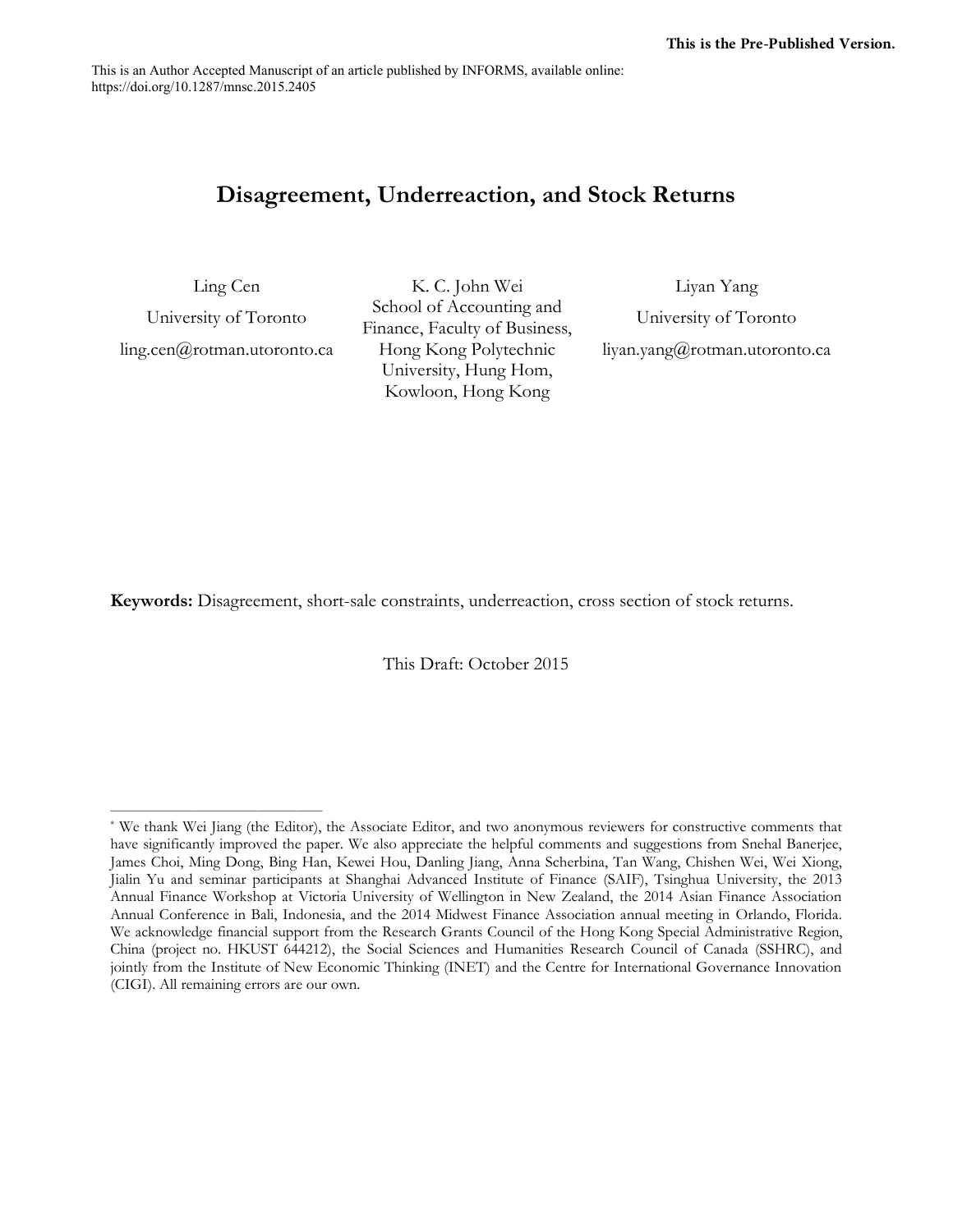**This is the Pre-Published Version.**

This is an Author Accepted Manuscript of an article published by INFORMS, available online: https://doi.org/10.1287/mnsc.2015.2405

# Disagreement, Underreaction, and Stock Returns

Ling Cen
University of Toronto
ling.cen@rotman.utoronto.ca

K. C. John Wei
School of Accounting and Finance, Faculty of Business, Hong Kong Polytechnic University, Hung Hom, Kowloon, Hong Kong

Liyan Yang
University of Toronto
liyan.yang@rotman.utoronto.ca

**Keywords:** Disagreement, short-sale constraints, underreaction, cross section of stock returns.

This Draft: October 2015

---

[*] We thank Wei Jiang (the Editor), the Associate Editor, and two anonymous reviewers for constructive comments that have significantly improved the paper. We also appreciate the helpful comments and suggestions from Snehal Banerjee, James Choi, Ming Dong, Bing Han, Kewei Hou, Danling Jiang, Anna Scherbina, Tan Wang, Chishen Wei, Wei Xiong, Jialin Yu and seminar participants at Shanghai Advanced Institute of Finance (SAIF), Tsinghua University, the 2013 Annual Finance Workshop at Victoria University of Wellington in New Zealand, the 2014 Asian Finance Association Annual Conference in Bali, Indonesia, and the 2014 Midwest Finance Association annual meeting in Orlando, Florida. We acknowledge financial support from the Research Grants Council of the Hong Kong Special Administrative Region, China (project no. HKUST 644212), the Social Sciences and Humanities Research Council of Canada (SSHRC), and jointly from the Institute of New Economic Thinking (INET) and the Centre for International Governance Innovation (CIGI). All remaining errors are our own.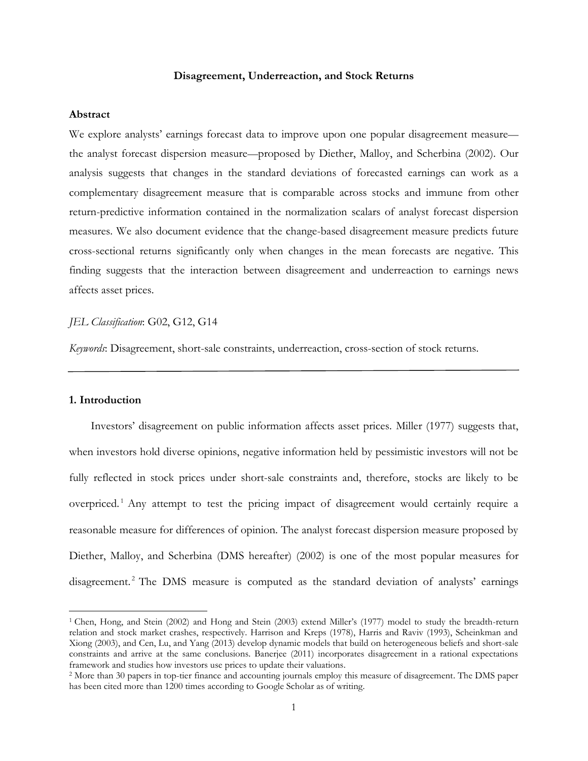**Disagreement, Underreaction, and Stock Returns**

**Abstract**

We explore analysts' earnings forecast data to improve upon one popular disagreement measure—the analyst forecast dispersion measure—proposed by Diether, Malloy, and Scherbina (2002). Our analysis suggests that changes in the standard deviations of forecasted earnings can work as a complementary disagreement measure that is comparable across stocks and immune from other return-predictive information contained in the normalization scalars of analyst forecast dispersion measures. We also document evidence that the change-based disagreement measure predicts future cross-sectional returns significantly only when changes in the mean forecasts are negative. This finding suggests that the interaction between disagreement and underreaction to earnings news affects asset prices.

*JEL Classification*: G02, G12, G14

*Keywords*: Disagreement, short-sale constraints, underreaction, cross-section of stock returns.

---

## 1. Introduction

Investors' disagreement on public information affects asset prices. Miller (1977) suggests that, when investors hold diverse opinions, negative information held by pessimistic investors will not be fully reflected in stock prices under short-sale constraints and, therefore, stocks are likely to be overpriced.[1] Any attempt to test the pricing impact of disagreement would certainly require a reasonable measure for differences of opinion. The analyst forecast dispersion measure proposed by Diether, Malloy, and Scherbina (DMS hereafter) (2002) is one of the most popular measures for disagreement.[2] The DMS measure is computed as the standard deviation of analysts' earnings

[1] Chen, Hong, and Stein (2002) and Hong and Stein (2003) extend Miller's (1977) model to study the breadth-return relation and stock market crashes, respectively. Harrison and Kreps (1978), Harris and Raviv (1993), Scheinkman and Xiong (2003), and Cen, Lu, and Yang (2013) develop dynamic models that build on heterogeneous beliefs and short-sale constraints and arrive at the same conclusions. Banerjee (2011) incorporates disagreement in a rational expectations framework and studies how investors use prices to update their valuations.

[2] More than 30 papers in top-tier finance and accounting journals employ this measure of disagreement. The DMS paper has been cited more than 1200 times according to Google Scholar as of writing.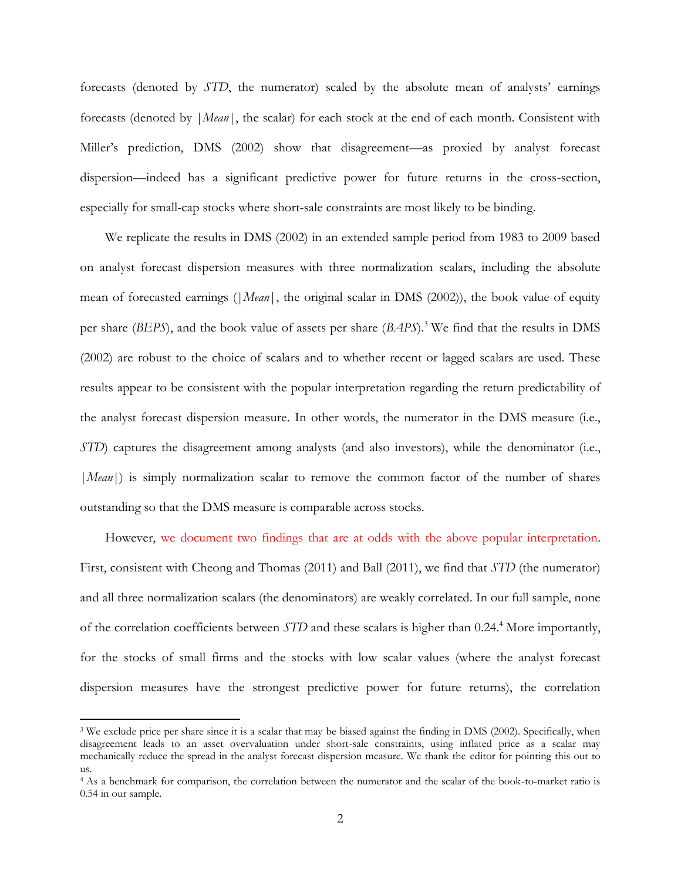forecasts (denoted by *STD*, the numerator) scaled by the absolute mean of analysts' earnings forecasts (denoted by $|Mean|$, the scalar) for each stock at the end of each month. Consistent with Miller's prediction, DMS (2002) show that disagreement—as proxied by analyst forecast dispersion—indeed has a significant predictive power for future returns in the cross-section, especially for small-cap stocks where short-sale constraints are most likely to be binding.

We replicate the results in DMS (2002) in an extended sample period from 1983 to 2009 based on analyst forecast dispersion measures with three normalization scalars, including the absolute mean of forecasted earnings ($|Mean|$, the original scalar in DMS (2002)), the book value of equity per share (*BEPS*), and the book value of assets per share (*BAPS*).[3] We find that the results in DMS (2002) are robust to the choice of scalars and to whether recent or lagged scalars are used. These results appear to be consistent with the popular interpretation regarding the return predictability of the analyst forecast dispersion measure. In other words, the numerator in the DMS measure (i.e., *STD*) captures the disagreement among analysts (and also investors), while the denominator (i.e., $|Mean|$) is simply normalization scalar to remove the common factor of the number of shares outstanding so that the DMS measure is comparable across stocks.

However, we document two findings that are at odds with the above popular interpretation. First, consistent with Cheong and Thomas (2011) and Ball (2011), we find that *STD* (the numerator) and all three normalization scalars (the denominators) are weakly correlated. In our full sample, none of the correlation coefficients between *STD* and these scalars is higher than 0.24.[4] More importantly, for the stocks of small firms and the stocks with low scalar values (where the analyst forecast dispersion measures have the strongest predictive power for future returns), the correlation

---

[3] We exclude price per share since it is a scalar that may be biased against the finding in DMS (2002). Specifically, when disagreement leads to an asset overvaluation under short-sale constraints, using inflated price as a scalar may mechanically reduce the spread in the analyst forecast dispersion measure. We thank the editor for pointing this out to us.

[4] As a benchmark for comparison, the correlation between the numerator and the scalar of the book-to-market ratio is 0.54 in our sample.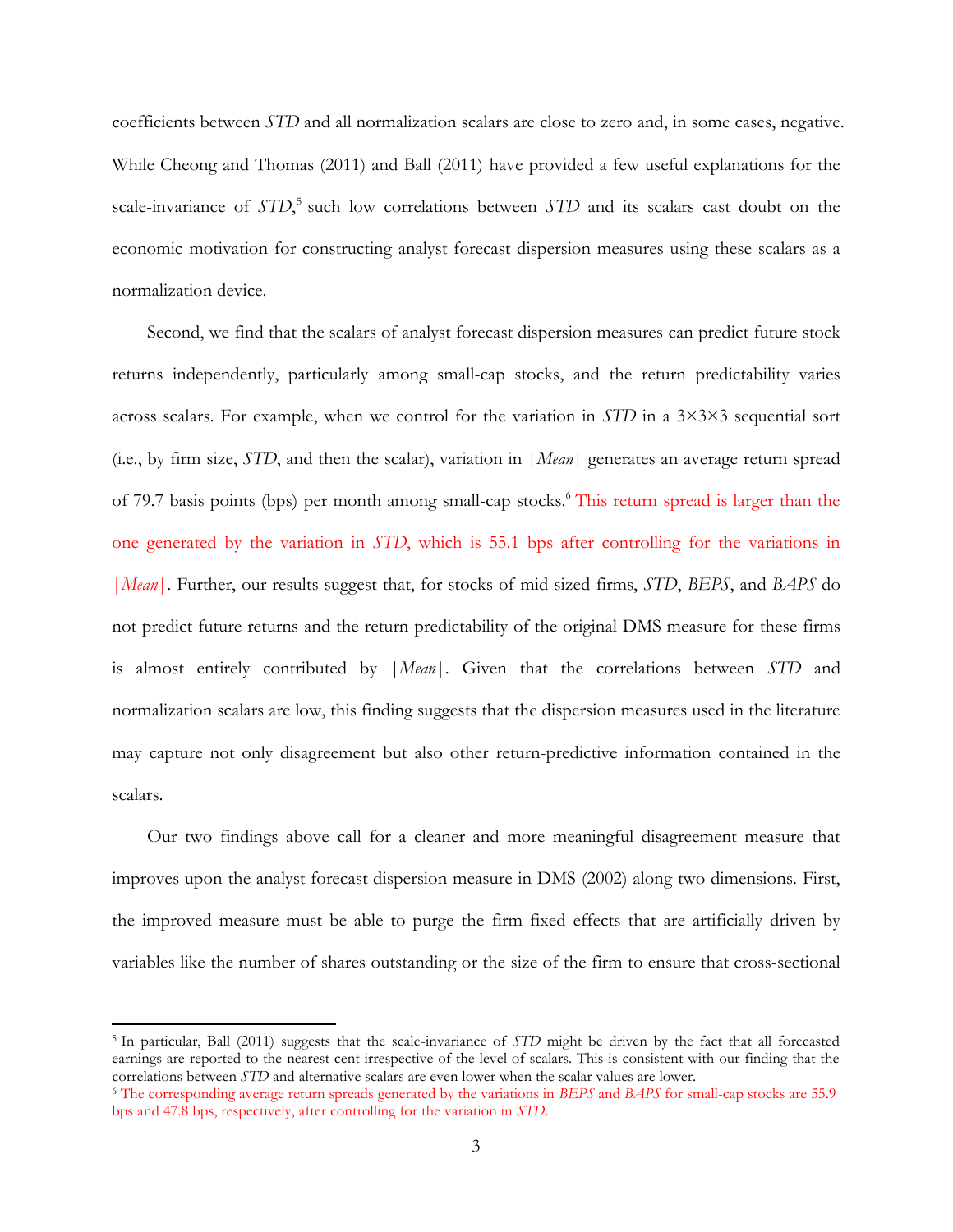coefficients between *STD* and all normalization scalars are close to zero and, in some cases, negative. While Cheong and Thomas (2011) and Ball (2011) have provided a few useful explanations for the scale-invariance of *STD*,[5] such low correlations between *STD* and its scalars cast doubt on the economic motivation for constructing analyst forecast dispersion measures using these scalars as a normalization device.

Second, we find that the scalars of analyst forecast dispersion measures can predict future stock returns independently, particularly among small-cap stocks, and the return predictability varies across scalars. For example, when we control for the variation in *STD* in a 3×3×3 sequential sort (i.e., by firm size, *STD*, and then the scalar), variation in |*Mean*| generates an average return spread of 79.7 basis points (bps) per month among small-cap stocks.[6] This return spread is larger than the one generated by the variation in *STD*, which is 55.1 bps after controlling for the variations in |*Mean*|. Further, our results suggest that, for stocks of mid-sized firms, *STD*, *BEPS*, and *BAPS* do not predict future returns and the return predictability of the original DMS measure for these firms is almost entirely contributed by |*Mean*|. Given that the correlations between *STD* and normalization scalars are low, this finding suggests that the dispersion measures used in the literature may capture not only disagreement but also other return-predictive information contained in the scalars.

Our two findings above call for a cleaner and more meaningful disagreement measure that improves upon the analyst forecast dispersion measure in DMS (2002) along two dimensions. First, the improved measure must be able to purge the firm fixed effects that are artificially driven by variables like the number of shares outstanding or the size of the firm to ensure that cross-sectional

---

[5] In particular, Ball (2011) suggests that the scale-invariance of *STD* might be driven by the fact that all forecasted earnings are reported to the nearest cent irrespective of the level of scalars. This is consistent with our finding that the correlations between *STD* and alternative scalars are even lower when the scalar values are lower.

[6] The corresponding average return spreads generated by the variations in *BEPS* and *BAPS* for small-cap stocks are 55.9 bps and 47.8 bps, respectively, after controlling for the variation in *STD*.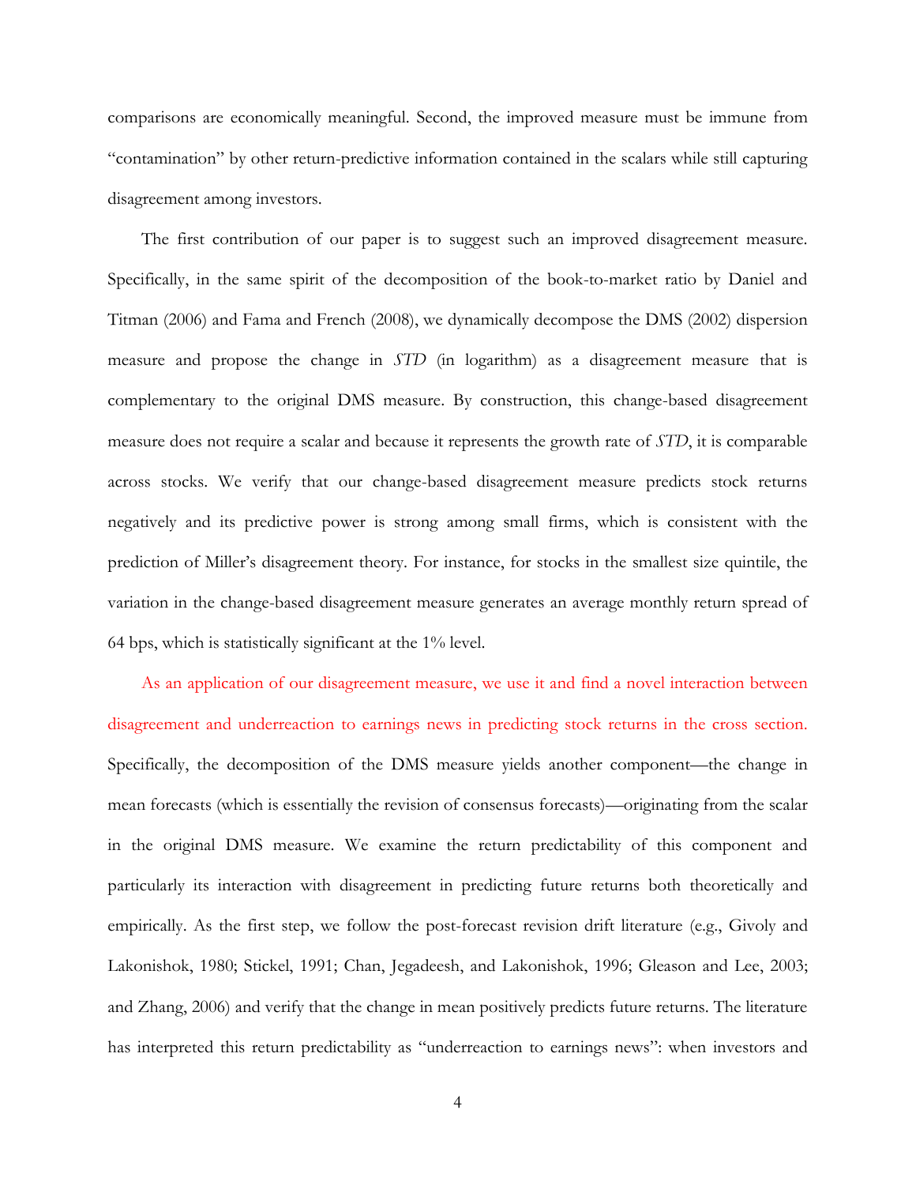comparisons are economically meaningful. Second, the improved measure must be immune from "contamination" by other return-predictive information contained in the scalars while still capturing disagreement among investors.

The first contribution of our paper is to suggest such an improved disagreement measure. Specifically, in the same spirit of the decomposition of the book-to-market ratio by Daniel and Titman (2006) and Fama and French (2008), we dynamically decompose the DMS (2002) dispersion measure and propose the change in *STD* (in logarithm) as a disagreement measure that is complementary to the original DMS measure. By construction, this change-based disagreement measure does not require a scalar and because it represents the growth rate of *STD*, it is comparable across stocks. We verify that our change-based disagreement measure predicts stock returns negatively and its predictive power is strong among small firms, which is consistent with the prediction of Miller's disagreement theory. For instance, for stocks in the smallest size quintile, the variation in the change-based disagreement measure generates an average monthly return spread of 64 bps, which is statistically significant at the 1% level.

As an application of our disagreement measure, we use it and find a novel interaction between disagreement and underreaction to earnings news in predicting stock returns in the cross section. Specifically, the decomposition of the DMS measure yields another component—the change in mean forecasts (which is essentially the revision of consensus forecasts)—originating from the scalar in the original DMS measure. We examine the return predictability of this component and particularly its interaction with disagreement in predicting future returns both theoretically and empirically. As the first step, we follow the post-forecast revision drift literature (e.g., Givoly and Lakonishok, 1980; Stickel, 1991; Chan, Jegadeesh, and Lakonishok, 1996; Gleason and Lee, 2003; and Zhang, 2006) and verify that the change in mean positively predicts future returns. The literature has interpreted this return predictability as "underreaction to earnings news": when investors and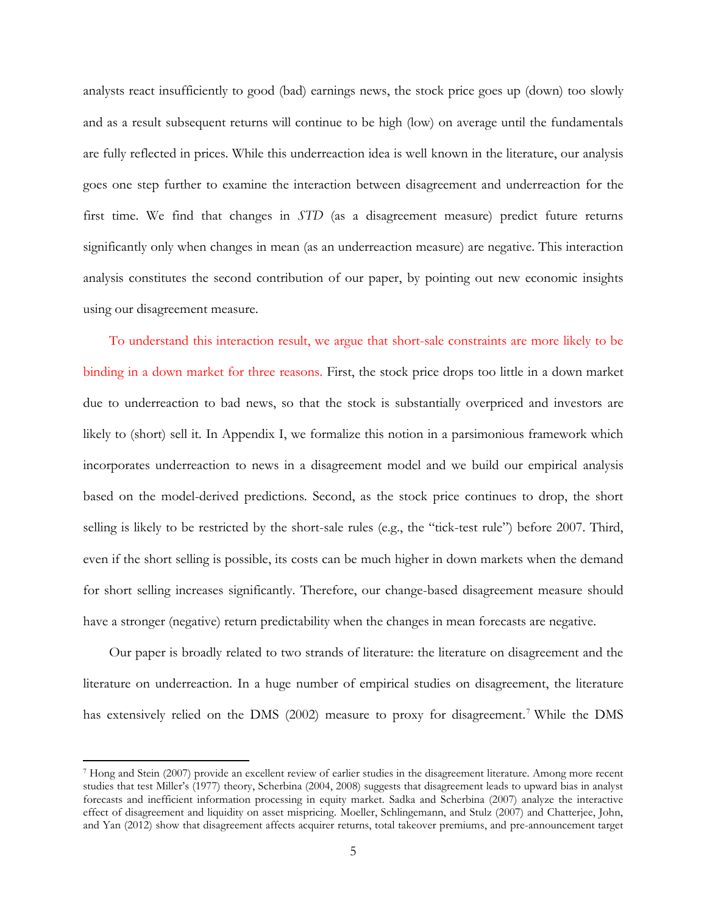analysts react insufficiently to good (bad) earnings news, the stock price goes up (down) too slowly and as a result subsequent returns will continue to be high (low) on average until the fundamentals are fully reflected in prices. While this underreaction idea is well known in the literature, our analysis goes one step further to examine the interaction between disagreement and underreaction for the first time. We find that changes in *STD* (as a disagreement measure) predict future returns significantly only when changes in mean (as an underreaction measure) are negative. This interaction analysis constitutes the second contribution of our paper, by pointing out new economic insights using our disagreement measure.

To understand this interaction result, we argue that short-sale constraints are more likely to be binding in a down market for three reasons. First, the stock price drops too little in a down market due to underreaction to bad news, so that the stock is substantially overpriced and investors are likely to (short) sell it. In Appendix I, we formalize this notion in a parsimonious framework which incorporates underreaction to news in a disagreement model and we build our empirical analysis based on the model-derived predictions. Second, as the stock price continues to drop, the short selling is likely to be restricted by the short-sale rules (e.g., the "tick-test rule") before 2007. Third, even if the short selling is possible, its costs can be much higher in down markets when the demand for short selling increases significantly. Therefore, our change-based disagreement measure should have a stronger (negative) return predictability when the changes in mean forecasts are negative.

Our paper is broadly related to two strands of literature: the literature on disagreement and the literature on underreaction. In a huge number of empirical studies on disagreement, the literature has extensively relied on the DMS (2002) measure to proxy for disagreement.[7] While the DMS

---

[7] Hong and Stein (2007) provide an excellent review of earlier studies in the disagreement literature. Among more recent studies that test Miller's (1977) theory, Scherbina (2004, 2008) suggests that disagreement leads to upward bias in analyst forecasts and inefficient information processing in equity market. Sadka and Scherbina (2007) analyze the interactive effect of disagreement and liquidity on asset mispricing. Moeller, Schlingemann, and Stulz (2007) and Chatterjee, John, and Yan (2012) show that disagreement affects acquirer returns, total takeover premiums, and pre-announcement target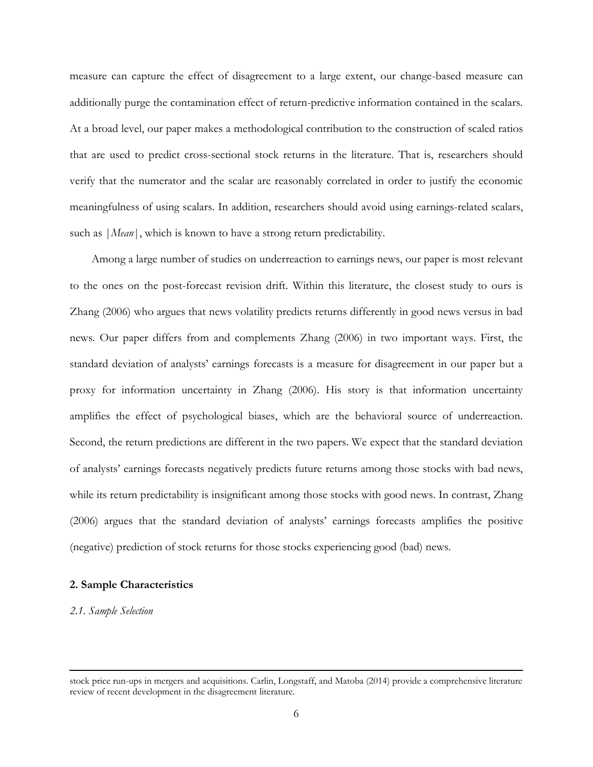measure can capture the effect of disagreement to a large extent, our change-based measure can additionally purge the contamination effect of return-predictive information contained in the scalars. At a broad level, our paper makes a methodological contribution to the construction of scaled ratios that are used to predict cross-sectional stock returns in the literature. That is, researchers should verify that the numerator and the scalar are reasonably correlated in order to justify the economic meaningfulness of using scalars. In addition, researchers should avoid using earnings-related scalars, such as $|Mean|$, which is known to have a strong return predictability.

Among a large number of studies on underreaction to earnings news, our paper is most relevant to the ones on the post-forecast revision drift. Within this literature, the closest study to ours is Zhang (2006) who argues that news volatility predicts returns differently in good news versus in bad news. Our paper differs from and complements Zhang (2006) in two important ways. First, the standard deviation of analysts' earnings forecasts is a measure for disagreement in our paper but a proxy for information uncertainty in Zhang (2006). His story is that information uncertainty amplifies the effect of psychological biases, which are the behavioral source of underreaction. Second, the return predictions are different in the two papers. We expect that the standard deviation of analysts' earnings forecasts negatively predicts future returns among those stocks with bad news, while its return predictability is insignificant among those stocks with good news. In contrast, Zhang (2006) argues that the standard deviation of analysts' earnings forecasts amplifies the positive (negative) prediction of stock returns for those stocks experiencing good (bad) news.

## 2. Sample Characteristics

### *2.1. Sample Selection*

stock price run-ups in mergers and acquisitions. Carlin, Longstaff, and Matoba (2014) provide a comprehensive literature review of recent development in the disagreement literature.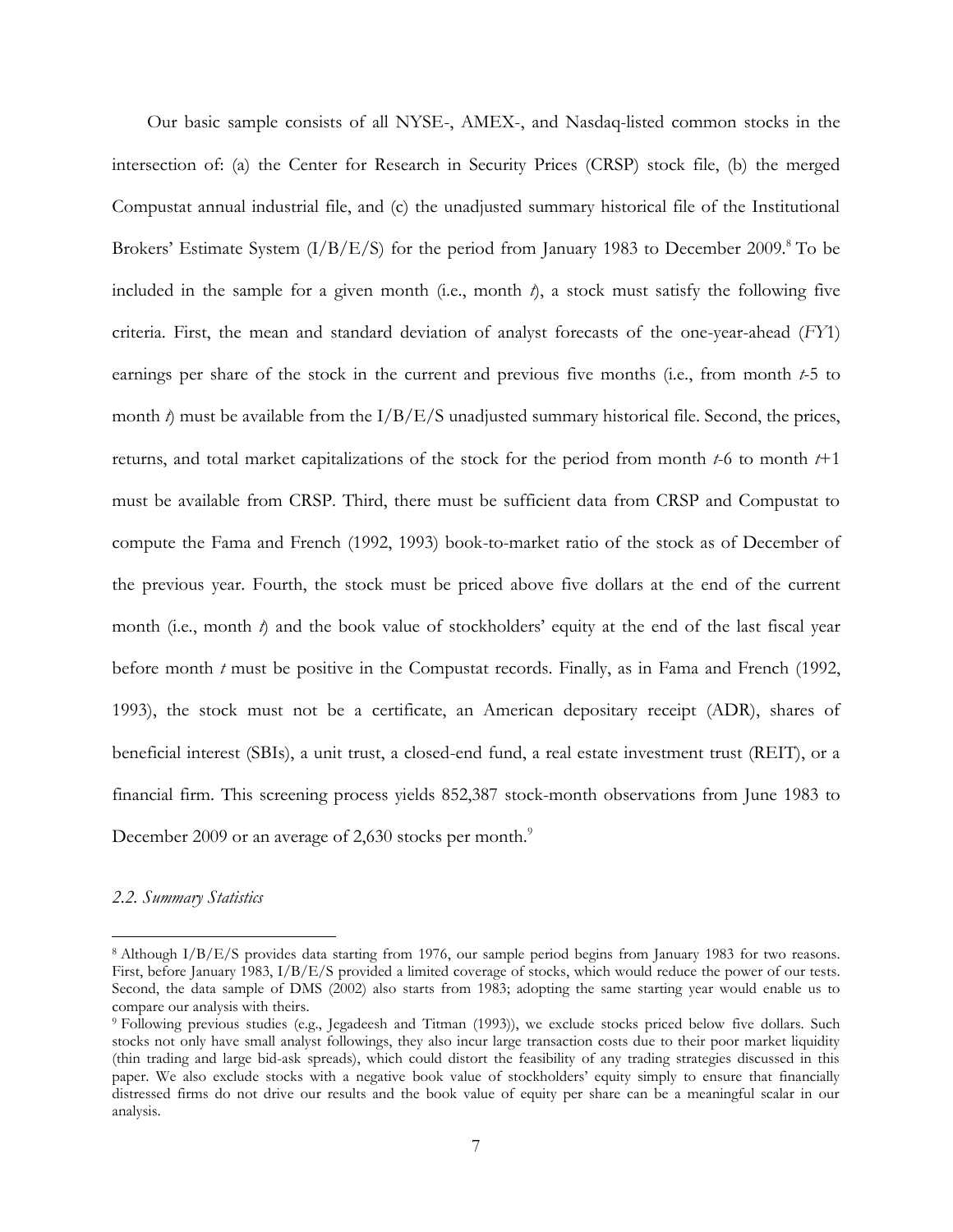Our basic sample consists of all NYSE-, AMEX-, and Nasdaq-listed common stocks in the intersection of: (a) the Center for Research in Security Prices (CRSP) stock file, (b) the merged Compustat annual industrial file, and (c) the unadjusted summary historical file of the Institutional Brokers' Estimate System (I/B/E/S) for the period from January 1983 to December 2009.[8] To be included in the sample for a given month (i.e., month *t*), a stock must satisfy the following five criteria. First, the mean and standard deviation of analyst forecasts of the one-year-ahead (*FY*1) earnings per share of the stock in the current and previous five months (i.e., from month *t*-5 to month *t*) must be available from the I/B/E/S unadjusted summary historical file. Second, the prices, returns, and total market capitalizations of the stock for the period from month *t*-6 to month *t*+1 must be available from CRSP. Third, there must be sufficient data from CRSP and Compustat to compute the Fama and French (1992, 1993) book-to-market ratio of the stock as of December of the previous year. Fourth, the stock must be priced above five dollars at the end of the current month (i.e., month *t*) and the book value of stockholders' equity at the end of the last fiscal year before month *t* must be positive in the Compustat records. Finally, as in Fama and French (1992, 1993), the stock must not be a certificate, an American depositary receipt (ADR), shares of beneficial interest (SBIs), a unit trust, a closed-end fund, a real estate investment trust (REIT), or a financial firm. This screening process yields 852,387 stock-month observations from June 1983 to December 2009 or an average of 2,630 stocks per month.[9]

### *2.2. Summary Statistics*

---

[8] Although I/B/E/S provides data starting from 1976, our sample period begins from January 1983 for two reasons. First, before January 1983, I/B/E/S provided a limited coverage of stocks, which would reduce the power of our tests. Second, the data sample of DMS (2002) also starts from 1983; adopting the same starting year would enable us to compare our analysis with theirs.

[9] Following previous studies (e.g., Jegadeesh and Titman (1993)), we exclude stocks priced below five dollars. Such stocks not only have small analyst followings, they also incur large transaction costs due to their poor market liquidity (thin trading and large bid-ask spreads), which could distort the feasibility of any trading strategies discussed in this paper. We also exclude stocks with a negative book value of stockholders' equity simply to ensure that financially distressed firms do not drive our results and the book value of equity per share can be a meaningful scalar in our analysis.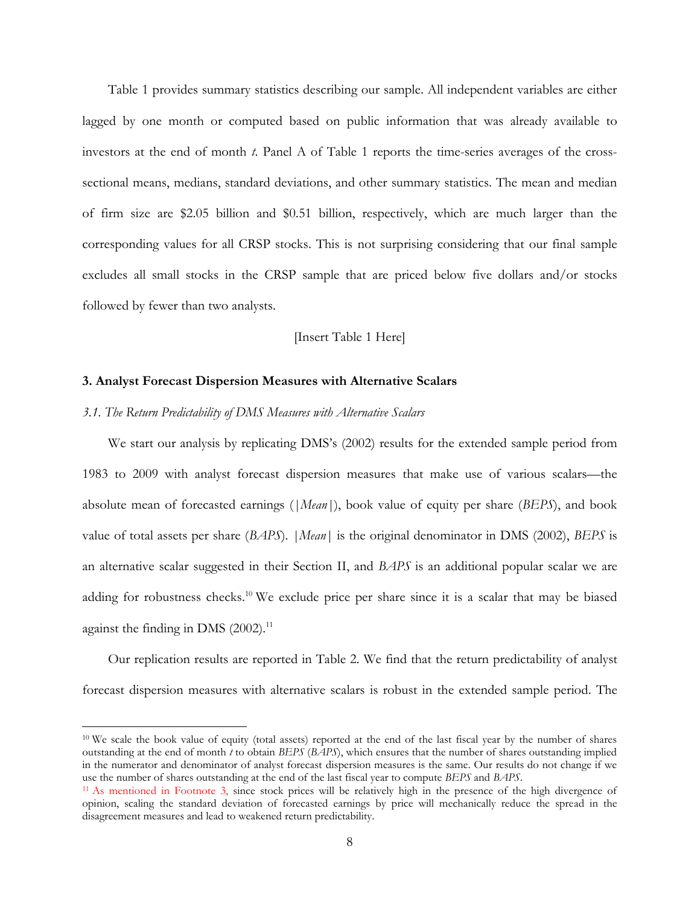Table 1 provides summary statistics describing our sample. All independent variables are either lagged by one month or computed based on public information that was already available to investors at the end of month *t*. Panel A of Table 1 reports the time-series averages of the cross-sectional means, medians, standard deviations, and other summary statistics. The mean and median of firm size are $2.05 billion and $0.51 billion, respectively, which are much larger than the corresponding values for all CRSP stocks. This is not surprising considering that our final sample excludes all small stocks in the CRSP sample that are priced below five dollars and/or stocks followed by fewer than two analysts.

[Insert Table 1 Here]

## 3. Analyst Forecast Dispersion Measures with Alternative Scalars

### *3.1. The Return Predictability of DMS Measures with Alternative Scalars*

We start our analysis by replicating DMS's (2002) results for the extended sample period from 1983 to 2009 with analyst forecast dispersion measures that make use of various scalars—the absolute mean of forecasted earnings ($|Mean|$), book value of equity per share (*BEPS*), and book value of total assets per share (*BAPS*). $|Mean|$ is the original denominator in DMS (2002), *BEPS* is an alternative scalar suggested in their Section II, and *BAPS* is an additional popular scalar we are adding for robustness checks.[10] We exclude price per share since it is a scalar that may be biased against the finding in DMS (2002).[11]

Our replication results are reported in Table 2. We find that the return predictability of analyst forecast dispersion measures with alternative scalars is robust in the extended sample period. The

---

[10] We scale the book value of equity (total assets) reported at the end of the last fiscal year by the number of shares outstanding at the end of month *t* to obtain *BEPS* (*BAPS*), which ensures that the number of shares outstanding implied in the numerator and denominator of analyst forecast dispersion measures is the same. Our results do not change if we use the number of shares outstanding at the end of the last fiscal year to compute *BEPS* and *BAPS*.

[11] As mentioned in Footnote 3, since stock prices will be relatively high in the presence of the high divergence of opinion, scaling the standard deviation of forecasted earnings by price will mechanically reduce the spread in the disagreement measures and lead to weakened return predictability.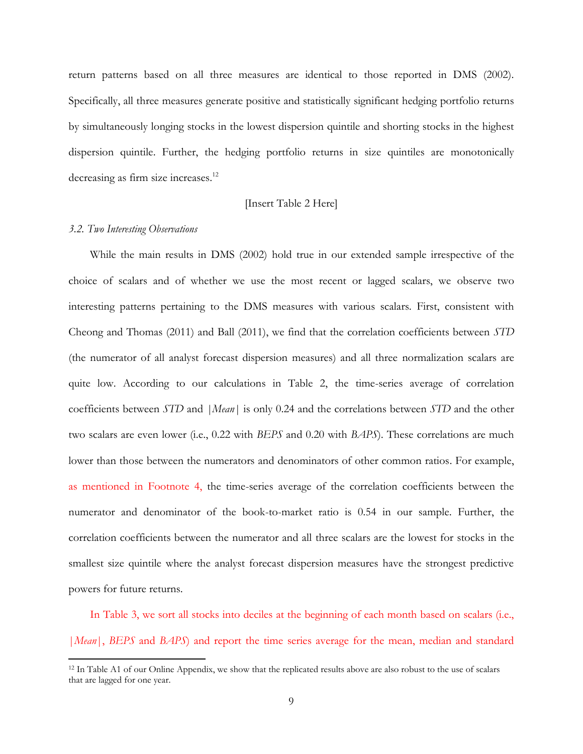return patterns based on all three measures are identical to those reported in DMS (2002). Specifically, all three measures generate positive and statistically significant hedging portfolio returns by simultaneously longing stocks in the lowest dispersion quintile and shorting stocks in the highest dispersion quintile. Further, the hedging portfolio returns in size quintiles are monotonically decreasing as firm size increases.[12]

[Insert Table 2 Here]

*3.2. Two Interesting Observations*

While the main results in DMS (2002) hold true in our extended sample irrespective of the choice of scalars and of whether we use the most recent or lagged scalars, we observe two interesting patterns pertaining to the DMS measures with various scalars. First, consistent with Cheong and Thomas (2011) and Ball (2011), we find that the correlation coefficients between *STD* (the numerator of all analyst forecast dispersion measures) and all three normalization scalars are quite low. According to our calculations in Table 2, the time-series average of correlation coefficients between *STD* and $|Mean|$ is only 0.24 and the correlations between *STD* and the other two scalars are even lower (i.e., 0.22 with *BEPS* and 0.20 with *BAPS*). These correlations are much lower than those between the numerators and denominators of other common ratios. For example, as mentioned in Footnote 4, the time-series average of the correlation coefficients between the numerator and denominator of the book-to-market ratio is 0.54 in our sample. Further, the correlation coefficients between the numerator and all three scalars are the lowest for stocks in the smallest size quintile where the analyst forecast dispersion measures have the strongest predictive powers for future returns.

In Table 3, we sort all stocks into deciles at the beginning of each month based on scalars (i.e., $|Mean|$, *BEPS* and *BAPS*) and report the time series average for the mean, median and standard

---

[12] In Table A1 of our Online Appendix, we show that the replicated results above are also robust to the use of scalars that are lagged for one year.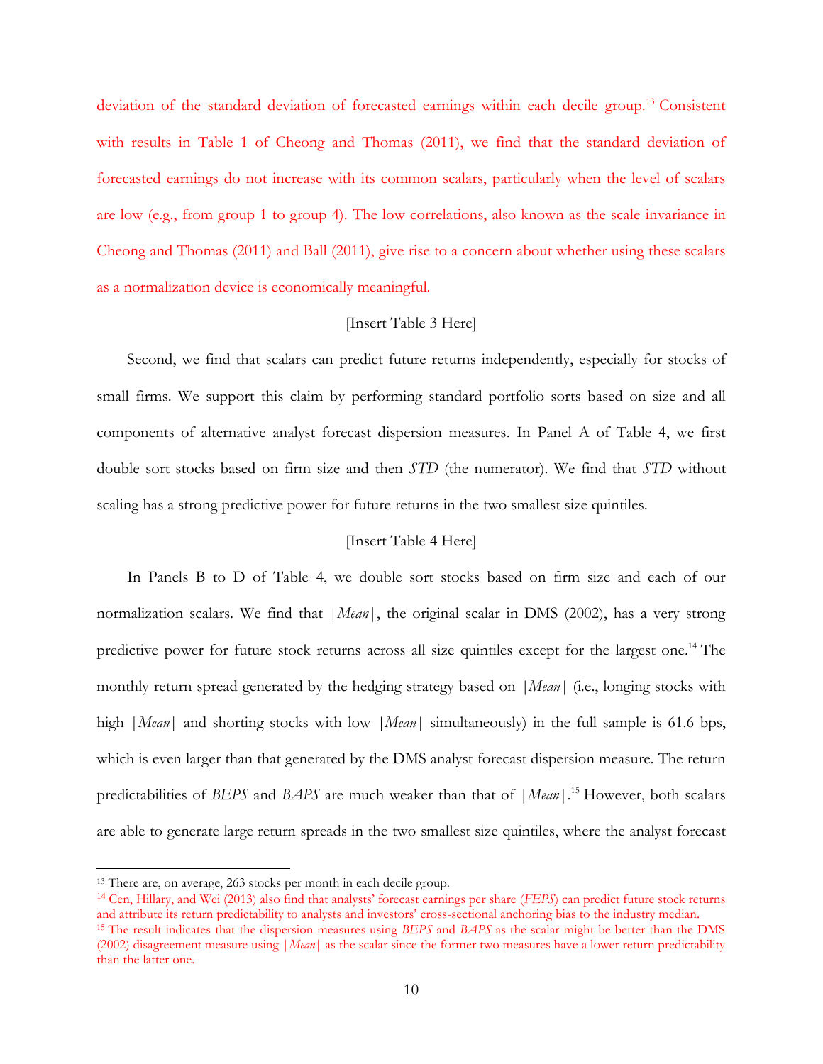deviation of the standard deviation of forecasted earnings within each decile group.[13] Consistent with results in Table 1 of Cheong and Thomas (2011), we find that the standard deviation of forecasted earnings do not increase with its common scalars, particularly when the level of scalars are low (e.g., from group 1 to group 4). The low correlations, also known as the scale-invariance in Cheong and Thomas (2011) and Ball (2011), give rise to a concern about whether using these scalars as a normalization device is economically meaningful.

[Insert Table 3 Here]

Second, we find that scalars can predict future returns independently, especially for stocks of small firms. We support this claim by performing standard portfolio sorts based on size and all components of alternative analyst forecast dispersion measures. In Panel A of Table 4, we first double sort stocks based on firm size and then *STD* (the numerator). We find that *STD* without scaling has a strong predictive power for future returns in the two smallest size quintiles.

[Insert Table 4 Here]

In Panels B to D of Table 4, we double sort stocks based on firm size and each of our normalization scalars. We find that $|Mean|$, the original scalar in DMS (2002), has a very strong predictive power for future stock returns across all size quintiles except for the largest one.[14] The monthly return spread generated by the hedging strategy based on $|Mean|$ (i.e., longing stocks with high $|Mean|$ and shorting stocks with low $|Mean|$ simultaneously) in the full sample is 61.6 bps, which is even larger than that generated by the DMS analyst forecast dispersion measure. The return predictabilities of *BEPS* and *BAPS* are much weaker than that of $|Mean|$.[15] However, both scalars are able to generate large return spreads in the two smallest size quintiles, where the analyst forecast

[13] There are, on average, 263 stocks per month in each decile group.

[14] Cen, Hillary, and Wei (2013) also find that analysts' forecast earnings per share (*FEPS*) can predict future stock returns and attribute its return predictability to analysts and investors' cross-sectional anchoring bias to the industry median.

[15] The result indicates that the dispersion measures using *BEPS* and *BAPS* as the scalar might be better than the DMS (2002) disagreement measure using $|Mean|$ as the scalar since the former two measures have a lower return predictability than the latter one.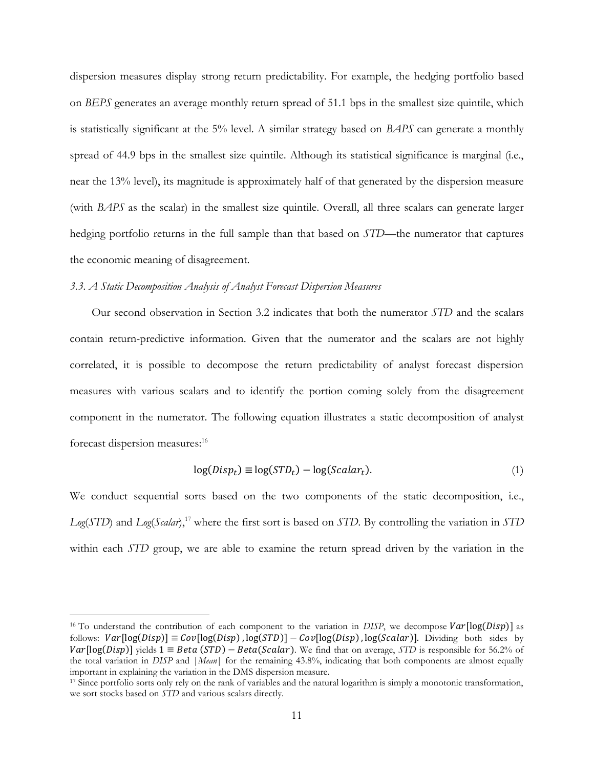dispersion measures display strong return predictability. For example, the hedging portfolio based on *BEPS* generates an average monthly return spread of 51.1 bps in the smallest size quintile, which is statistically significant at the 5% level. A similar strategy based on *BAPS* can generate a monthly spread of 44.9 bps in the smallest size quintile. Although its statistical significance is marginal (i.e., near the 13% level), its magnitude is approximately half of that generated by the dispersion measure (with *BAPS* as the scalar) in the smallest size quintile. Overall, all three scalars can generate larger hedging portfolio returns in the full sample than that based on *STD*—the numerator that captures the economic meaning of disagreement.

*3.3. A Static Decomposition Analysis of Analyst Forecast Dispersion Measures*

Our second observation in Section 3.2 indicates that both the numerator *STD* and the scalars contain return-predictive information. Given that the numerator and the scalars are not highly correlated, it is possible to decompose the return predictability of analyst forecast dispersion measures with various scalars and to identify the portion coming solely from the disagreement component in the numerator. The following equation illustrates a static decomposition of analyst forecast dispersion measures:[16]

$$\log(Disp_t) \equiv \log(STD_t) - \log(Scalar_t). \quad (1)$$

We conduct sequential sorts based on the two components of the static decomposition, i.e., *Log*(*STD*) and *Log*(*Scalar*),[17] where the first sort is based on *STD*. By controlling the variation in *STD* within each *STD* group, we are able to examine the return spread driven by the variation in the

---

[16] To understand the contribution of each component to the variation in *DISP*, we decompose $Var[\log(Disp)]$ as follows: $Var[\log(Disp)] \equiv Cov[\log(Disp), \log(STD)] - Cov[\log(Disp), \log(Scalar)]$. Dividing both sides by $Var[\log(Disp)]$ yields $1 \equiv Beta\,(STD) - Beta(Scalar)$. We find that on average, *STD* is responsible for 56.2% of the total variation in *DISP* and |*Mean*| for the remaining 43.8%, indicating that both components are almost equally important in explaining the variation in the DMS dispersion measure.

[17] Since portfolio sorts only rely on the rank of variables and the natural logarithm is simply a monotonic transformation, we sort stocks based on *STD* and various scalars directly.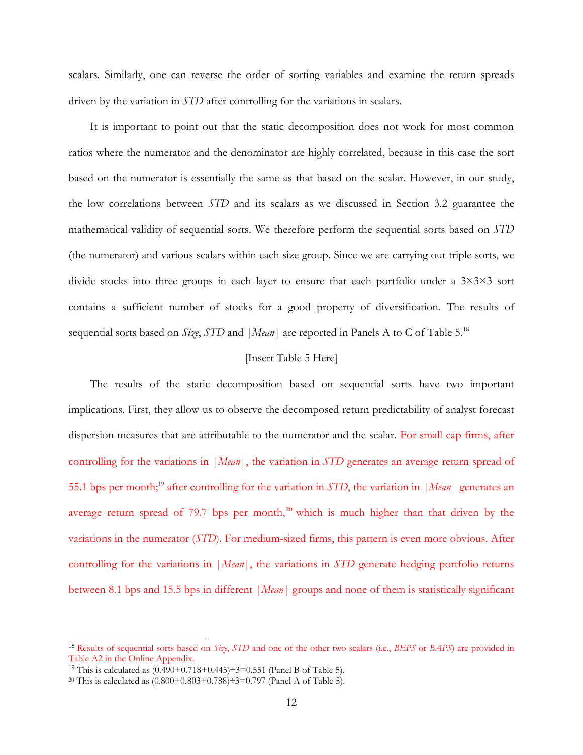scalars. Similarly, one can reverse the order of sorting variables and examine the return spreads driven by the variation in *STD* after controlling for the variations in scalars.

It is important to point out that the static decomposition does not work for most common ratios where the numerator and the denominator are highly correlated, because in this case the sort based on the numerator is essentially the same as that based on the scalar. However, in our study, the low correlations between *STD* and its scalars as we discussed in Section 3.2 guarantee the mathematical validity of sequential sorts. We therefore perform the sequential sorts based on *STD* (the numerator) and various scalars within each size group. Since we are carrying out triple sorts, we divide stocks into three groups in each layer to ensure that each portfolio under a 3×3×3 sort contains a sufficient number of stocks for a good property of diversification. The results of sequential sorts based on *Size*, *STD* and |*Mean*| are reported in Panels A to C of Table 5.[18]

[Insert Table 5 Here]

The results of the static decomposition based on sequential sorts have two important implications. First, they allow us to observe the decomposed return predictability of analyst forecast dispersion measures that are attributable to the numerator and the scalar. For small-cap firms, after controlling for the variations in |*Mean*|, the variation in *STD* generates an average return spread of 55.1 bps per month;[19] after controlling for the variation in *STD*, the variation in |*Mean*| generates an average return spread of 79.7 bps per month,[20] which is much higher than that driven by the variations in the numerator (*STD*). For medium-sized firms, this pattern is even more obvious. After controlling for the variations in |*Mean*|, the variations in *STD* generate hedging portfolio returns between 8.1 bps and 15.5 bps in different |*Mean*| groups and none of them is statistically significant

[18] Results of sequential sorts based on *Size*, *STD* and one of the other two scalars (i.e., *BEPS* or *BAPS*) are provided in Table A2 in the Online Appendix.

[19] This is calculated as (0.490+0.718+0.445)÷3=0.551 (Panel B of Table 5).

[20] This is calculated as (0.800+0.803+0.788)÷3=0.797 (Panel A of Table 5).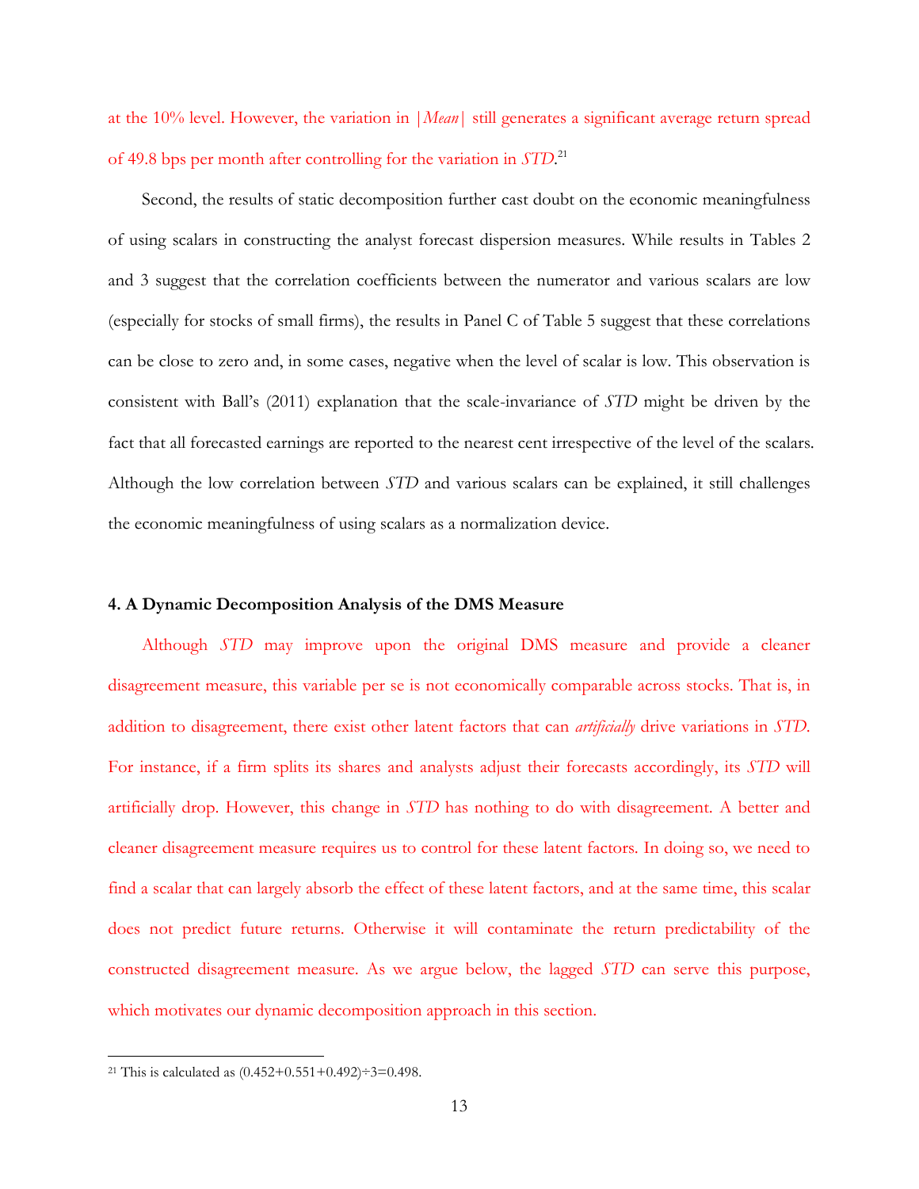at the 10% level. However, the variation in |*Mean*| still generates a significant average return spread of 49.8 bps per month after controlling for the variation in *STD*.[21]

Second, the results of static decomposition further cast doubt on the economic meaningfulness of using scalars in constructing the analyst forecast dispersion measures. While results in Tables 2 and 3 suggest that the correlation coefficients between the numerator and various scalars are low (especially for stocks of small firms), the results in Panel C of Table 5 suggest that these correlations can be close to zero and, in some cases, negative when the level of scalar is low. This observation is consistent with Ball's (2011) explanation that the scale-invariance of *STD* might be driven by the fact that all forecasted earnings are reported to the nearest cent irrespective of the level of the scalars. Although the low correlation between *STD* and various scalars can be explained, it still challenges the economic meaningfulness of using scalars as a normalization device.

### 4. A Dynamic Decomposition Analysis of the DMS Measure

Although *STD* may improve upon the original DMS measure and provide a cleaner disagreement measure, this variable per se is not economically comparable across stocks. That is, in addition to disagreement, there exist other latent factors that can *artificially* drive variations in *STD*. For instance, if a firm splits its shares and analysts adjust their forecasts accordingly, its *STD* will artificially drop. However, this change in *STD* has nothing to do with disagreement. A better and cleaner disagreement measure requires us to control for these latent factors. In doing so, we need to find a scalar that can largely absorb the effect of these latent factors, and at the same time, this scalar does not predict future returns. Otherwise it will contaminate the return predictability of the constructed disagreement measure. As we argue below, the lagged *STD* can serve this purpose, which motivates our dynamic decomposition approach in this section.

[21] This is calculated as (0.452+0.551+0.492)÷3=0.498.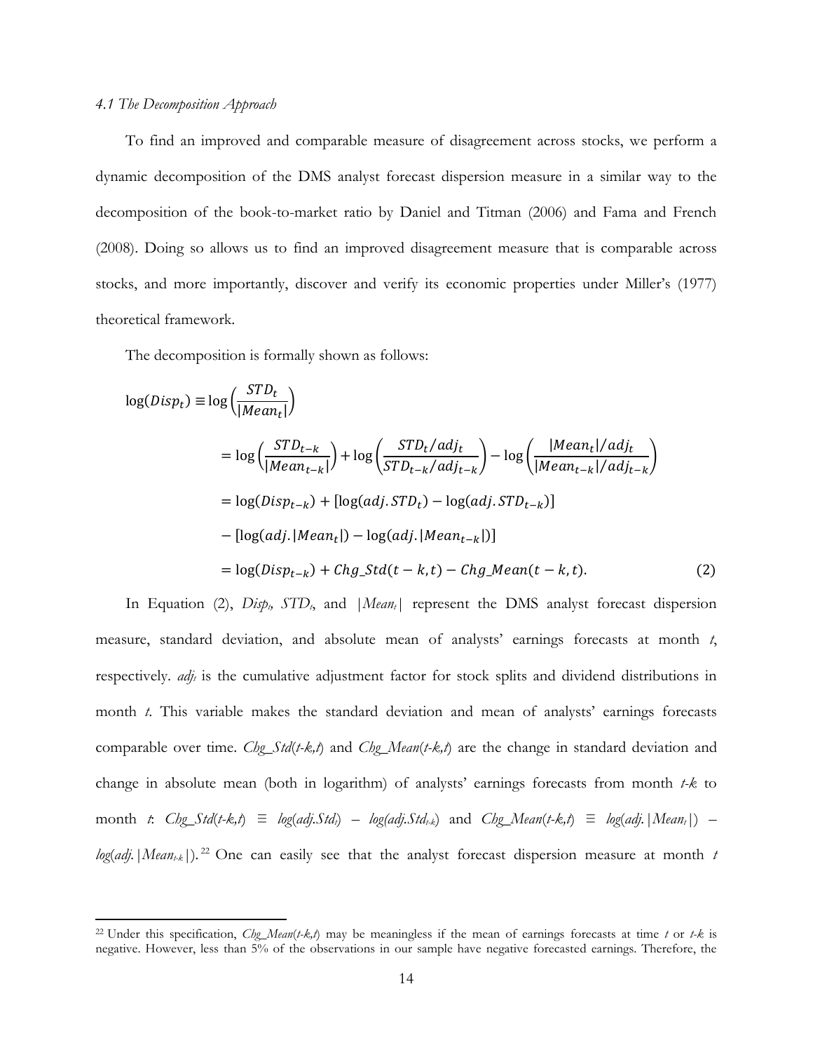### *4.1 The Decomposition Approach*

To find an improved and comparable measure of disagreement across stocks, we perform a dynamic decomposition of the DMS analyst forecast dispersion measure in a similar way to the decomposition of the book-to-market ratio by Daniel and Titman (2006) and Fama and French (2008). Doing so allows us to find an improved disagreement measure that is comparable across stocks, and more importantly, discover and verify its economic properties under Miller's (1977) theoretical framework.

The decomposition is formally shown as follows:

$$
\begin{aligned}
\log(Disp_t) &\equiv \log\left(\frac{STD_t}{|Mean_t|}\right) \\
&= \log\left(\frac{STD_{t-k}}{|Mean_{t-k}|}\right) + \log\left(\frac{STD_t/adj_t}{STD_{t-k}/adj_{t-k}}\right) - \log\left(\frac{|Mean_t|/adj_t}{|Mean_{t-k}|/adj_{t-k}}\right) \\
&= \log(Disp_{t-k}) + [\log(adj.STD_t) - \log(adj.STD_{t-k})] \\
&\quad - [\log(adj.|Mean_t|) - \log(adj.|Mean_{t-k}|)] \\
&= \log(Disp_{t-k}) + Chg\_Std(t-k,t) - Chg\_Mean(t-k,t). \qquad (2)
\end{aligned}
$$

In Equation (2), $Disp_t$, $STD_t$, and $|Mean_t|$ represent the DMS analyst forecast dispersion measure, standard deviation, and absolute mean of analysts' earnings forecasts at month $t$, respectively. $adj_t$ is the cumulative adjustment factor for stock splits and dividend distributions in month $t$. This variable makes the standard deviation and mean of analysts' earnings forecasts comparable over time. $Chg\_Std(t\text{-}k,t)$ and $Chg\_Mean(t\text{-}k,t)$ are the change in standard deviation and change in absolute mean (both in logarithm) of analysts' earnings forecasts from month $t\text{-}k$ to month $t$: $Chg\_Std(t\text{-}k,t) \equiv log(adj.Std_t) - log(adj.Std_{t\text{-}k})$ and $Chg\_Mean(t\text{-}k,t) \equiv log(adj.|Mean_t|) - log(adj.|Mean_{t\text{-}k}|)$.[22] One can easily see that the analyst forecast dispersion measure at month $t$

[22] Under this specification, $Chg\_Mean(t\text{-}k,t)$ may be meaningless if the mean of earnings forecasts at time $t$ or $t\text{-}k$ is negative. However, less than 5% of the observations in our sample have negative forecasted earnings. Therefore, the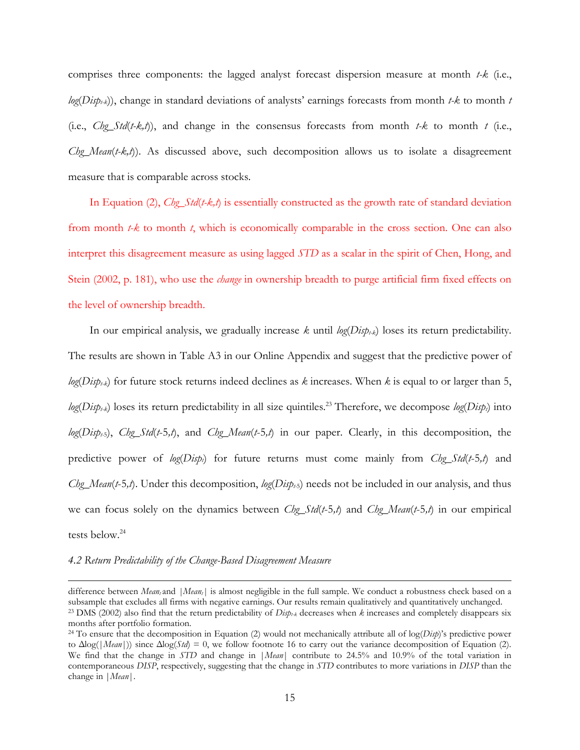comprises three components: the lagged analyst forecast dispersion measure at month *t-k* (i.e., $log(Disp_{t-k})$), change in standard deviations of analysts' earnings forecasts from month *t-k* to month *t* (i.e., *Chg_Std*(*t-k,t*)), and change in the consensus forecasts from month *t-k* to month *t* (i.e., *Chg_Mean*(*t-k,t*)). As discussed above, such decomposition allows us to isolate a disagreement measure that is comparable across stocks.

In Equation (2), *Chg_Std*(*t-k,t*) is essentially constructed as the growth rate of standard deviation from month *t-k* to month *t*, which is economically comparable in the cross section. One can also interpret this disagreement measure as using lagged *STD* as a scalar in the spirit of Chen, Hong, and Stein (2002, p. 181), who use the *change* in ownership breadth to purge artificial firm fixed effects on the level of ownership breadth.

In our empirical analysis, we gradually increase *k* until $log(Disp_{t-k})$ loses its return predictability. The results are shown in Table A3 in our Online Appendix and suggest that the predictive power of $log(Disp_{t-k})$ for future stock returns indeed declines as *k* increases. When *k* is equal to or larger than 5, $log(Disp_{t-k})$ loses its return predictability in all size quintiles.[23] Therefore, we decompose $log(Disp_t)$ into $log(Disp_{t-5})$, *Chg_Std*(*t*-5,*t*), and *Chg_Mean*(*t*-5,*t*) in our paper. Clearly, in this decomposition, the predictive power of $log(Disp_t)$ for future returns must come mainly from *Chg_Std*(*t*-5,*t*) and *Chg_Mean*(*t*-5,*t*). Under this decomposition, $log(Disp_{t-5})$ needs not be included in our analysis, and thus we can focus solely on the dynamics between *Chg_Std*(*t*-5,*t*) and *Chg_Mean*(*t*-5,*t*) in our empirical tests below.[24]

*4.2 Return Predictability of the Change-Based Disagreement Measure*

---

difference between $Mean_t$ and $|Mean_t|$ is almost negligible in the full sample. We conduct a robustness check based on a subsample that excludes all firms with negative earnings. Our results remain qualitatively and quantitatively unchanged.

[23] DMS (2002) also find that the return predictability of $Disp_{t-k}$ decreases when *k* increases and completely disappears six months after portfolio formation.

[24] To ensure that the decomposition in Equation (2) would not mechanically attribute all of log(*Disp*)'s predictive power to $\Delta\log(|Mean|)$ since $\Delta\log(Std) = 0$, we follow footnote 16 to carry out the variance decomposition of Equation (2). We find that the change in *STD* and change in $|Mean|$ contribute to 24.5% and 10.9% of the total variation in contemporaneous *DISP*, respectively, suggesting that the change in *STD* contributes to more variations in *DISP* than the change in $|Mean|$.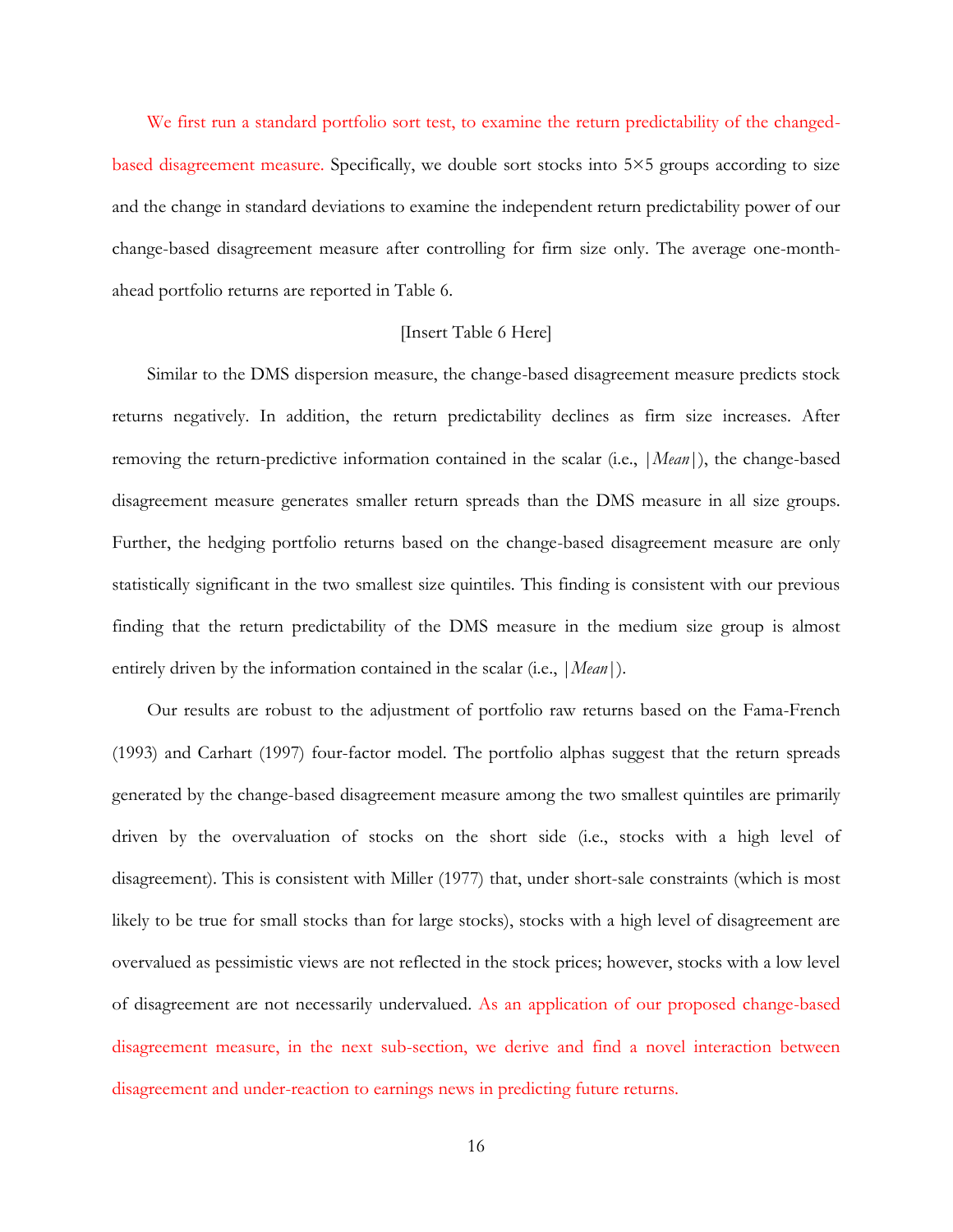We first run a standard portfolio sort test, to examine the return predictability of the changed-based disagreement measure. Specifically, we double sort stocks into 5×5 groups according to size and the change in standard deviations to examine the independent return predictability power of our change-based disagreement measure after controlling for firm size only. The average one-month-ahead portfolio returns are reported in Table 6.

[Insert Table 6 Here]

Similar to the DMS dispersion measure, the change-based disagreement measure predicts stock returns negatively. In addition, the return predictability declines as firm size increases. After removing the return-predictive information contained in the scalar (i.e., $|Mean|$), the change-based disagreement measure generates smaller return spreads than the DMS measure in all size groups. Further, the hedging portfolio returns based on the change-based disagreement measure are only statistically significant in the two smallest size quintiles. This finding is consistent with our previous finding that the return predictability of the DMS measure in the medium size group is almost entirely driven by the information contained in the scalar (i.e., $|Mean|$).

Our results are robust to the adjustment of portfolio raw returns based on the Fama-French (1993) and Carhart (1997) four-factor model. The portfolio alphas suggest that the return spreads generated by the change-based disagreement measure among the two smallest quintiles are primarily driven by the overvaluation of stocks on the short side (i.e., stocks with a high level of disagreement). This is consistent with Miller (1977) that, under short-sale constraints (which is most likely to be true for small stocks than for large stocks), stocks with a high level of disagreement are overvalued as pessimistic views are not reflected in the stock prices; however, stocks with a low level of disagreement are not necessarily undervalued. As an application of our proposed change-based disagreement measure, in the next sub-section, we derive and find a novel interaction between disagreement and under-reaction to earnings news in predicting future returns.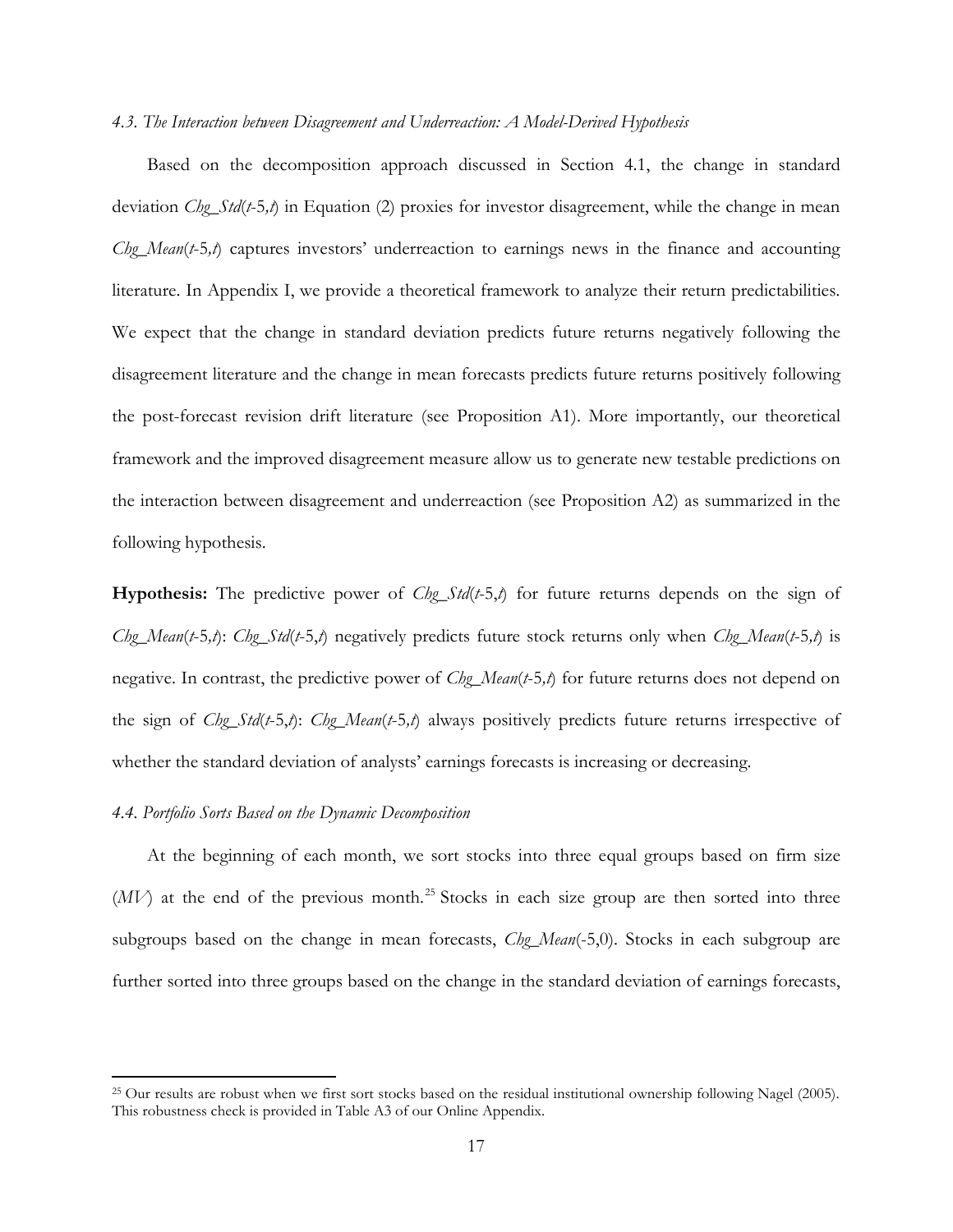*4.3. The Interaction between Disagreement and Underreaction: A Model-Derived Hypothesis*

Based on the decomposition approach discussed in Section 4.1, the change in standard deviation *Chg_Std*(*t*-5,*t*) in Equation (2) proxies for investor disagreement, while the change in mean *Chg_Mean*(*t*-5,*t*) captures investors' underreaction to earnings news in the finance and accounting literature. In Appendix I, we provide a theoretical framework to analyze their return predictabilities. We expect that the change in standard deviation predicts future returns negatively following the disagreement literature and the change in mean forecasts predicts future returns positively following the post-forecast revision drift literature (see Proposition A1). More importantly, our theoretical framework and the improved disagreement measure allow us to generate new testable predictions on the interaction between disagreement and underreaction (see Proposition A2) as summarized in the following hypothesis.

**Hypothesis:** The predictive power of *Chg_Std*(*t*-5,*t*) for future returns depends on the sign of *Chg_Mean*(*t*-5,*t*): *Chg_Std*(*t*-5,*t*) negatively predicts future stock returns only when *Chg_Mean*(*t*-5,*t*) is negative. In contrast, the predictive power of *Chg_Mean*(*t*-5,*t*) for future returns does not depend on the sign of *Chg_Std*(*t*-5,*t*): *Chg_Mean*(*t*-5,*t*) always positively predicts future returns irrespective of whether the standard deviation of analysts' earnings forecasts is increasing or decreasing.

*4.4. Portfolio Sorts Based on the Dynamic Decomposition*

At the beginning of each month, we sort stocks into three equal groups based on firm size (*MV*) at the end of the previous month.[25] Stocks in each size group are then sorted into three subgroups based on the change in mean forecasts, *Chg_Mean*(-5,0). Stocks in each subgroup are further sorted into three groups based on the change in the standard deviation of earnings forecasts,

[25] Our results are robust when we first sort stocks based on the residual institutional ownership following Nagel (2005). This robustness check is provided in Table A3 of our Online Appendix.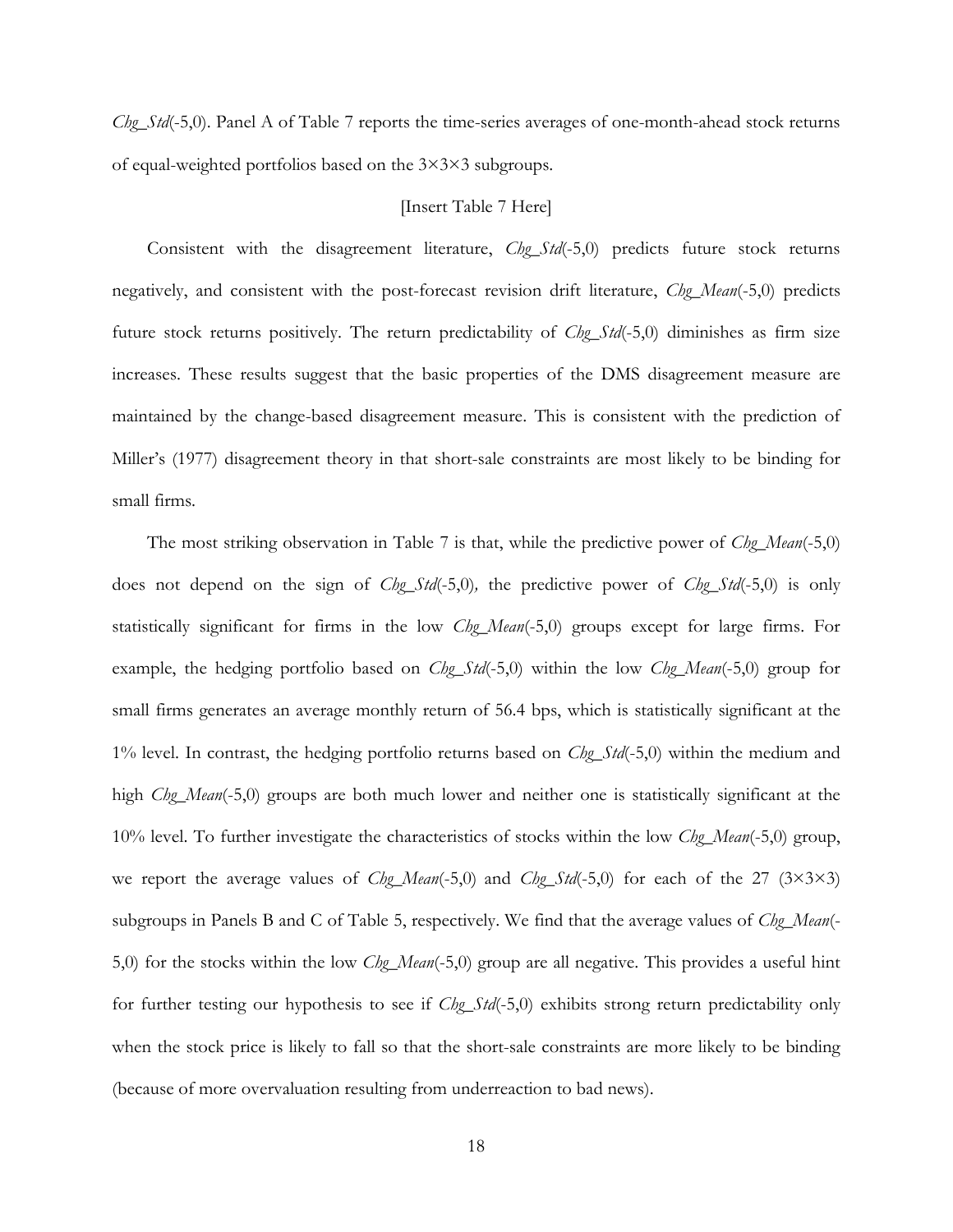*Chg_Std*(-5,0). Panel A of Table 7 reports the time-series averages of one-month-ahead stock returns of equal-weighted portfolios based on the 3×3×3 subgroups.

[Insert Table 7 Here]

Consistent with the disagreement literature, *Chg_Std*(-5,0) predicts future stock returns negatively, and consistent with the post-forecast revision drift literature, *Chg_Mean*(-5,0) predicts future stock returns positively. The return predictability of *Chg_Std*(-5,0) diminishes as firm size increases. These results suggest that the basic properties of the DMS disagreement measure are maintained by the change-based disagreement measure. This is consistent with the prediction of Miller's (1977) disagreement theory in that short-sale constraints are most likely to be binding for small firms.

The most striking observation in Table 7 is that, while the predictive power of *Chg_Mean*(-5,0) does not depend on the sign of *Chg_Std*(-5,0), the predictive power of *Chg_Std*(-5,0) is only statistically significant for firms in the low *Chg_Mean*(-5,0) groups except for large firms. For example, the hedging portfolio based on *Chg_Std*(-5,0) within the low *Chg_Mean*(-5,0) group for small firms generates an average monthly return of 56.4 bps, which is statistically significant at the 1% level. In contrast, the hedging portfolio returns based on *Chg_Std*(-5,0) within the medium and high *Chg_Mean*(-5,0) groups are both much lower and neither one is statistically significant at the 10% level. To further investigate the characteristics of stocks within the low *Chg_Mean*(-5,0) group, we report the average values of *Chg_Mean*(-5,0) and *Chg_Std*(-5,0) for each of the 27 (3×3×3) subgroups in Panels B and C of Table 5, respectively. We find that the average values of *Chg_Mean*(-5,0) for the stocks within the low *Chg_Mean*(-5,0) group are all negative. This provides a useful hint for further testing our hypothesis to see if *Chg_Std*(-5,0) exhibits strong return predictability only when the stock price is likely to fall so that the short-sale constraints are more likely to be binding (because of more overvaluation resulting from underreaction to bad news).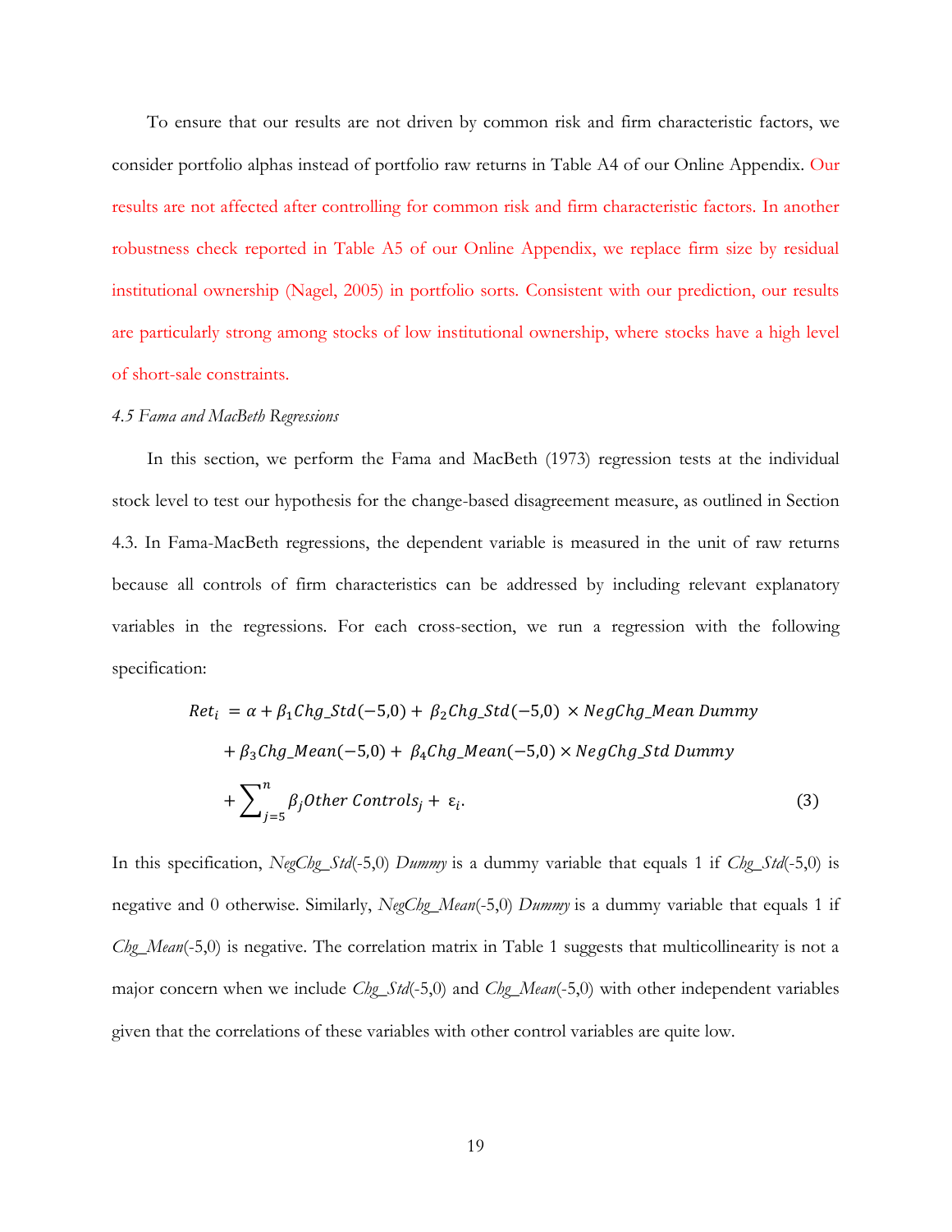To ensure that our results are not driven by common risk and firm characteristic factors, we consider portfolio alphas instead of portfolio raw returns in Table A4 of our Online Appendix. Our results are not affected after controlling for common risk and firm characteristic factors. In another robustness check reported in Table A5 of our Online Appendix, we replace firm size by residual institutional ownership (Nagel, 2005) in portfolio sorts. Consistent with our prediction, our results are particularly strong among stocks of low institutional ownership, where stocks have a high level of short-sale constraints.

*4.5 Fama and MacBeth Regressions*

In this section, we perform the Fama and MacBeth (1973) regression tests at the individual stock level to test our hypothesis for the change-based disagreement measure, as outlined in Section 4.3. In Fama-MacBeth regressions, the dependent variable is measured in the unit of raw returns because all controls of firm characteristics can be addressed by including relevant explanatory variables in the regressions. For each cross-section, we run a regression with the following specification:

$$
\begin{aligned}
Ret_i \; &= \alpha + \beta_1 Chg\_Std(-5,0) + \beta_2 Chg\_Std(-5,0) \times NegChg\_Mean\ Dummy \\
&\quad + \beta_3 Chg\_Mean(-5,0) + \beta_4 Chg\_Mean(-5,0) \times NegChg\_Std\ Dummy \\
&\quad + \sum\nolimits_{j=5}^{n} \beta_j Other\ Controls_j + \varepsilon_i. \qquad (3)
\end{aligned}
$$

In this specification, *NegChg_Std*(-5,0) *Dummy* is a dummy variable that equals 1 if *Chg_Std*(-5,0) is negative and 0 otherwise. Similarly, *NegChg_Mean*(-5,0) *Dummy* is a dummy variable that equals 1 if *Chg_Mean*(-5,0) is negative. The correlation matrix in Table 1 suggests that multicollinearity is not a major concern when we include *Chg_Std*(-5,0) and *Chg_Mean*(-5,0) with other independent variables given that the correlations of these variables with other control variables are quite low.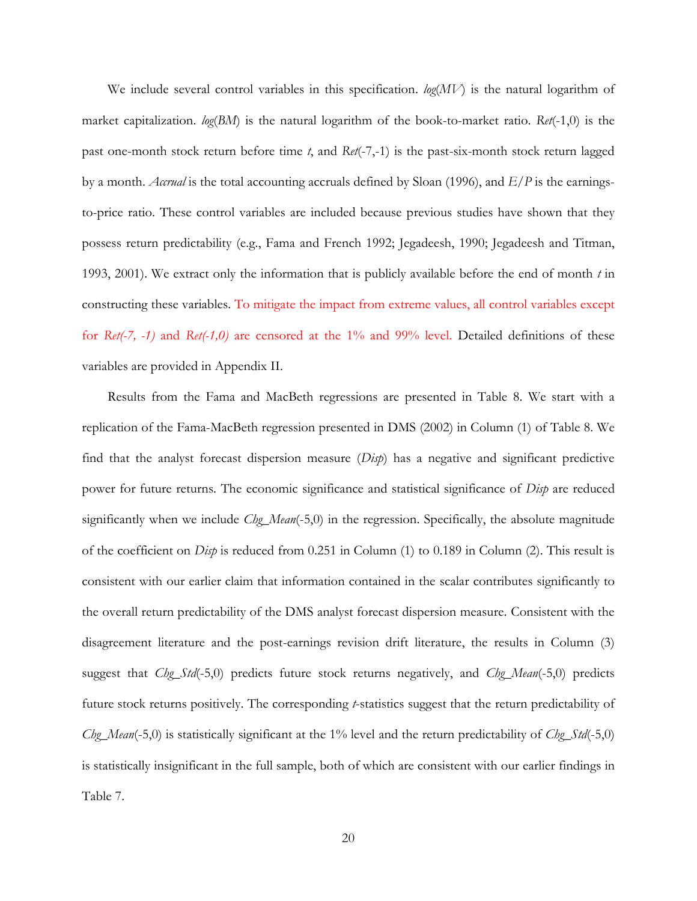We include several control variables in this specification. *log*(*MV*) is the natural logarithm of market capitalization. *log*(*BM*) is the natural logarithm of the book-to-market ratio. *Ret*(-1,0) is the past one-month stock return before time *t*, and *Ret*(-7,-1) is the past-six-month stock return lagged by a month. *Accrual* is the total accounting accruals defined by Sloan (1996), and $E/P$ is the earnings-to-price ratio. These control variables are included because previous studies have shown that they possess return predictability (e.g., Fama and French 1992; Jegadeesh, 1990; Jegadeesh and Titman, 1993, 2001). We extract only the information that is publicly available before the end of month *t* in constructing these variables. To mitigate the impact from extreme values, all control variables except for *Ret(-7, -1)* and *Ret(-1,0)* are censored at the 1% and 99% level. Detailed definitions of these variables are provided in Appendix II.

Results from the Fama and MacBeth regressions are presented in Table 8. We start with a replication of the Fama-MacBeth regression presented in DMS (2002) in Column (1) of Table 8. We find that the analyst forecast dispersion measure (*Disp*) has a negative and significant predictive power for future returns. The economic significance and statistical significance of *Disp* are reduced significantly when we include *Chg_Mean*(-5,0) in the regression. Specifically, the absolute magnitude of the coefficient on *Disp* is reduced from 0.251 in Column (1) to 0.189 in Column (2). This result is consistent with our earlier claim that information contained in the scalar contributes significantly to the overall return predictability of the DMS analyst forecast dispersion measure. Consistent with the disagreement literature and the post-earnings revision drift literature, the results in Column (3) suggest that *Chg_Std*(-5,0) predicts future stock returns negatively, and *Chg_Mean*(-5,0) predicts future stock returns positively. The corresponding *t*-statistics suggest that the return predictability of *Chg_Mean*(-5,0) is statistically significant at the 1% level and the return predictability of *Chg_Std*(-5,0) is statistically insignificant in the full sample, both of which are consistent with our earlier findings in Table 7.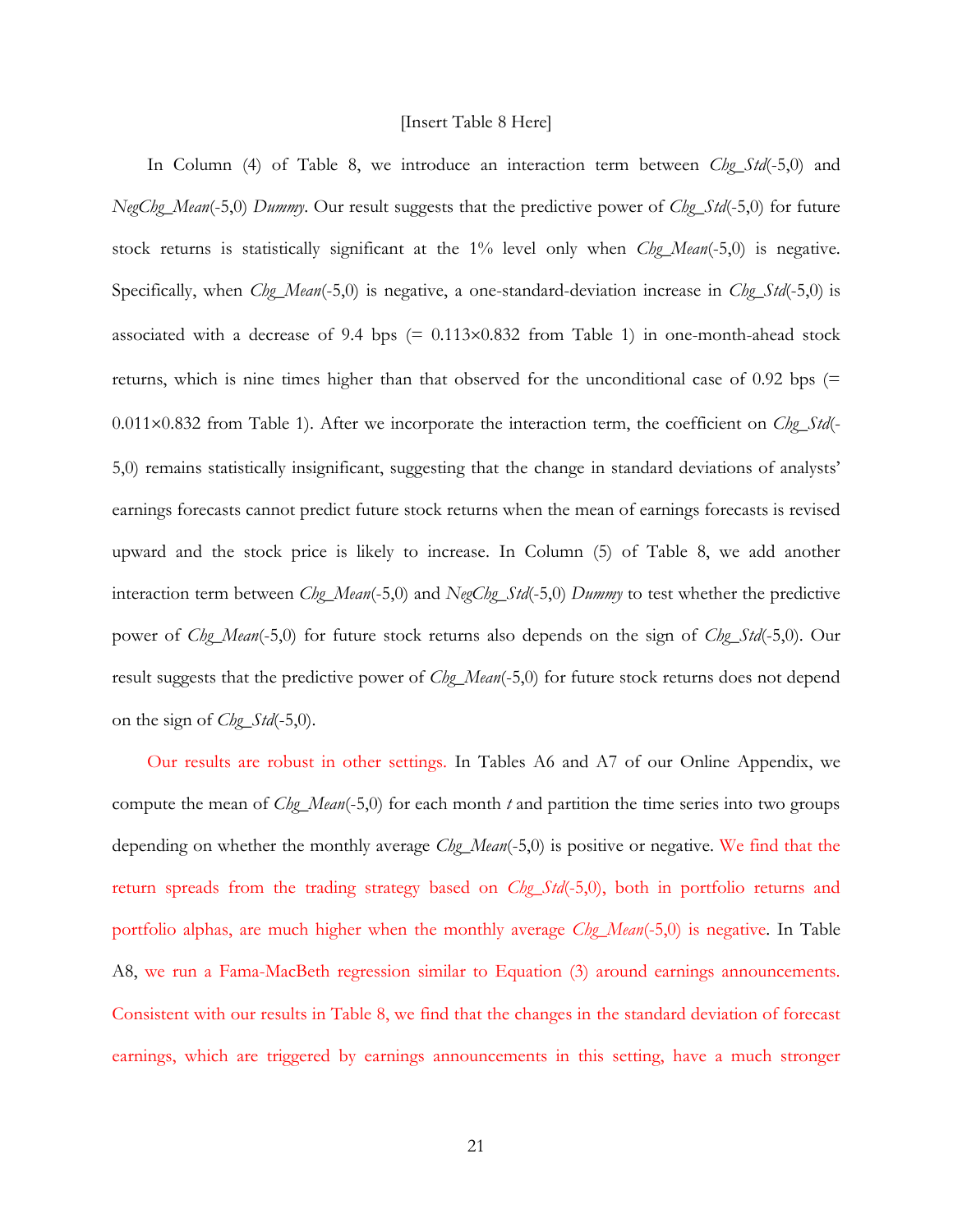[Insert Table 8 Here]

In Column (4) of Table 8, we introduce an interaction term between *Chg_Std*(-5,0) and *NegChg_Mean*(-5,0) *Dummy*. Our result suggests that the predictive power of *Chg_Std*(-5,0) for future stock returns is statistically significant at the 1% level only when *Chg_Mean*(-5,0) is negative. Specifically, when *Chg_Mean*(-5,0) is negative, a one-standard-deviation increase in *Chg_Std*(-5,0) is associated with a decrease of 9.4 bps (= 0.113×0.832 from Table 1) in one-month-ahead stock returns, which is nine times higher than that observed for the unconditional case of 0.92 bps (= 0.011×0.832 from Table 1). After we incorporate the interaction term, the coefficient on *Chg_Std*(-5,0) remains statistically insignificant, suggesting that the change in standard deviations of analysts' earnings forecasts cannot predict future stock returns when the mean of earnings forecasts is revised upward and the stock price is likely to increase. In Column (5) of Table 8, we add another interaction term between *Chg_Mean*(-5,0) and *NegChg_Std*(-5,0) *Dummy* to test whether the predictive power of *Chg_Mean*(-5,0) for future stock returns also depends on the sign of *Chg_Std*(-5,0). Our result suggests that the predictive power of *Chg_Mean*(-5,0) for future stock returns does not depend on the sign of *Chg_Std*(-5,0).

Our results are robust in other settings. In Tables A6 and A7 of our Online Appendix, we compute the mean of *Chg_Mean*(-5,0) for each month *t* and partition the time series into two groups depending on whether the monthly average *Chg_Mean*(-5,0) is positive or negative. We find that the return spreads from the trading strategy based on *Chg_Std*(-5,0), both in portfolio returns and portfolio alphas, are much higher when the monthly average *Chg_Mean*(-5,0) is negative. In Table A8, we run a Fama-MacBeth regression similar to Equation (3) around earnings announcements. Consistent with our results in Table 8, we find that the changes in the standard deviation of forecast earnings, which are triggered by earnings announcements in this setting, have a much stronger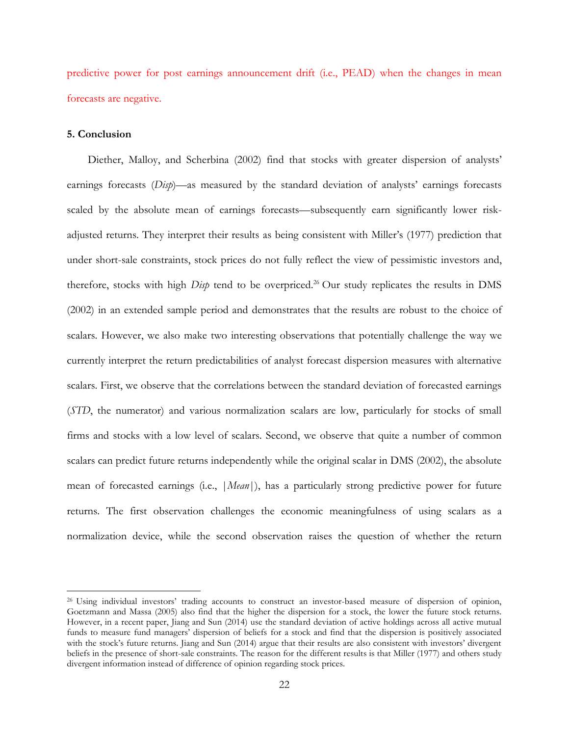predictive power for post earnings announcement drift (i.e., PEAD) when the changes in mean forecasts are negative.

**5. Conclusion**

Diether, Malloy, and Scherbina (2002) find that stocks with greater dispersion of analysts' earnings forecasts (*Disp*)—as measured by the standard deviation of analysts' earnings forecasts scaled by the absolute mean of earnings forecasts—subsequently earn significantly lower risk-adjusted returns. They interpret their results as being consistent with Miller's (1977) prediction that under short-sale constraints, stock prices do not fully reflect the view of pessimistic investors and, therefore, stocks with high *Disp* tend to be overpriced.[26] Our study replicates the results in DMS (2002) in an extended sample period and demonstrates that the results are robust to the choice of scalars. However, we also make two interesting observations that potentially challenge the way we currently interpret the return predictabilities of analyst forecast dispersion measures with alternative scalars. First, we observe that the correlations between the standard deviation of forecasted earnings (*STD*, the numerator) and various normalization scalars are low, particularly for stocks of small firms and stocks with a low level of scalars. Second, we observe that quite a number of common scalars can predict future returns independently while the original scalar in DMS (2002), the absolute mean of forecasted earnings (i.e., $|Mean|$), has a particularly strong predictive power for future returns. The first observation challenges the economic meaningfulness of using scalars as a normalization device, while the second observation raises the question of whether the return

[26] Using individual investors' trading accounts to construct an investor-based measure of dispersion of opinion, Goetzmann and Massa (2005) also find that the higher the dispersion for a stock, the lower the future stock returns. However, in a recent paper, Jiang and Sun (2014) use the standard deviation of active holdings across all active mutual funds to measure fund managers' dispersion of beliefs for a stock and find that the dispersion is positively associated with the stock's future returns. Jiang and Sun (2014) argue that their results are also consistent with investors' divergent beliefs in the presence of short-sale constraints. The reason for the different results is that Miller (1977) and others study divergent information instead of difference of opinion regarding stock prices.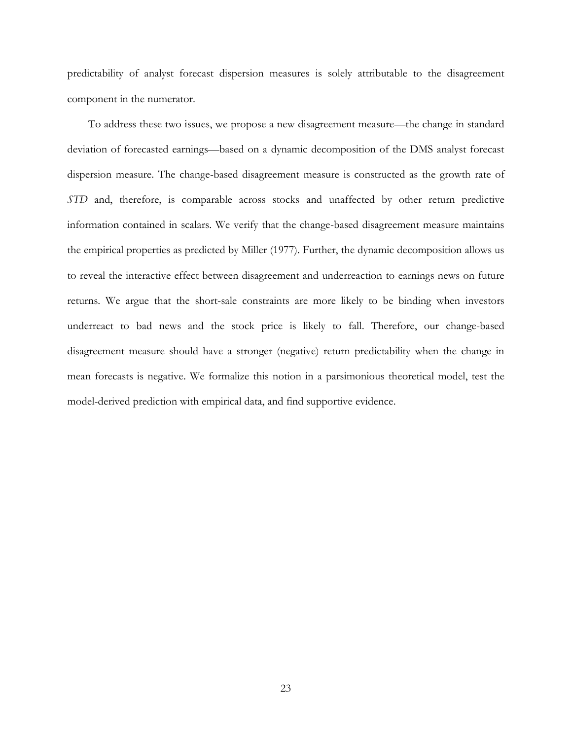predictability of analyst forecast dispersion measures is solely attributable to the disagreement component in the numerator.

To address these two issues, we propose a new disagreement measure—the change in standard deviation of forecasted earnings—based on a dynamic decomposition of the DMS analyst forecast dispersion measure. The change-based disagreement measure is constructed as the growth rate of *STD* and, therefore, is comparable across stocks and unaffected by other return predictive information contained in scalars. We verify that the change-based disagreement measure maintains the empirical properties as predicted by Miller (1977). Further, the dynamic decomposition allows us to reveal the interactive effect between disagreement and underreaction to earnings news on future returns. We argue that the short-sale constraints are more likely to be binding when investors underreact to bad news and the stock price is likely to fall. Therefore, our change-based disagreement measure should have a stronger (negative) return predictability when the change in mean forecasts is negative. We formalize this notion in a parsimonious theoretical model, test the model-derived prediction with empirical data, and find supportive evidence.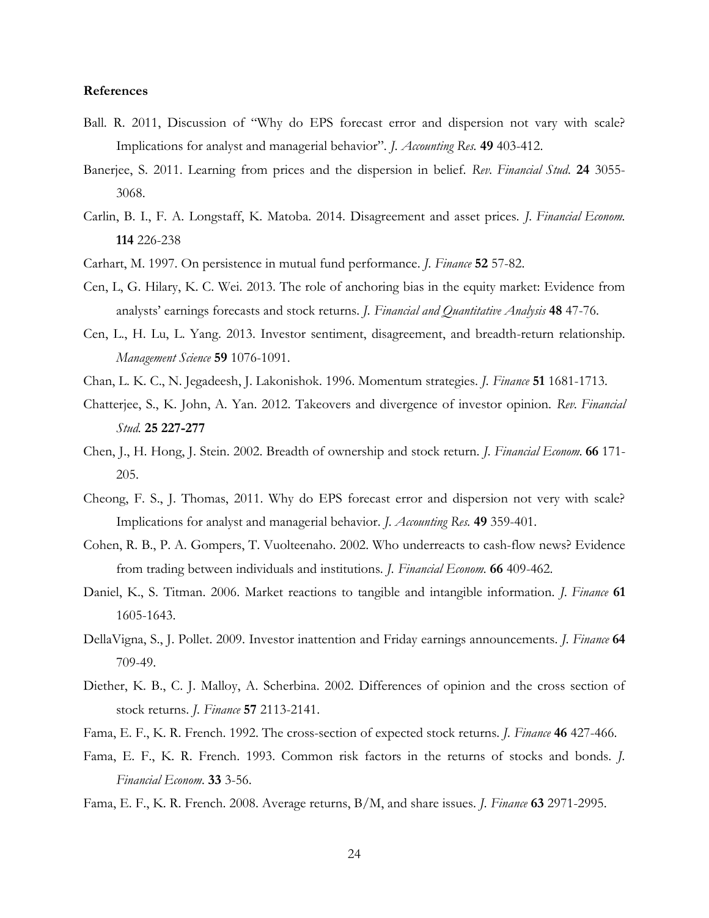**References**

Ball. R. 2011, Discussion of "Why do EPS forecast error and dispersion not vary with scale? Implications for analyst and managerial behavior". *J. Accounting Res.* **49** 403-412.

Banerjee, S. 2011. Learning from prices and the dispersion in belief. *Rev. Financial Stud.* **24** 3055-3068.

Carlin, B. I., F. A. Longstaff, K. Matoba. 2014. Disagreement and asset prices. *J. Financial Econom.* **114** 226-238

Carhart, M. 1997. On persistence in mutual fund performance. *J. Finance* **52** 57-82.

Cen, L, G. Hilary, K. C. Wei. 2013. The role of anchoring bias in the equity market: Evidence from analysts' earnings forecasts and stock returns. *J. Financial and Quantitative Analysis* **48** 47-76.

Cen, L., H. Lu, L. Yang. 2013. Investor sentiment, disagreement, and breadth-return relationship. *Management Science* **59** 1076-1091.

Chan, L. K. C., N. Jegadeesh, J. Lakonishok. 1996. Momentum strategies. *J. Finance* **51** 1681-1713.

Chatterjee, S., K. John, A. Yan. 2012. Takeovers and divergence of investor opinion. *Rev. Financial Stud.* **25 227-277**

Chen, J., H. Hong, J. Stein. 2002. Breadth of ownership and stock return. *J. Financial Econom.* **66** 171-205.

Cheong, F. S., J. Thomas, 2011. Why do EPS forecast error and dispersion not very with scale? Implications for analyst and managerial behavior. *J. Accounting Res.* **49** 359-401.

Cohen, R. B., P. A. Gompers, T. Vuolteenaho. 2002. Who underreacts to cash-flow news? Evidence from trading between individuals and institutions. *J. Financial Econom.* **66** 409-462.

Daniel, K., S. Titman. 2006. Market reactions to tangible and intangible information. *J. Finance* **61** 1605-1643.

DellaVigna, S., J. Pollet. 2009. Investor inattention and Friday earnings announcements. *J. Finance* **64** 709-49.

Diether, K. B., C. J. Malloy, A. Scherbina. 2002. Differences of opinion and the cross section of stock returns. *J. Finance* **57** 2113-2141.

Fama, E. F., K. R. French. 1992. The cross-section of expected stock returns. *J. Finance* **46** 427-466.

Fama, E. F., K. R. French. 1993. Common risk factors in the returns of stocks and bonds. *J. Financial Econom.* **33** 3-56.

Fama, E. F., K. R. French. 2008. Average returns, B/M, and share issues. *J. Finance* **63** 2971-2995.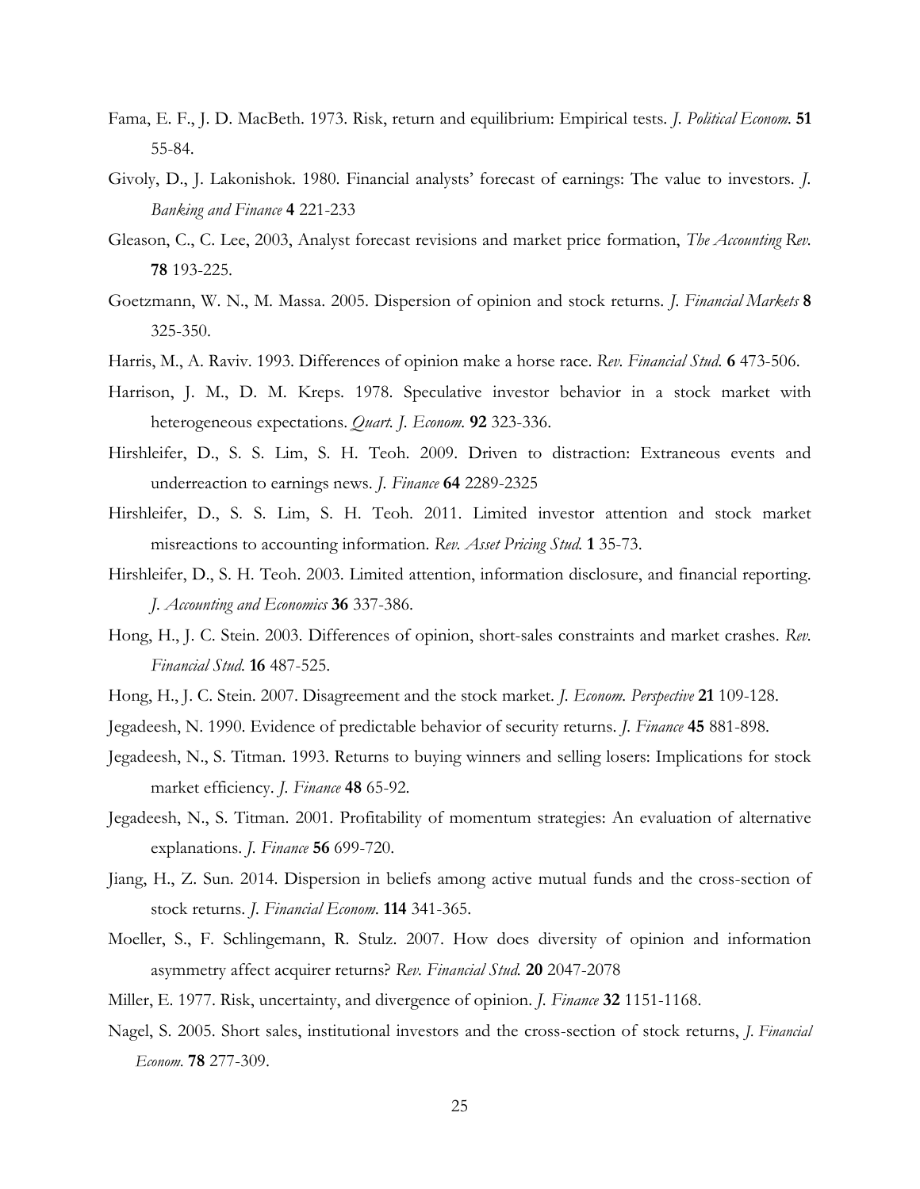Fama, E. F., J. D. MacBeth. 1973. Risk, return and equilibrium: Empirical tests. *J. Political Econom.* **51** 55-84.

Givoly, D., J. Lakonishok. 1980. Financial analysts' forecast of earnings: The value to investors. *J. Banking and Finance* **4** 221-233

Gleason, C., C. Lee, 2003, Analyst forecast revisions and market price formation, *The Accounting Rev.* **78** 193-225.

Goetzmann, W. N., M. Massa. 2005. Dispersion of opinion and stock returns. *J. Financial Markets* **8** 325-350.

Harris, M., A. Raviv. 1993. Differences of opinion make a horse race. *Rev. Financial Stud.* **6** 473-506.

Harrison, J. M., D. M. Kreps. 1978. Speculative investor behavior in a stock market with heterogeneous expectations. *Quart. J. Econom.* **92** 323-336.

Hirshleifer, D., S. S. Lim, S. H. Teoh. 2009. Driven to distraction: Extraneous events and underreaction to earnings news. *J. Finance* **64** 2289-2325

Hirshleifer, D., S. S. Lim, S. H. Teoh. 2011. Limited investor attention and stock market misreactions to accounting information. *Rev. Asset Pricing Stud.* **1** 35-73.

Hirshleifer, D., S. H. Teoh. 2003. Limited attention, information disclosure, and financial reporting. *J. Accounting and Economics* **36** 337-386.

Hong, H., J. C. Stein. 2003. Differences of opinion, short-sales constraints and market crashes. *Rev. Financial Stud.* **16** 487-525.

Hong, H., J. C. Stein. 2007. Disagreement and the stock market. *J. Econom. Perspective* **21** 109-128.

Jegadeesh, N. 1990. Evidence of predictable behavior of security returns. *J. Finance* **45** 881-898.

Jegadeesh, N., S. Titman. 1993. Returns to buying winners and selling losers: Implications for stock market efficiency. *J. Finance* **48** 65-92.

Jegadeesh, N., S. Titman. 2001. Profitability of momentum strategies: An evaluation of alternative explanations. *J. Finance* **56** 699-720.

Jiang, H., Z. Sun. 2014. Dispersion in beliefs among active mutual funds and the cross-section of stock returns. *J. Financial Econom.* **114** 341-365.

Moeller, S., F. Schlingemann, R. Stulz. 2007. How does diversity of opinion and information asymmetry affect acquirer returns? *Rev. Financial Stud.* **20** 2047-2078

Miller, E. 1977. Risk, uncertainty, and divergence of opinion. *J. Finance* **32** 1151-1168.

Nagel, S. 2005. Short sales, institutional investors and the cross-section of stock returns, *J. Financial Econom.* **78** 277-309.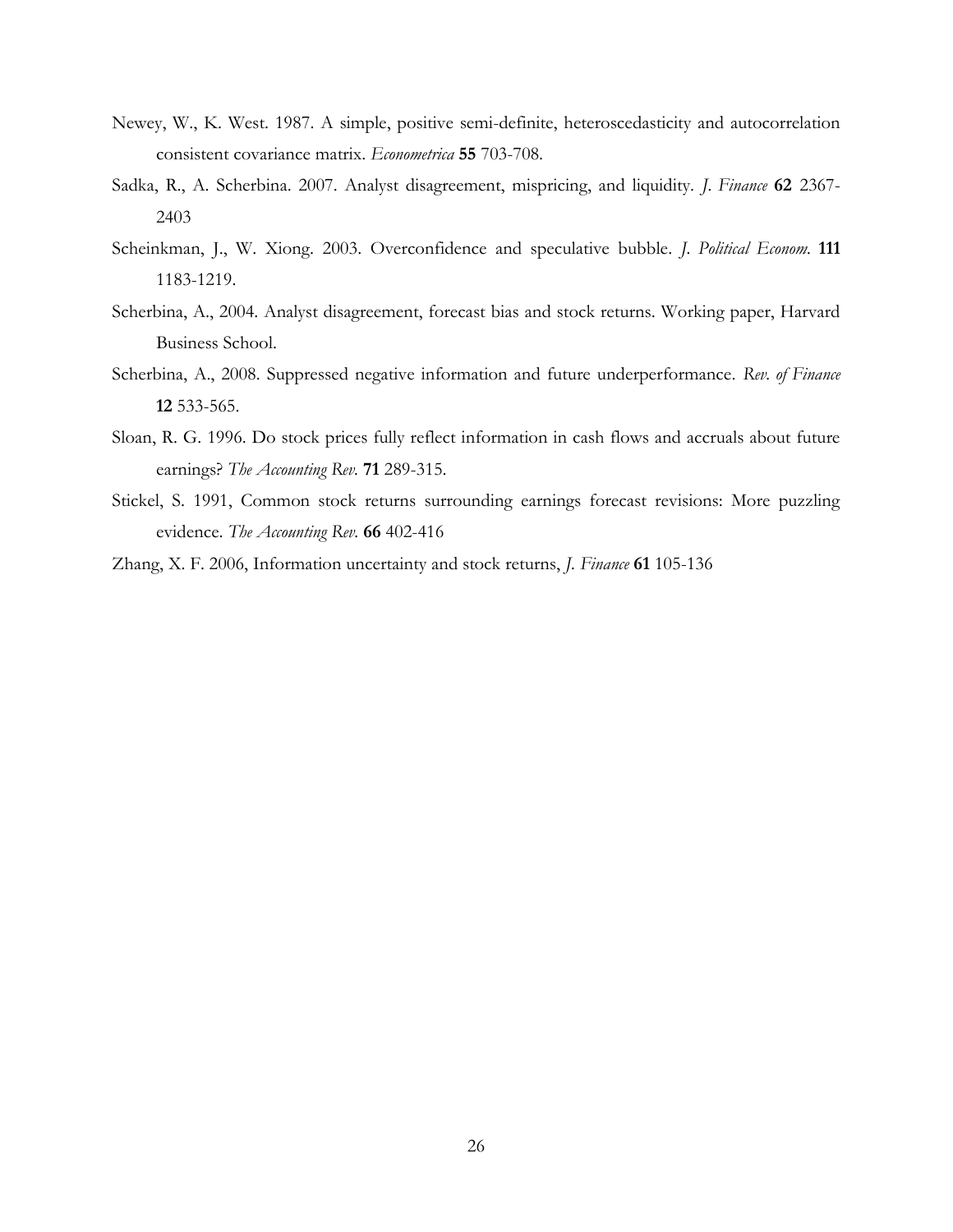Newey, W., K. West. 1987. A simple, positive semi-definite, heteroscedasticity and autocorrelation consistent covariance matrix. *Econometrica* **55** 703-708.

Sadka, R., A. Scherbina. 2007. Analyst disagreement, mispricing, and liquidity. *J. Finance* **62** 2367-2403

Scheinkman, J., W. Xiong. 2003. Overconfidence and speculative bubble. *J. Political Econom.* **111** 1183-1219.

Scherbina, A., 2004. Analyst disagreement, forecast bias and stock returns. Working paper, Harvard Business School.

Scherbina, A., 2008. Suppressed negative information and future underperformance. *Rev. of Finance* **12** 533-565.

Sloan, R. G. 1996. Do stock prices fully reflect information in cash flows and accruals about future earnings? *The Accounting Rev.* **71** 289-315.

Stickel, S. 1991, Common stock returns surrounding earnings forecast revisions: More puzzling evidence. *The Accounting Rev.* **66** 402-416

Zhang, X. F. 2006, Information uncertainty and stock returns, *J. Finance* **61** 105-136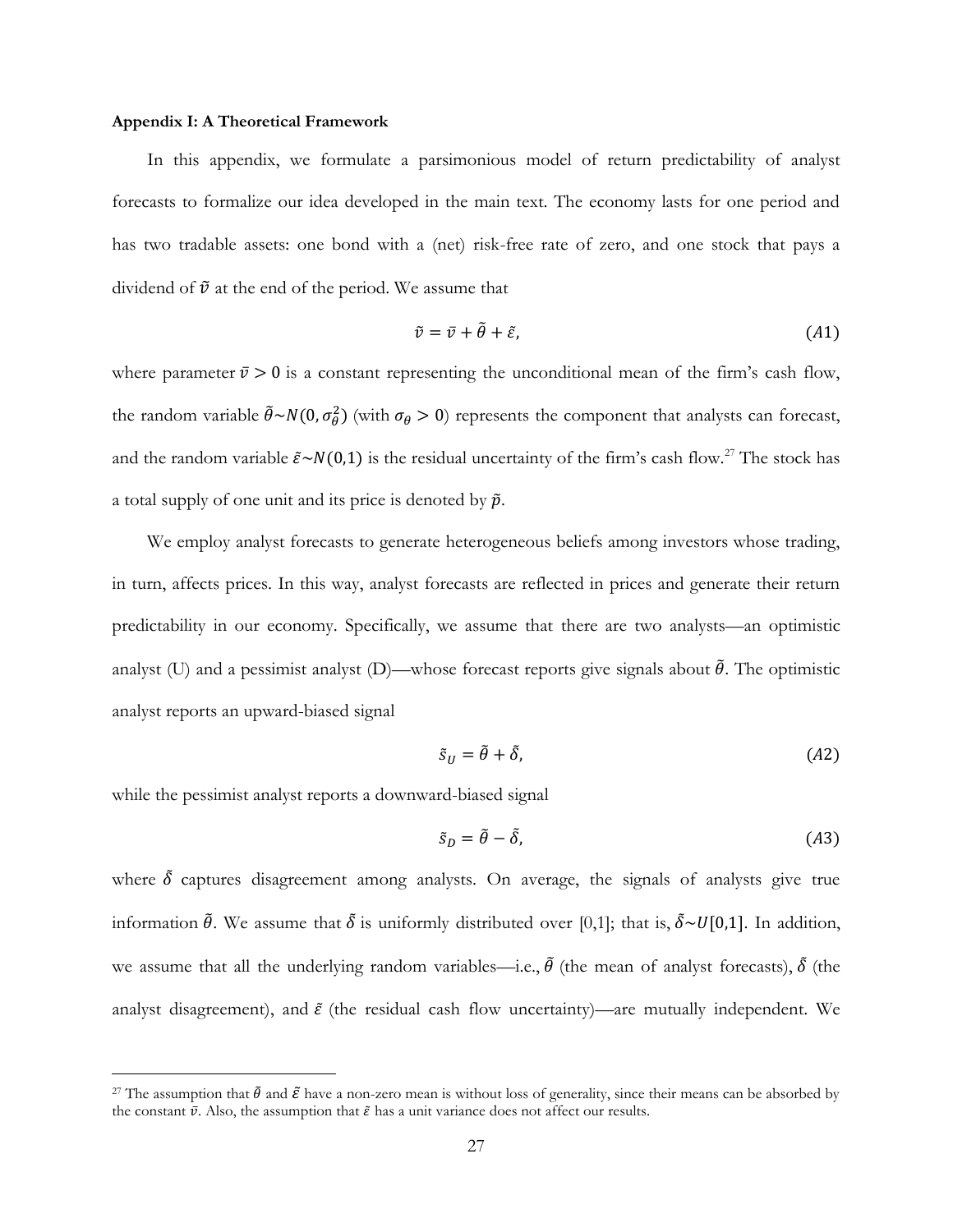**Appendix I: A Theoretical Framework**

In this appendix, we formulate a parsimonious model of return predictability of analyst forecasts to formalize our idea developed in the main text. The economy lasts for one period and has two tradable assets: one bond with a (net) risk-free rate of zero, and one stock that pays a dividend of $\tilde{v}$ at the end of the period. We assume that

$$\tilde{v} = \bar{v} + \tilde{\theta} + \tilde{\varepsilon}, \tag{A1}$$

where parameter $\bar{v} > 0$ is a constant representing the unconditional mean of the firm's cash flow, the random variable $\tilde{\theta} \sim N(0, \sigma_\theta^2)$ (with $\sigma_\theta > 0$) represents the component that analysts can forecast, and the random variable $\tilde{\varepsilon} \sim N(0,1)$ is the residual uncertainty of the firm's cash flow.[27] The stock has a total supply of one unit and its price is denoted by $\tilde{p}$.

We employ analyst forecasts to generate heterogeneous beliefs among investors whose trading, in turn, affects prices. In this way, analyst forecasts are reflected in prices and generate their return predictability in our economy. Specifically, we assume that there are two analysts—an optimistic analyst (U) and a pessimist analyst (D)—whose forecast reports give signals about $\tilde{\theta}$. The optimistic analyst reports an upward-biased signal

$$\tilde{s}_U = \tilde{\theta} + \tilde{\delta}, \tag{A2}$$

while the pessimist analyst reports a downward-biased signal

$$\tilde{s}_D = \tilde{\theta} - \tilde{\delta}, \tag{A3}$$

where $\tilde{\delta}$ captures disagreement among analysts. On average, the signals of analysts give true information $\tilde{\theta}$. We assume that $\tilde{\delta}$ is uniformly distributed over [0,1]; that is, $\tilde{\delta} \sim U[0,1]$. In addition, we assume that all the underlying random variables—i.e., $\tilde{\theta}$ (the mean of analyst forecasts), $\tilde{\delta}$ (the analyst disagreement), and $\tilde{\varepsilon}$ (the residual cash flow uncertainty)—are mutually independent. We

[27] The assumption that $\tilde{\theta}$ and $\tilde{\varepsilon}$ have a non-zero mean is without loss of generality, since their means can be absorbed by the constant $\bar{v}$. Also, the assumption that $\tilde{\varepsilon}$ has a unit variance does not affect our results.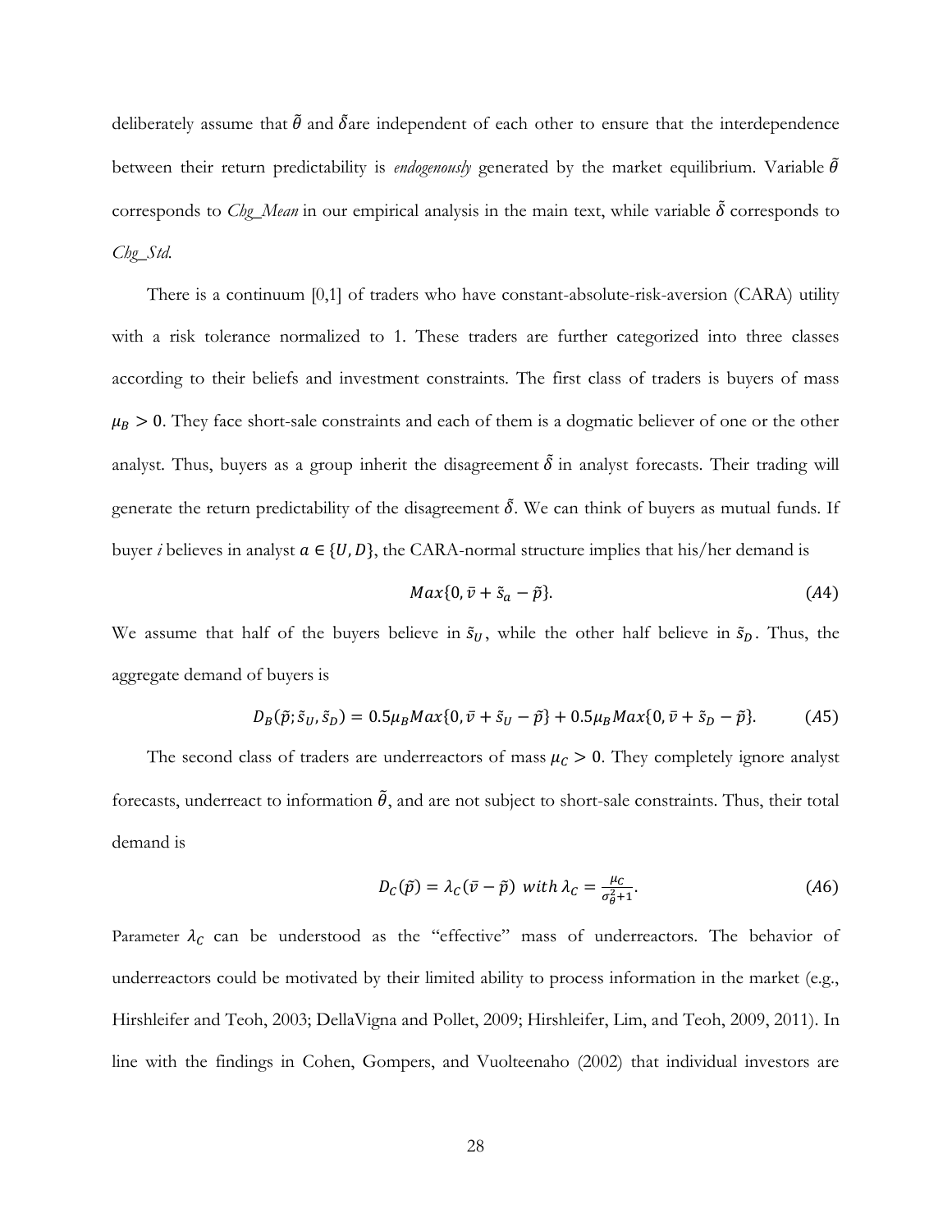deliberately assume that $\tilde{\theta}$ and $\tilde{\delta}$are independent of each other to ensure that the interdependence between their return predictability is *endogenously* generated by the market equilibrium. Variable $\tilde{\theta}$ corresponds to *Chg_Mean* in our empirical analysis in the main text, while variable $\tilde{\delta}$ corresponds to *Chg_Std*.

There is a continuum [0,1] of traders who have constant-absolute-risk-aversion (CARA) utility with a risk tolerance normalized to 1. These traders are further categorized into three classes according to their beliefs and investment constraints. The first class of traders is buyers of mass $\mu_B > 0$. They face short-sale constraints and each of them is a dogmatic believer of one or the other analyst. Thus, buyers as a group inherit the disagreement $\tilde{\delta}$ in analyst forecasts. Their trading will generate the return predictability of the disagreement $\tilde{\delta}$. We can think of buyers as mutual funds. If buyer *i* believes in analyst $a \in \{U, D\}$, the CARA-normal structure implies that his/her demand is

$$Max\{0, \bar{v} + \tilde{s}_a - \tilde{p}\}. \tag{A4}$$

We assume that half of the buyers believe in $\tilde{s}_U$, while the other half believe in $\tilde{s}_D$. Thus, the aggregate demand of buyers is

$$D_B(\tilde{p}; \tilde{s}_U, \tilde{s}_D) = 0.5\mu_B Max\{0, \bar{v} + \tilde{s}_U - \tilde{p}\} + 0.5\mu_B Max\{0, \bar{v} + \tilde{s}_D - \tilde{p}\}. \tag{A5}$$

The second class of traders are underreactors of mass $\mu_C > 0$. They completely ignore analyst forecasts, underreact to information $\tilde{\theta}$, and are not subject to short-sale constraints. Thus, their total demand is

$$D_C(\tilde{p}) = \lambda_C(\bar{v} - \tilde{p}) \ with \ \lambda_C = \frac{\mu_C}{\sigma_\theta^2 + 1}. \tag{A6}$$

Parameter $\lambda_C$ can be understood as the "effective" mass of underreactors. The behavior of underreactors could be motivated by their limited ability to process information in the market (e.g., Hirshleifer and Teoh, 2003; DellaVigna and Pollet, 2009; Hirshleifer, Lim, and Teoh, 2009, 2011). In line with the findings in Cohen, Gompers, and Vuolteenaho (2002) that individual investors are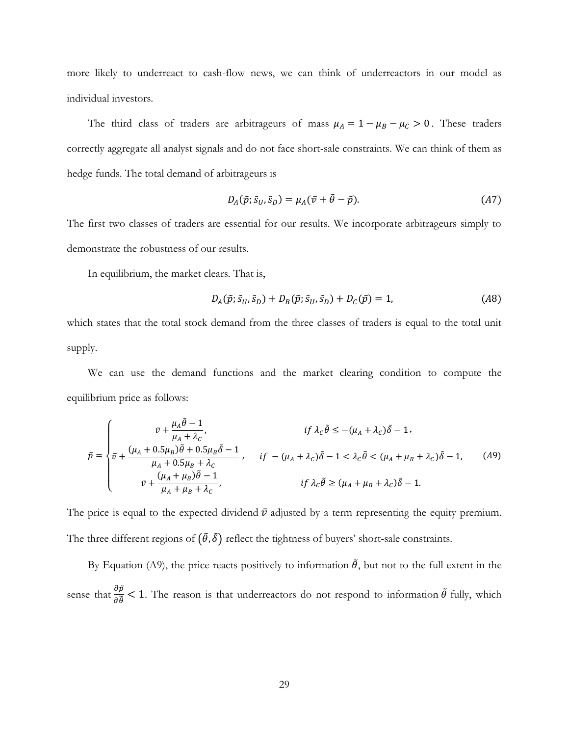more likely to underreact to cash-flow news, we can think of underreactors in our model as individual investors.

The third class of traders are arbitrageurs of mass $\mu_A = 1 - \mu_B - \mu_C > 0$. These traders correctly aggregate all analyst signals and do not face short-sale constraints. We can think of them as hedge funds. The total demand of arbitrageurs is

$$D_A(\tilde{p}; \tilde{s}_U, \tilde{s}_D) = \mu_A(\bar{v} + \tilde{\theta} - \tilde{p}). \tag{A7}$$

The first two classes of traders are essential for our results. We incorporate arbitrageurs simply to demonstrate the robustness of our results.

In equilibrium, the market clears. That is,

$$D_A(\tilde{p}; \tilde{s}_U, \tilde{s}_D) + D_B(\tilde{p}; \tilde{s}_U, \tilde{s}_D) + D_C(\tilde{p}) = 1, \tag{A8}$$

which states that the total stock demand from the three classes of traders is equal to the total unit supply.

We can use the demand functions and the market clearing condition to compute the equilibrium price as follows:

$$\tilde{p} = \begin{cases} \bar{v} + \dfrac{\mu_A \tilde{\theta} - 1}{\mu_A + \lambda_C}, & if\ \lambda_C \tilde{\theta} \le -(\mu_A + \lambda_C)\tilde{\delta} - 1, \\ \bar{v} + \dfrac{(\mu_A + 0.5\mu_B)\tilde{\theta} + 0.5\mu_B \tilde{\delta} - 1}{\mu_A + 0.5\mu_B + \lambda_C}, & if\ -(\mu_A + \lambda_C)\tilde{\delta} - 1 < \lambda_C \tilde{\theta} < (\mu_A + \mu_B + \lambda_C)\tilde{\delta} - 1, \\ \bar{v} + \dfrac{(\mu_A + \mu_B)\tilde{\theta} - 1}{\mu_A + \mu_B + \lambda_C}, & if\ \lambda_C \tilde{\theta} \ge (\mu_A + \mu_B + \lambda_C)\tilde{\delta} - 1. \end{cases} \tag{A9}$$

The price is equal to the expected dividend $\bar{v}$ adjusted by a term representing the equity premium. The three different regions of $(\tilde{\theta}, \tilde{\delta})$ reflect the tightness of buyers' short-sale constraints.

By Equation (A9), the price reacts positively to information $\tilde{\theta}$, but not to the full extent in the sense that $\frac{\partial \tilde{p}}{\partial \tilde{\theta}} < 1$. The reason is that underreactors do not respond to information $\tilde{\theta}$ fully, which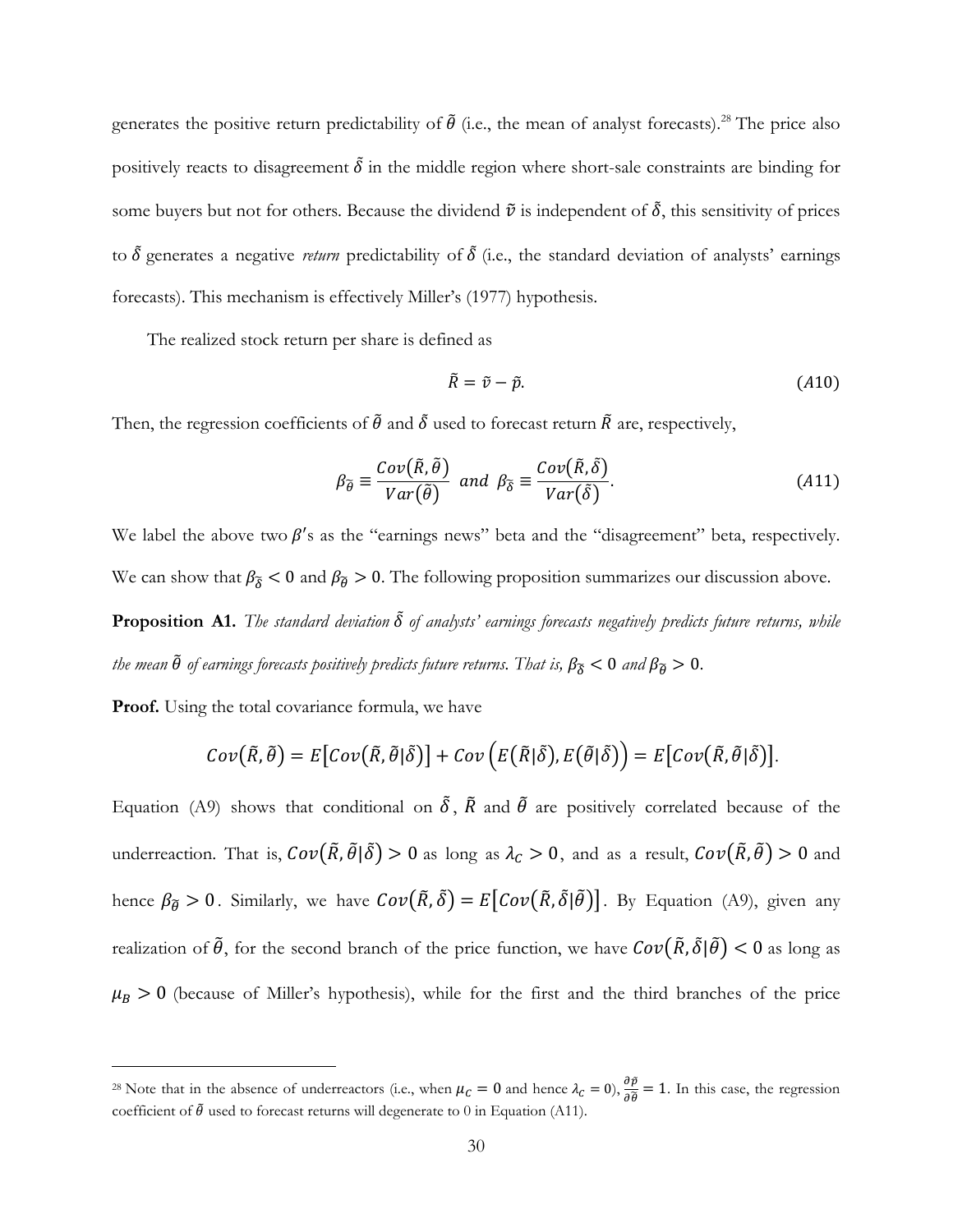generates the positive return predictability of $\tilde{\theta}$ (i.e., the mean of analyst forecasts).[28] The price also positively reacts to disagreement $\tilde{\delta}$ in the middle region where short-sale constraints are binding for some buyers but not for others. Because the dividend $\tilde{v}$ is independent of $\tilde{\delta}$, this sensitivity of prices to $\tilde{\delta}$ generates a negative *return* predictability of $\tilde{\delta}$ (i.e., the standard deviation of analysts' earnings forecasts). This mechanism is effectively Miller's (1977) hypothesis.

The realized stock return per share is defined as

$$\tilde{R} = \tilde{v} - \tilde{p}. \tag{A10}$$

Then, the regression coefficients of $\tilde{\theta}$ and $\tilde{\delta}$ used to forecast return $\tilde{R}$ are, respectively,

$$\beta_{\tilde{\theta}} \equiv \frac{Cov(\tilde{R}, \tilde{\theta})}{Var(\tilde{\theta})} \ \ and \ \ \beta_{\tilde{\delta}} \equiv \frac{Cov(\tilde{R}, \tilde{\delta})}{Var(\tilde{\delta})}. \tag{A11}$$

We label the above two $\beta$'s as the "earnings news" beta and the "disagreement" beta, respectively. We can show that $\beta_{\tilde{\delta}} < 0$ and $\beta_{\tilde{\theta}} > 0$. The following proposition summarizes our discussion above.

**Proposition A1.** *The standard deviation $\tilde{\delta}$ of analysts' earnings forecasts negatively predicts future returns, while the mean $\tilde{\theta}$ of earnings forecasts positively predicts future returns. That is, $\beta_{\tilde{\delta}} < 0$ and $\beta_{\tilde{\theta}} > 0$.*

**Proof.** Using the total covariance formula, we have

$$Cov(\tilde{R}, \tilde{\theta}) = E\left[Cov(\tilde{R}, \tilde{\theta}|\tilde{\delta})\right] + Cov\left(E(\tilde{R}|\tilde{\delta}), E(\tilde{\theta}|\tilde{\delta})\right) = E\left[Cov(\tilde{R}, \tilde{\theta}|\tilde{\delta})\right].$$

Equation (A9) shows that conditional on $\tilde{\delta}$, $\tilde{R}$ and $\tilde{\theta}$ are positively correlated because of the underreaction. That is, $Cov(\tilde{R}, \tilde{\theta}|\tilde{\delta}) > 0$ as long as $\lambda_C > 0$, and as a result, $Cov(\tilde{R}, \tilde{\theta}) > 0$ and hence $\beta_{\tilde{\theta}} > 0$. Similarly, we have $Cov(\tilde{R}, \tilde{\delta}) = E\left[Cov(\tilde{R}, \tilde{\delta}|\tilde{\theta})\right]$. By Equation (A9), given any realization of $\tilde{\theta}$, for the second branch of the price function, we have $Cov(\tilde{R}, \tilde{\delta}|\tilde{\theta}) < 0$ as long as $\mu_B > 0$ (because of Miller's hypothesis), while for the first and the third branches of the price

[28] Note that in the absence of underreactors (i.e., when $\mu_C = 0$ and hence $\lambda_C = 0$), $\frac{\partial \tilde{p}}{\partial \tilde{\theta}} = 1$. In this case, the regression coefficient of $\tilde{\theta}$ used to forecast returns will degenerate to 0 in Equation (A11).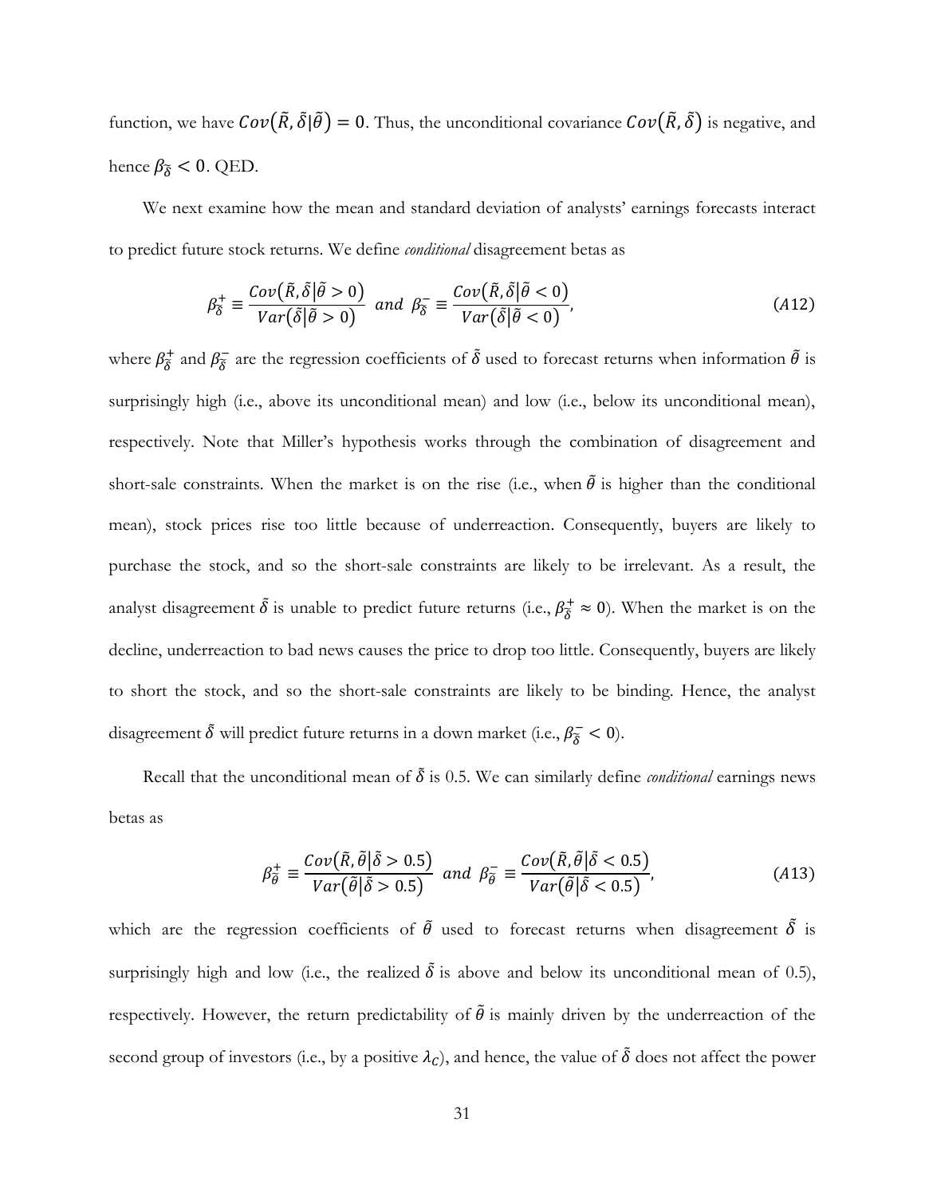function, we have $Cov(\tilde{R}, \tilde{\delta}|\tilde{\theta}) = 0$. Thus, the unconditional covariance $Cov(\tilde{R}, \tilde{\delta})$ is negative, and hence $\beta_{\tilde{\delta}} < 0$. QED.

We next examine how the mean and standard deviation of analysts' earnings forecasts interact to predict future stock returns. We define *conditional* disagreement betas as

$$\beta_{\tilde{\delta}}^{+} \equiv \frac{Cov(\tilde{R}, \tilde{\delta}|\tilde{\theta} > 0)}{Var(\tilde{\delta}|\tilde{\theta} > 0)} \;\; and \;\; \beta_{\tilde{\delta}}^{-} \equiv \frac{Cov(\tilde{R}, \tilde{\delta}|\tilde{\theta} < 0)}{Var(\tilde{\delta}|\tilde{\theta} < 0)}, \tag{A12}$$

where $\beta_{\tilde{\delta}}^{+}$ and $\beta_{\tilde{\delta}}^{-}$ are the regression coefficients of $\tilde{\delta}$ used to forecast returns when information $\tilde{\theta}$ is surprisingly high (i.e., above its unconditional mean) and low (i.e., below its unconditional mean), respectively. Note that Miller's hypothesis works through the combination of disagreement and short-sale constraints. When the market is on the rise (i.e., when $\tilde{\theta}$ is higher than the conditional mean), stock prices rise too little because of underreaction. Consequently, buyers are likely to purchase the stock, and so the short-sale constraints are likely to be irrelevant. As a result, the analyst disagreement $\tilde{\delta}$ is unable to predict future returns (i.e., $\beta_{\tilde{\delta}}^{+} \approx 0$). When the market is on the decline, underreaction to bad news causes the price to drop too little. Consequently, buyers are likely to short the stock, and so the short-sale constraints are likely to be binding. Hence, the analyst disagreement $\tilde{\delta}$ will predict future returns in a down market (i.e., $\beta_{\tilde{\delta}}^{-} < 0$).

Recall that the unconditional mean of $\tilde{\delta}$ is 0.5. We can similarly define *conditional* earnings news betas as

$$\beta_{\tilde{\theta}}^{+} \equiv \frac{Cov(\tilde{R}, \tilde{\theta}|\tilde{\delta} > 0.5)}{Var(\tilde{\theta}|\tilde{\delta} > 0.5)} \;\; and \;\; \beta_{\tilde{\theta}}^{-} \equiv \frac{Cov(\tilde{R}, \tilde{\theta}|\tilde{\delta} < 0.5)}{Var(\tilde{\theta}|\tilde{\delta} < 0.5)}, \tag{A13}$$

which are the regression coefficients of $\tilde{\theta}$ used to forecast returns when disagreement $\tilde{\delta}$ is surprisingly high and low (i.e., the realized $\tilde{\delta}$ is above and below its unconditional mean of 0.5), respectively. However, the return predictability of $\tilde{\theta}$ is mainly driven by the underreaction of the second group of investors (i.e., by a positive $\lambda_C$), and hence, the value of $\tilde{\delta}$ does not affect the power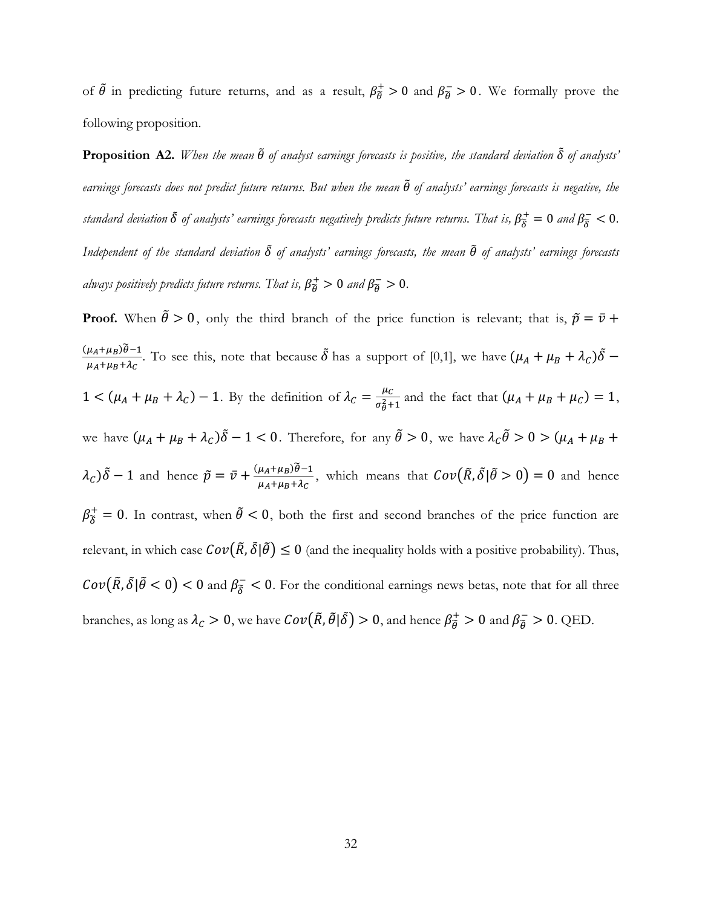of $\tilde{\theta}$ in predicting future returns, and as a result, $\beta_{\tilde{\theta}}^{+} > 0$ and $\beta_{\tilde{\theta}}^{-} > 0$. We formally prove the following proposition.

**Proposition A2.** *When the mean $\tilde{\theta}$ of analyst earnings forecasts is positive, the standard deviation $\tilde{\delta}$ of analysts' earnings forecasts does not predict future returns. But when the mean $\tilde{\theta}$ of analysts' earnings forecasts is negative, the standard deviation $\tilde{\delta}$ of analysts' earnings forecasts negatively predicts future returns. That is, $\beta_{\tilde{\delta}}^{+} = 0$ and $\beta_{\tilde{\delta}}^{-} < 0$. Independent of the standard deviation $\tilde{\delta}$ of analysts' earnings forecasts, the mean $\tilde{\theta}$ of analysts' earnings forecasts always positively predicts future returns. That is, $\beta_{\tilde{\theta}}^{+} > 0$ and $\beta_{\tilde{\theta}}^{-} > 0$.*

**Proof.** When $\tilde{\theta} > 0$, only the third branch of the price function is relevant; that is, $\tilde{p} = \bar{v} + \frac{(\mu_A+\mu_B)\tilde{\theta}-1}{\mu_A+\mu_B+\lambda_C}$. To see this, note that because $\tilde{\delta}$ has a support of [0,1], we have $(\mu_A + \mu_B + \lambda_C)\tilde{\delta} - 1 < (\mu_A + \mu_B + \lambda_C) - 1$. By the definition of $\lambda_C = \frac{\mu_C}{\sigma_{\tilde{\theta}}^2+1}$ and the fact that $(\mu_A + \mu_B + \mu_C) = 1$, we have $(\mu_A + \mu_B + \lambda_C)\tilde{\delta} - 1 < 0$. Therefore, for any $\tilde{\theta} > 0$, we have $\lambda_C\tilde{\theta} > 0 > (\mu_A + \mu_B + \lambda_C)\tilde{\delta} - 1$ and hence $\tilde{p} = \bar{v} + \frac{(\mu_A+\mu_B)\tilde{\theta}-1}{\mu_A+\mu_B+\lambda_C}$, which means that $Cov(\tilde{R}, \tilde{\delta}|\tilde{\theta} > 0) = 0$ and hence $\beta_{\tilde{\delta}}^{+} = 0$. In contrast, when $\tilde{\theta} < 0$, both the first and second branches of the price function are relevant, in which case $Cov(\tilde{R}, \tilde{\delta}|\tilde{\theta}) \leq 0$ (and the inequality holds with a positive probability). Thus, $Cov(\tilde{R}, \tilde{\delta}|\tilde{\theta} < 0) < 0$ and $\beta_{\tilde{\delta}}^{-} < 0$. For the conditional earnings news betas, note that for all three branches, as long as $\lambda_C > 0$, we have $Cov(\tilde{R}, \tilde{\theta}|\tilde{\delta}) > 0$, and hence $\beta_{\tilde{\theta}}^{+} > 0$ and $\beta_{\tilde{\theta}}^{-} > 0$. QED.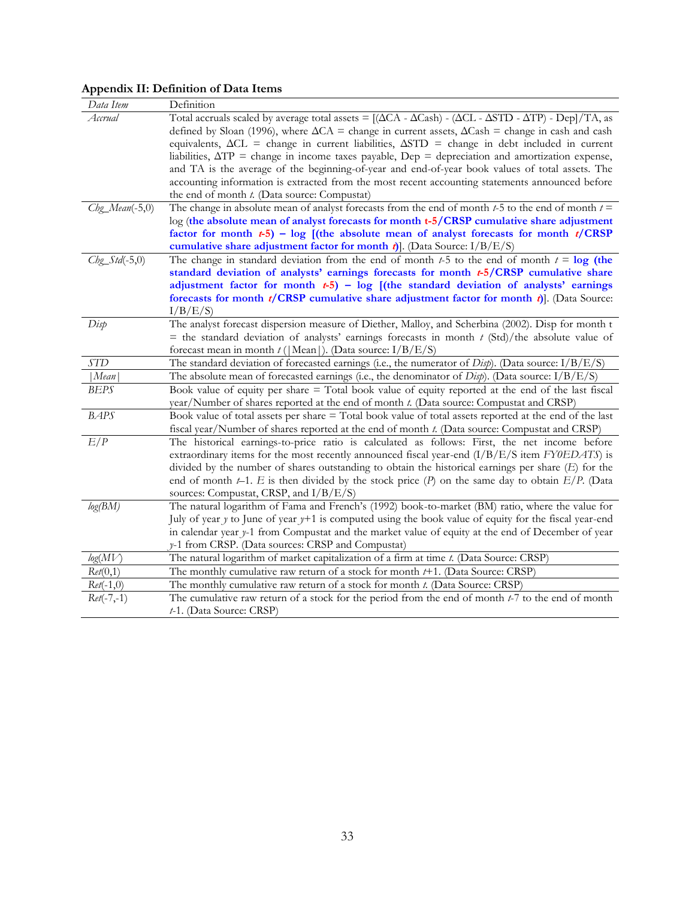**Appendix II: Definition of Data Items**

| *Data Item* | Definition |
|---|---|
| *Accrual* | Total accruals scaled by average total assets = [(ΔCA - ΔCash) - (ΔCL - ΔSTD - ΔTP) - Dep]/TA, as defined by Sloan (1996), where ΔCA = change in current assets, ΔCash = change in cash and cash equivalents, ΔCL = change in current liabilities, ΔSTD = change in debt included in current liabilities, ΔTP = change in income taxes payable, Dep = depreciation and amortization expense, and TA is the average of the beginning-of-year and end-of-year book values of total assets. The accounting information is extracted from the most recent accounting statements announced before the end of month *t*. (Data source: Compustat) |
| *Chg_Mean*(-5,0) | The change in absolute mean of analyst forecasts from the end of month *t*-5 to the end of month *t* = log (**the absolute mean of analyst forecasts for month t-5/CRSP cumulative share adjustment factor for month *t*-5) – log [(the absolute mean of analyst forecasts for month *t*/CRSP cumulative share adjustment factor for month *t*)**]. (Data Source: I/B/E/S) |
| *Chg_Std*(-5,0) | The change in standard deviation from the end of month *t*-5 to the end of month *t* = **log (the standard deviation of analysts' earnings forecasts for month *t*-5/CRSP cumulative share adjustment factor for month *t*-5) – log [(the standard deviation of analysts' earnings forecasts for month *t*/CRSP cumulative share adjustment factor for month *t*)**]. (Data Source: I/B/E/S) |
| *Disp* | The analyst forecast dispersion measure of Diether, Malloy, and Scherbina (2002). Disp for month t = the standard deviation of analysts' earnings forecasts in month *t* (Std)/the absolute value of forecast mean in month *t* (\|Mean\|). (Data source: I/B/E/S) |
| *STD* | The standard deviation of forecasted earnings (i.e., the numerator of *Disp*). (Data source: I/B/E/S) |
| \|*Mean*\| | The absolute mean of forecasted earnings (i.e., the denominator of *Disp*). (Data source: I/B/E/S) |
| *BEPS* | Book value of equity per share = Total book value of equity reported at the end of the last fiscal year/Number of shares reported at the end of month *t*. (Data source: Compustat and CRSP) |
| *BAPS* | Book value of total assets per share = Total book value of total assets reported at the end of the last fiscal year/Number of shares reported at the end of month *t*. (Data source: Compustat and CRSP) |
| *E/P* | The historical earnings-to-price ratio is calculated as follows: First, the net income before extraordinary items for the most recently announced fiscal year-end (I/B/E/S item *FY0EDATS*) is divided by the number of shares outstanding to obtain the historical earnings per share (*E*) for the end of month *t*–1. *E* is then divided by the stock price (*P*) on the same day to obtain *E/P*. (Data sources: Compustat, CRSP, and I/B/E/S) |
| *log(BM)* | The natural logarithm of Fama and French's (1992) book-to-market (BM) ratio, where the value for July of year *y* to June of year *y*+1 is computed using the book value of equity for the fiscal year-end in calendar year *y*-1 from Compustat and the market value of equity at the end of December of year *y*-1 from CRSP. (Data sources: CRSP and Compustat) |
| *log(MV)* | The natural logarithm of market capitalization of a firm at time *t*. (Data Source: CRSP) |
| *Ret*(0,1) | The monthly cumulative raw return of a stock for month *t*+1. (Data Source: CRSP) |
| *Ret*(-1,0) | The monthly cumulative raw return of a stock for month *t*. (Data Source: CRSP) |
| *Ret*(-7,-1) | The cumulative raw return of a stock for the period from the end of month *t*-7 to the end of month *t*-1. (Data Source: CRSP) |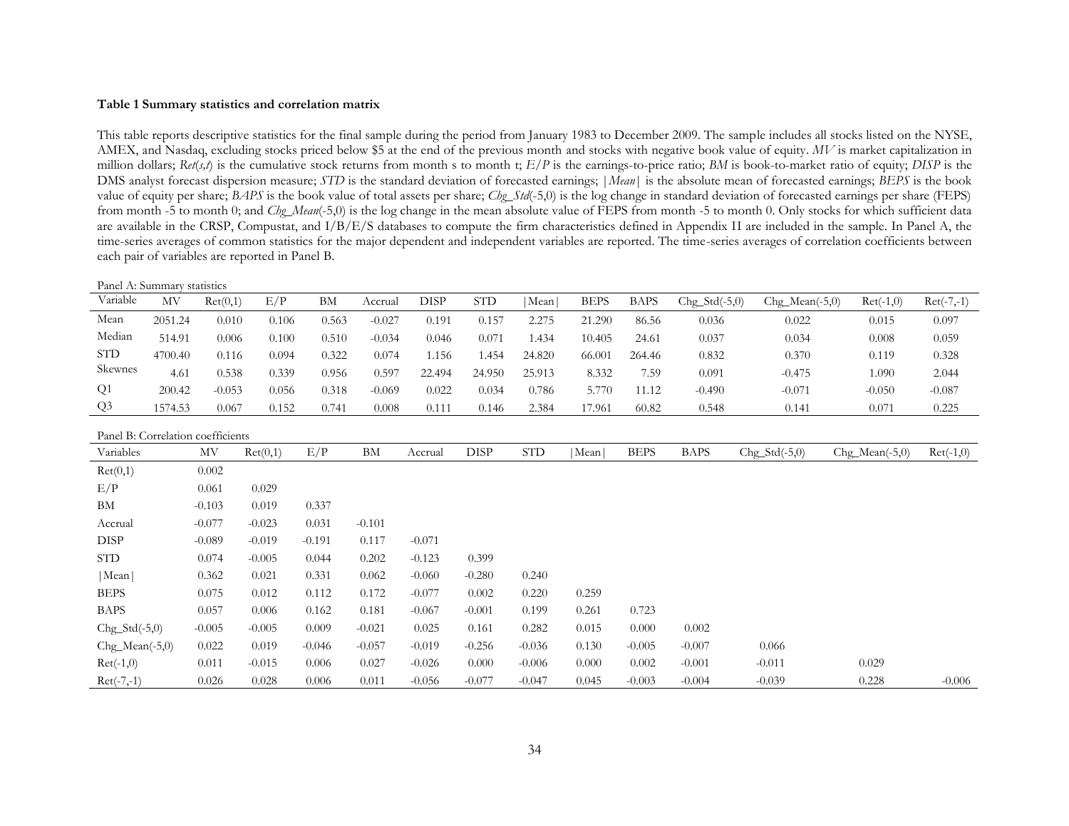**Table 1 Summary statistics and correlation matrix**

This table reports descriptive statistics for the final sample during the period from January 1983 to December 2009. The sample includes all stocks listed on the NYSE, AMEX, and Nasdaq, excluding stocks priced below \$5 at the end of the previous month and stocks with negative book value of equity. *MV* is market capitalization in million dollars; *Ret*(*s,t*) is the cumulative stock returns from month s to month t; *E/P* is the earnings-to-price ratio; *BM* is book-to-market ratio of equity; *DISP* is the DMS analyst forecast dispersion measure; *STD* is the standard deviation of forecasted earnings; |*Mean*| is the absolute mean of forecasted earnings; *BEPS* is the book value of equity per share; *BAPS* is the book value of total assets per share; *Chg_Std*(-5,0) is the log change in standard deviation of forecasted earnings per share (FEPS) from month -5 to month 0; and *Chg_Mean*(-5,0) is the log change in the mean absolute value of FEPS from month -5 to month 0. Only stocks for which sufficient data are available in the CRSP, Compustat, and I/B/E/S databases to compute the firm characteristics defined in Appendix II are included in the sample. In Panel A, the time-series averages of common statistics for the major dependent and independent variables are reported. The time-series averages of correlation coefficients between each pair of variables are reported in Panel B.

Panel A: Summary statistics

| Variable | MV | Ret(0,1) | E/P | BM | Accrual | DISP | STD | \|Mean\| | BEPS | BAPS | Chg_Std(-5,0) | Chg_Mean(-5,0) | Ret(-1,0) | Ret(-7,-1) |
|---|---|---|---|---|---|---|---|---|---|---|---|---|---|---|
| Mean | 2051.24 | 0.010 | 0.106 | 0.563 | -0.027 | 0.191 | 0.157 | 2.275 | 21.290 | 86.56 | 0.036 | 0.022 | 0.015 | 0.097 |
| Median | 514.91 | 0.006 | 0.100 | 0.510 | -0.034 | 0.046 | 0.071 | 1.434 | 10.405 | 24.61 | 0.037 | 0.034 | 0.008 | 0.059 |
| STD | 4700.40 | 0.116 | 0.094 | 0.322 | 0.074 | 1.156 | 1.454 | 24.820 | 66.001 | 264.46 | 0.832 | 0.370 | 0.119 | 0.328 |
| Skewnes | 4.61 | 0.538 | 0.339 | 0.956 | 0.597 | 22.494 | 24.950 | 25.913 | 8.332 | 7.59 | 0.091 | -0.475 | 1.090 | 2.044 |
| Q1 | 200.42 | -0.053 | 0.056 | 0.318 | -0.069 | 0.022 | 0.034 | 0.786 | 5.770 | 11.12 | -0.490 | -0.071 | -0.050 | -0.087 |
| Q3 | 1574.53 | 0.067 | 0.152 | 0.741 | 0.008 | 0.111 | 0.146 | 2.384 | 17.961 | 60.82 | 0.548 | 0.141 | 0.071 | 0.225 |

Panel B: Correlation coefficients

| Variables | MV | Ret(0,1) | E/P | BM | Accrual | DISP | STD | \|Mean\| | BEPS | BAPS | Chg_Std(-5,0) | Chg_Mean(-5,0) | Ret(-1,0) |
|---|---|---|---|---|---|---|---|---|---|---|---|---|---|
| Ret(0,1) | 0.002 | | | | | | | | | | | | |
| E/P | 0.061 | 0.029 | | | | | | | | | | | |
| BM | -0.103 | 0.019 | 0.337 | | | | | | | | | | |
| Accrual | -0.077 | -0.023 | 0.031 | -0.101 | | | | | | | | | |
| DISP | -0.089 | -0.019 | -0.191 | 0.117 | -0.071 | | | | | | | | |
| STD | 0.074 | -0.005 | 0.044 | 0.202 | -0.123 | 0.399 | | | | | | | |
| \|Mean\| | 0.362 | 0.021 | 0.331 | 0.062 | -0.060 | -0.280 | 0.240 | | | | | | |
| BEPS | 0.075 | 0.012 | 0.112 | 0.172 | -0.077 | 0.002 | 0.220 | 0.259 | | | | | |
| BAPS | 0.057 | 0.006 | 0.162 | 0.181 | -0.067 | -0.001 | 0.199 | 0.261 | 0.723 | | | | |
| Chg_Std(-5,0) | -0.005 | -0.005 | 0.009 | -0.021 | 0.025 | 0.161 | 0.282 | 0.015 | 0.000 | 0.002 | | | |
| Chg_Mean(-5,0) | 0.022 | 0.019 | -0.046 | -0.057 | -0.019 | -0.256 | -0.036 | 0.130 | -0.005 | -0.007 | 0.066 | | |
| Ret(-1,0) | 0.011 | -0.015 | 0.006 | 0.027 | -0.026 | 0.000 | -0.006 | 0.000 | 0.002 | -0.001 | -0.011 | 0.029 | |
| Ret(-7,-1) | 0.026 | 0.028 | 0.006 | 0.011 | -0.056 | -0.077 | -0.047 | 0.045 | -0.003 | -0.004 | -0.039 | 0.228 | -0.006 |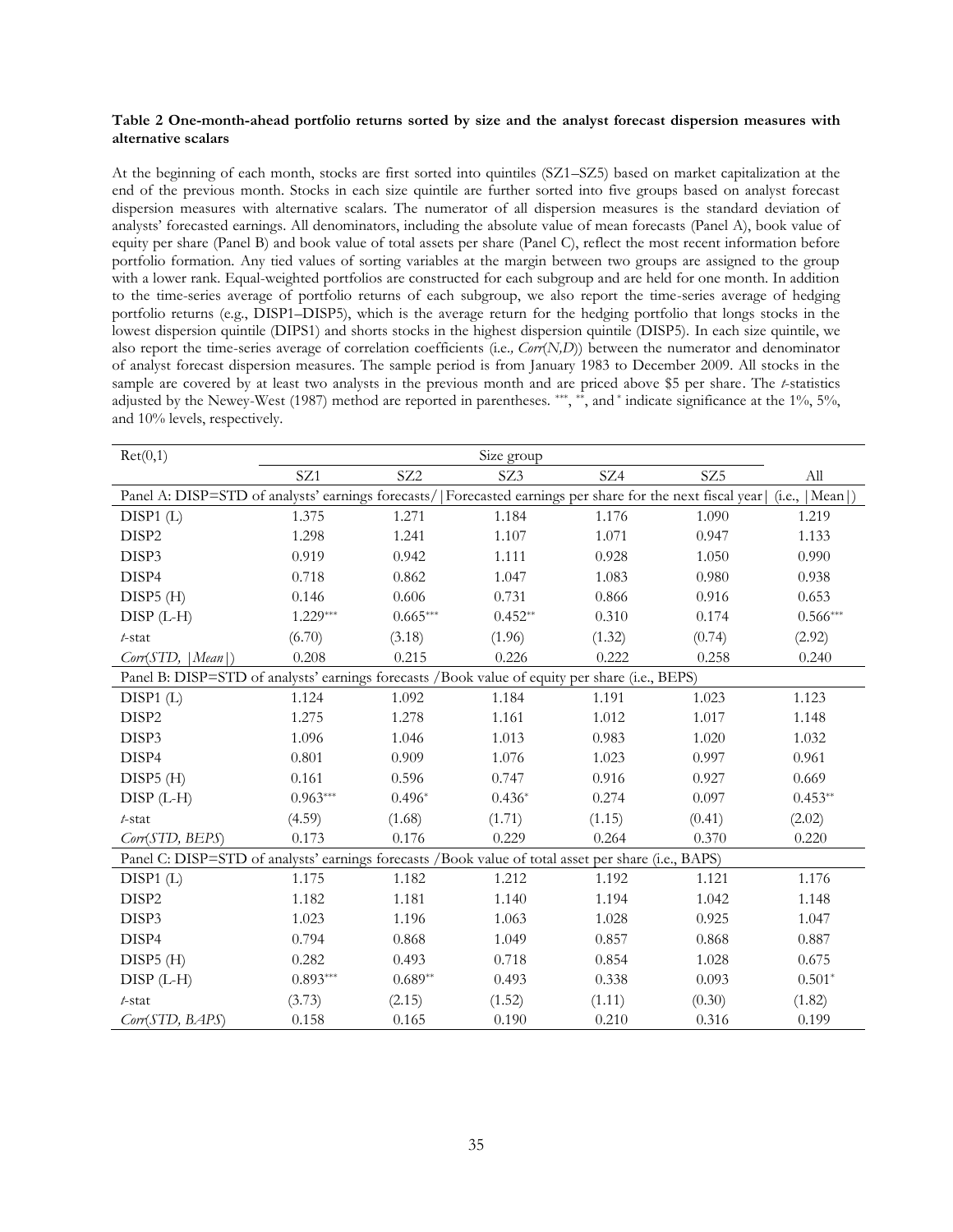**Table 2 One-month-ahead portfolio returns sorted by size and the analyst forecast dispersion measures with alternative scalars**

At the beginning of each month, stocks are first sorted into quintiles (SZ1–SZ5) based on market capitalization at the end of the previous month. Stocks in each size quintile are further sorted into five groups based on analyst forecast dispersion measures with alternative scalars. The numerator of all dispersion measures is the standard deviation of analysts' forecasted earnings. All denominators, including the absolute value of mean forecasts (Panel A), book value of equity per share (Panel B) and book value of total assets per share (Panel C), reflect the most recent information before portfolio formation. Any tied values of sorting variables at the margin between two groups are assigned to the group with a lower rank. Equal-weighted portfolios are constructed for each subgroup and are held for one month. In addition to the time-series average of portfolio returns of each subgroup, we also report the time-series average of hedging portfolio returns (e.g., DISP1–DISP5), which is the average return for the hedging portfolio that longs stocks in the lowest dispersion quintile (DIPS1) and shorts stocks in the highest dispersion quintile (DISP5). In each size quintile, we also report the time-series average of correlation coefficients (i.e., *Corr*(*N,D*)) between the numerator and denominator of analyst forecast dispersion measures. The sample period is from January 1983 to December 2009. All stocks in the sample are covered by at least two analysts in the previous month and are priced above \$5 per share. The *t*-statistics adjusted by the Newey-West (1987) method are reported in parentheses. \*\*\*, \*\*, and \* indicate significance at the 1%, 5%, and 10% levels, respectively.

| Ret(0,1) | Size group | | | | | |
|---|---|---|---|---|---|---|
| | SZ1 | SZ2 | SZ3 | SZ4 | SZ5 | All |
| Panel A: DISP=STD of analysts' earnings forecasts/\|Forecasted earnings per share for the next fiscal year\| (i.e., \|Mean\|) | | | | | | |
| DISP1 (L) | 1.375 | 1.271 | 1.184 | 1.176 | 1.090 | 1.219 |
| DISP2 | 1.298 | 1.241 | 1.107 | 1.071 | 0.947 | 1.133 |
| DISP3 | 0.919 | 0.942 | 1.111 | 0.928 | 1.050 | 0.990 |
| DISP4 | 0.718 | 0.862 | 1.047 | 1.083 | 0.980 | 0.938 |
| DISP5 (H) | 0.146 | 0.606 | 0.731 | 0.866 | 0.916 | 0.653 |
| DISP (L-H) | 1.229*** | 0.665*** | 0.452** | 0.310 | 0.174 | 0.566*** |
| *t*-stat | (6.70) | (3.18) | (1.96) | (1.32) | (0.74) | (2.92) |
| *Corr*(*STD*, \|*Mean*\|) | 0.208 | 0.215 | 0.226 | 0.222 | 0.258 | 0.240 |
| Panel B: DISP=STD of analysts' earnings forecasts /Book value of equity per share (i.e., BEPS) | | | | | | |
| DISP1 (L) | 1.124 | 1.092 | 1.184 | 1.191 | 1.023 | 1.123 |
| DISP2 | 1.275 | 1.278 | 1.161 | 1.012 | 1.017 | 1.148 |
| DISP3 | 1.096 | 1.046 | 1.013 | 0.983 | 1.020 | 1.032 |
| DISP4 | 0.801 | 0.909 | 1.076 | 1.023 | 0.997 | 0.961 |
| DISP5 (H) | 0.161 | 0.596 | 0.747 | 0.916 | 0.927 | 0.669 |
| DISP (L-H) | 0.963*** | 0.496* | 0.436* | 0.274 | 0.097 | 0.453** |
| *t*-stat | (4.59) | (1.68) | (1.71) | (1.15) | (0.41) | (2.02) |
| *Corr*(*STD, BEPS*) | 0.173 | 0.176 | 0.229 | 0.264 | 0.370 | 0.220 |
| Panel C: DISP=STD of analysts' earnings forecasts /Book value of total asset per share (i.e., BAPS) | | | | | | |
| DISP1 (L) | 1.175 | 1.182 | 1.212 | 1.192 | 1.121 | 1.176 |
| DISP2 | 1.182 | 1.181 | 1.140 | 1.194 | 1.042 | 1.148 |
| DISP3 | 1.023 | 1.196 | 1.063 | 1.028 | 0.925 | 1.047 |
| DISP4 | 0.794 | 0.868 | 1.049 | 0.857 | 0.868 | 0.887 |
| DISP5 (H) | 0.282 | 0.493 | 0.718 | 0.854 | 1.028 | 0.675 |
| DISP (L-H) | 0.893*** | 0.689** | 0.493 | 0.338 | 0.093 | 0.501* |
| *t*-stat | (3.73) | (2.15) | (1.52) | (1.11) | (0.30) | (1.82) |
| *Corr*(*STD, BAPS*) | 0.158 | 0.165 | 0.190 | 0.210 | 0.316 | 0.199 |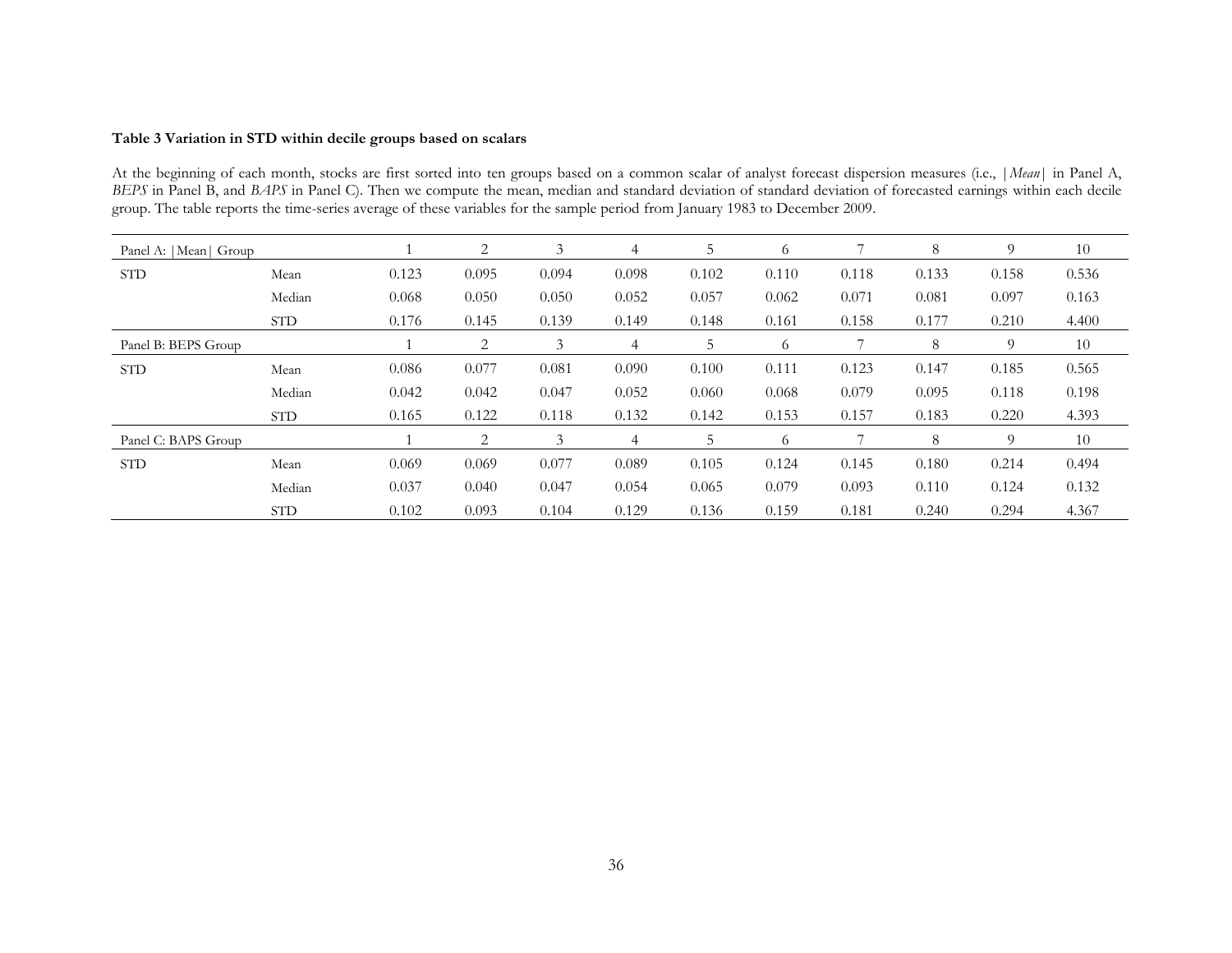**Table 3 Variation in STD within decile groups based on scalars**

At the beginning of each month, stocks are first sorted into ten groups based on a common scalar of analyst forecast dispersion measures (i.e., |*Mean*| in Panel A, *BEPS* in Panel B, and *BAPS* in Panel C). Then we compute the mean, median and standard deviation of standard deviation of forecasted earnings within each decile group. The table reports the time-series average of these variables for the sample period from January 1983 to December 2009.

| Panel A: \|Mean\| Group | | 1 | 2 | 3 | 4 | 5 | 6 | 7 | 8 | 9 | 10 |
|---|---|---|---|---|---|---|---|---|---|---|---|
| STD | Mean | 0.123 | 0.095 | 0.094 | 0.098 | 0.102 | 0.110 | 0.118 | 0.133 | 0.158 | 0.536 |
| | Median | 0.068 | 0.050 | 0.050 | 0.052 | 0.057 | 0.062 | 0.071 | 0.081 | 0.097 | 0.163 |
| | STD | 0.176 | 0.145 | 0.139 | 0.149 | 0.148 | 0.161 | 0.158 | 0.177 | 0.210 | 4.400 |
| **Panel B: BEPS Group** | | 1 | 2 | 3 | 4 | 5 | 6 | 7 | 8 | 9 | 10 |
| STD | Mean | 0.086 | 0.077 | 0.081 | 0.090 | 0.100 | 0.111 | 0.123 | 0.147 | 0.185 | 0.565 |
| | Median | 0.042 | 0.042 | 0.047 | 0.052 | 0.060 | 0.068 | 0.079 | 0.095 | 0.118 | 0.198 |
| | STD | 0.165 | 0.122 | 0.118 | 0.132 | 0.142 | 0.153 | 0.157 | 0.183 | 0.220 | 4.393 |
| **Panel C: BAPS Group** | | 1 | 2 | 3 | 4 | 5 | 6 | 7 | 8 | 9 | 10 |
| STD | Mean | 0.069 | 0.069 | 0.077 | 0.089 | 0.105 | 0.124 | 0.145 | 0.180 | 0.214 | 0.494 |
| | Median | 0.037 | 0.040 | 0.047 | 0.054 | 0.065 | 0.079 | 0.093 | 0.110 | 0.124 | 0.132 |
| | STD | 0.102 | 0.093 | 0.104 | 0.129 | 0.136 | 0.159 | 0.181 | 0.240 | 0.294 | 4.367 |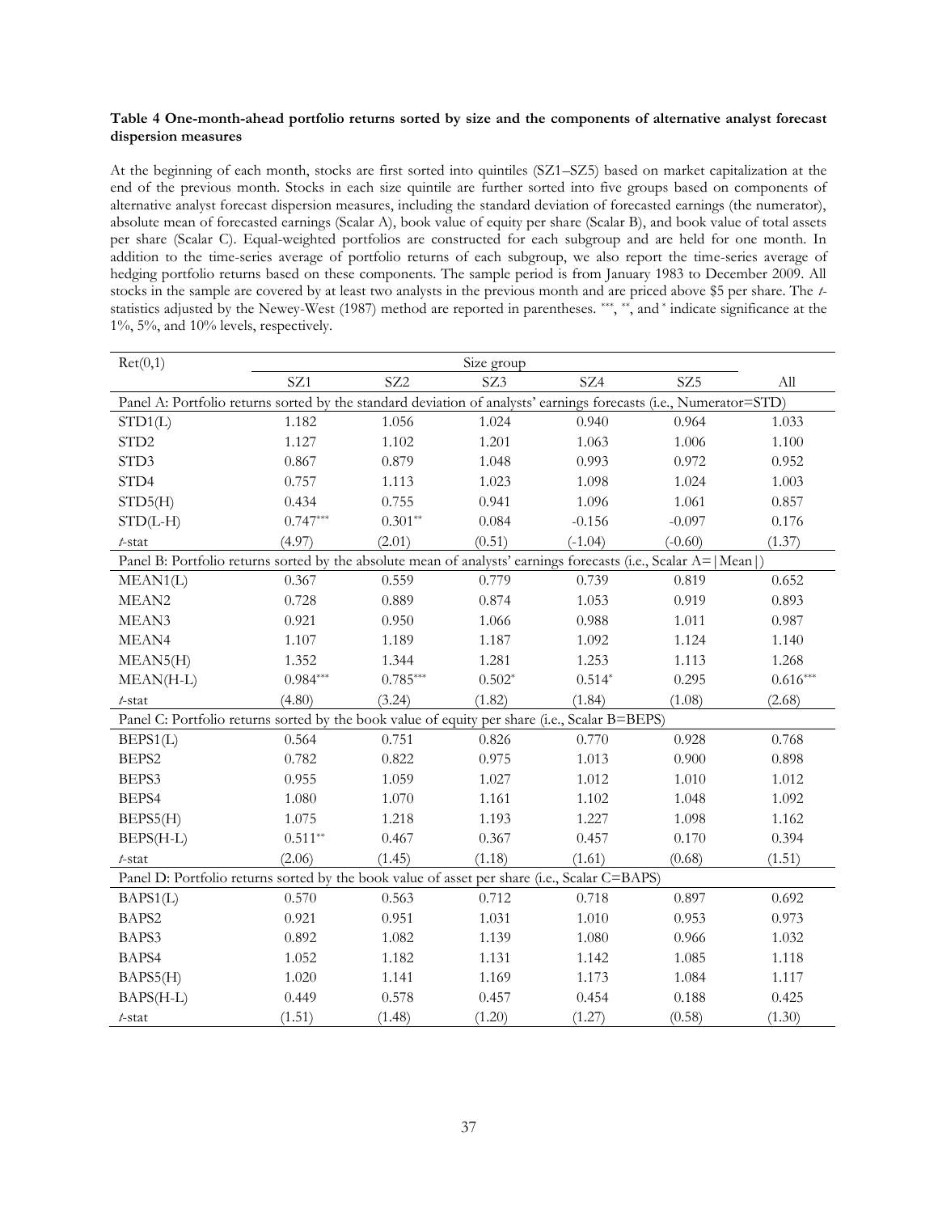**Table 4 One-month-ahead portfolio returns sorted by size and the components of alternative analyst forecast dispersion measures**

At the beginning of each month, stocks are first sorted into quintiles (SZ1–SZ5) based on market capitalization at the end of the previous month. Stocks in each size quintile are further sorted into five groups based on components of alternative analyst forecast dispersion measures, including the standard deviation of forecasted earnings (the numerator), absolute mean of forecasted earnings (Scalar A), book value of equity per share (Scalar B), and book value of total assets per share (Scalar C). Equal-weighted portfolios are constructed for each subgroup and are held for one month. In addition to the time-series average of portfolio returns of each subgroup, we also report the time-series average of hedging portfolio returns based on these components. The sample period is from January 1983 to December 2009. All stocks in the sample are covered by at least two analysts in the previous month and are priced above $5 per share. The *t*-statistics adjusted by the Newey-West (1987) method are reported in parentheses. \*\*\*, \*\*, and \* indicate significance at the 1%, 5%, and 10% levels, respectively.

| Ret(0,1) | Size group | | | | | |
|---|---|---|---|---|---|---|
| | SZ1 | SZ2 | SZ3 | SZ4 | SZ5 | All |
| Panel A: Portfolio returns sorted by the standard deviation of analysts' earnings forecasts (i.e., Numerator=STD) | | | | | | |
| STD1(L) | 1.182 | 1.056 | 1.024 | 0.940 | 0.964 | 1.033 |
| STD2 | 1.127 | 1.102 | 1.201 | 1.063 | 1.006 | 1.100 |
| STD3 | 0.867 | 0.879 | 1.048 | 0.993 | 0.972 | 0.952 |
| STD4 | 0.757 | 1.113 | 1.023 | 1.098 | 1.024 | 1.003 |
| STD5(H) | 0.434 | 0.755 | 0.941 | 1.096 | 1.061 | 0.857 |
| STD(L-H) | 0.747\*\*\* | 0.301\*\* | 0.084 | -0.156 | -0.097 | 0.176 |
| *t*-stat | (4.97) | (2.01) | (0.51) | (-1.04) | (-0.60) | (1.37) |
| Panel B: Portfolio returns sorted by the absolute mean of analysts' earnings forecasts (i.e., Scalar A=\|Mean\|) | | | | | | |
| MEAN1(L) | 0.367 | 0.559 | 0.779 | 0.739 | 0.819 | 0.652 |
| MEAN2 | 0.728 | 0.889 | 0.874 | 1.053 | 0.919 | 0.893 |
| MEAN3 | 0.921 | 0.950 | 1.066 | 0.988 | 1.011 | 0.987 |
| MEAN4 | 1.107 | 1.189 | 1.187 | 1.092 | 1.124 | 1.140 |
| MEAN5(H) | 1.352 | 1.344 | 1.281 | 1.253 | 1.113 | 1.268 |
| MEAN(H-L) | 0.984\*\*\* | 0.785\*\*\* | 0.502\* | 0.514\* | 0.295 | 0.616\*\*\* |
| *t*-stat | (4.80) | (3.24) | (1.82) | (1.84) | (1.08) | (2.68) |
| Panel C: Portfolio returns sorted by the book value of equity per share (i.e., Scalar B=BEPS) | | | | | | |
| BEPS1(L) | 0.564 | 0.751 | 0.826 | 0.770 | 0.928 | 0.768 |
| BEPS2 | 0.782 | 0.822 | 0.975 | 1.013 | 0.900 | 0.898 |
| BEPS3 | 0.955 | 1.059 | 1.027 | 1.012 | 1.010 | 1.012 |
| BEPS4 | 1.080 | 1.070 | 1.161 | 1.102 | 1.048 | 1.092 |
| BEPS5(H) | 1.075 | 1.218 | 1.193 | 1.227 | 1.098 | 1.162 |
| BEPS(H-L) | 0.511\*\* | 0.467 | 0.367 | 0.457 | 0.170 | 0.394 |
| *t*-stat | (2.06) | (1.45) | (1.18) | (1.61) | (0.68) | (1.51) |
| Panel D: Portfolio returns sorted by the book value of asset per share (i.e., Scalar C=BAPS) | | | | | | |
| BAPS1(L) | 0.570 | 0.563 | 0.712 | 0.718 | 0.897 | 0.692 |
| BAPS2 | 0.921 | 0.951 | 1.031 | 1.010 | 0.953 | 0.973 |
| BAPS3 | 0.892 | 1.082 | 1.139 | 1.080 | 0.966 | 1.032 |
| BAPS4 | 1.052 | 1.182 | 1.131 | 1.142 | 1.085 | 1.118 |
| BAPS5(H) | 1.020 | 1.141 | 1.169 | 1.173 | 1.084 | 1.117 |
| BAPS(H-L) | 0.449 | 0.578 | 0.457 | 0.454 | 0.188 | 0.425 |
| *t*-stat | (1.51) | (1.48) | (1.20) | (1.27) | (0.58) | (1.30) |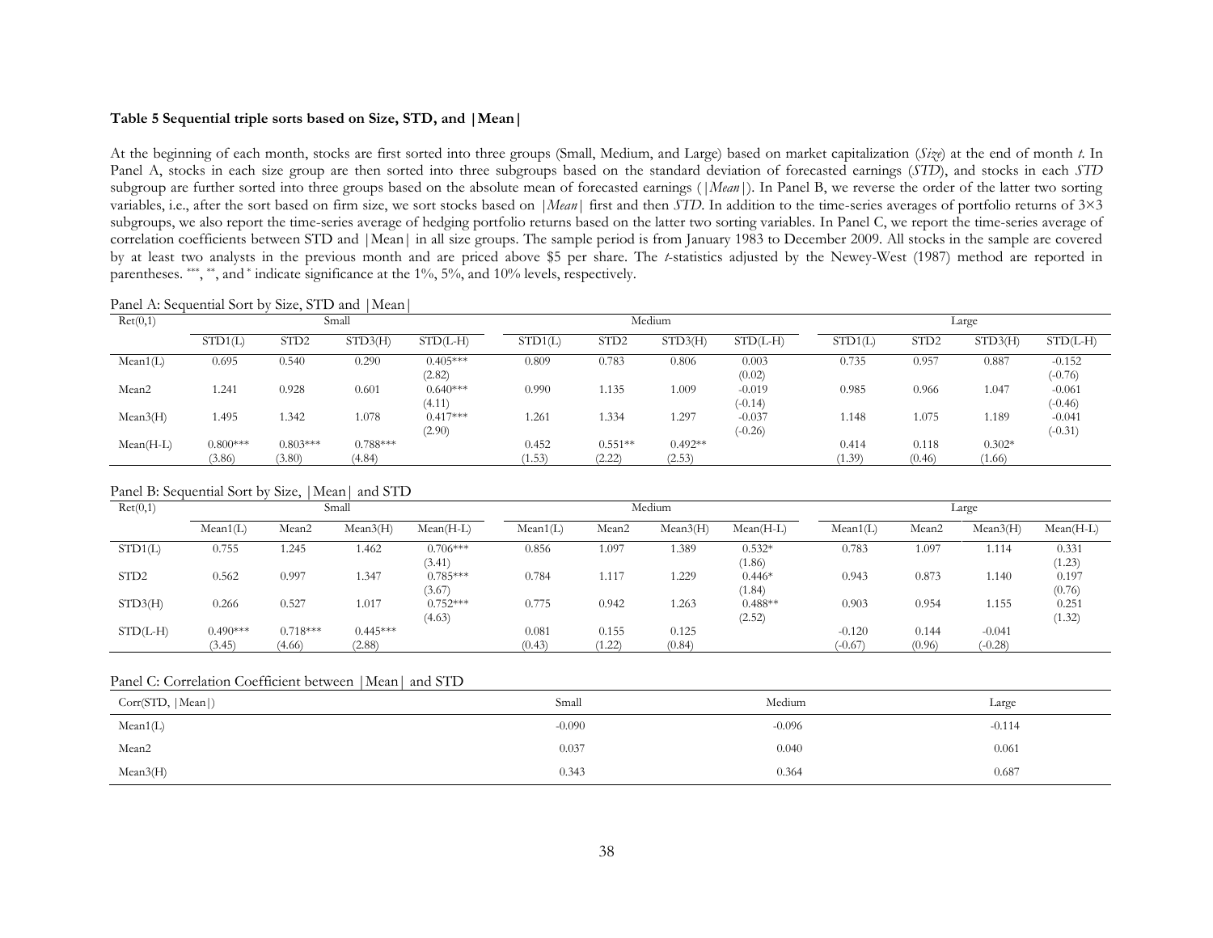**Table 5 Sequential triple sorts based on Size, STD, and |Mean|**

At the beginning of each month, stocks are first sorted into three groups (Small, Medium, and Large) based on market capitalization (*Size*) at the end of month *t*. In Panel A, stocks in each size group are then sorted into three subgroups based on the standard deviation of forecasted earnings (*STD*), and stocks in each *STD* subgroup are further sorted into three groups based on the absolute mean of forecasted earnings (|*Mean*|). In Panel B, we reverse the order of the latter two sorting variables, i.e., after the sort based on firm size, we sort stocks based on |*Mean*| first and then *STD*. In addition to the time-series averages of portfolio returns of 3×3 subgroups, we also report the time-series average of hedging portfolio returns based on the latter two sorting variables. In Panel C, we report the time-series average of correlation coefficients between STD and |Mean| in all size groups. The sample period is from January 1983 to December 2009. All stocks in the sample are covered by at least two analysts in the previous month and are priced above $5 per share. The *t*-statistics adjusted by the Newey-West (1987) method are reported in parentheses. ***, **, and * indicate significance at the 1%, 5%, and 10% levels, respectively.

Panel A: Sequential Sort by Size, STD and |Mean|

| Ret(0,1) | Small | | | | Medium | | | | Large | | | |
|---|---|---|---|---|---|---|---|---|---|---|---|---|
| | STD1(L) | STD2 | STD3(H) | STD(L-H) | STD1(L) | STD2 | STD3(H) | STD(L-H) | STD1(L) | STD2 | STD3(H) | STD(L-H) |
| Mean1(L) | 0.695 | 0.540 | 0.290 | 0.405*** | 0.809 | 0.783 | 0.806 | 0.003 | 0.735 | 0.957 | 0.887 | -0.152 |
| | | | | (2.82) | | | | (0.02) | | | | (-0.76) |
| Mean2 | 1.241 | 0.928 | 0.601 | 0.640*** | 0.990 | 1.135 | 1.009 | -0.019 | 0.985 | 0.966 | 1.047 | -0.061 |
| | | | | (4.11) | | | | (-0.14) | | | | (-0.46) |
| Mean3(H) | 1.495 | 1.342 | 1.078 | 0.417*** | 1.261 | 1.334 | 1.297 | -0.037 | 1.148 | 1.075 | 1.189 | -0.041 |
| | | | | (2.90) | | | | (-0.26) | | | | (-0.31) |
| Mean(H-L) | 0.800*** | 0.803*** | 0.788*** | | 0.452 | 0.551** | 0.492** | | 0.414 | 0.118 | 0.302* | |
| | (3.86) | (3.80) | (4.84) | | (1.53) | (2.22) | (2.53) | | (1.39) | (0.46) | (1.66) | |

Panel B: Sequential Sort by Size, |Mean| and STD

| Ret(0,1) | Small | | | | Medium | | | | Large | | | |
|---|---|---|---|---|---|---|---|---|---|---|---|---|
| | Mean1(L) | Mean2 | Mean3(H) | Mean(H-L) | Mean1(L) | Mean2 | Mean3(H) | Mean(H-L) | Mean1(L) | Mean2 | Mean3(H) | Mean(H-L) |
| STD1(L) | 0.755 | 1.245 | 1.462 | 0.706*** | 0.856 | 1.097 | 1.389 | 0.532* | 0.783 | 1.097 | 1.114 | 0.331 |
| | | | | (3.41) | | | | (1.86) | | | | (1.23) |
| STD2 | 0.562 | 0.997 | 1.347 | 0.785*** | 0.784 | 1.117 | 1.229 | 0.446* | 0.943 | 0.873 | 1.140 | 0.197 |
| | | | | (3.67) | | | | (1.84) | | | | (0.76) |
| STD3(H) | 0.266 | 0.527 | 1.017 | 0.752*** | 0.775 | 0.942 | 1.263 | 0.488** | 0.903 | 0.954 | 1.155 | 0.251 |
| | | | | (4.63) | | | | (2.52) | | | | (1.32) |
| STD(L-H) | 0.490*** | 0.718*** | 0.445*** | | 0.081 | 0.155 | 0.125 | | -0.120 | 0.144 | -0.041 | |
| | (3.45) | (4.66) | (2.88) | | (0.43) | (1.22) | (0.84) | | (-0.67) | (0.96) | (-0.28) | |

Panel C: Correlation Coefficient between |Mean| and STD

| Corr(STD, \|Mean\|) | Small | Medium | Large |
|---|---|---|---|
| Mean1(L) | -0.090 | -0.096 | -0.114 |
| Mean2 | 0.037 | 0.040 | 0.061 |
| Mean3(H) | 0.343 | 0.364 | 0.687 |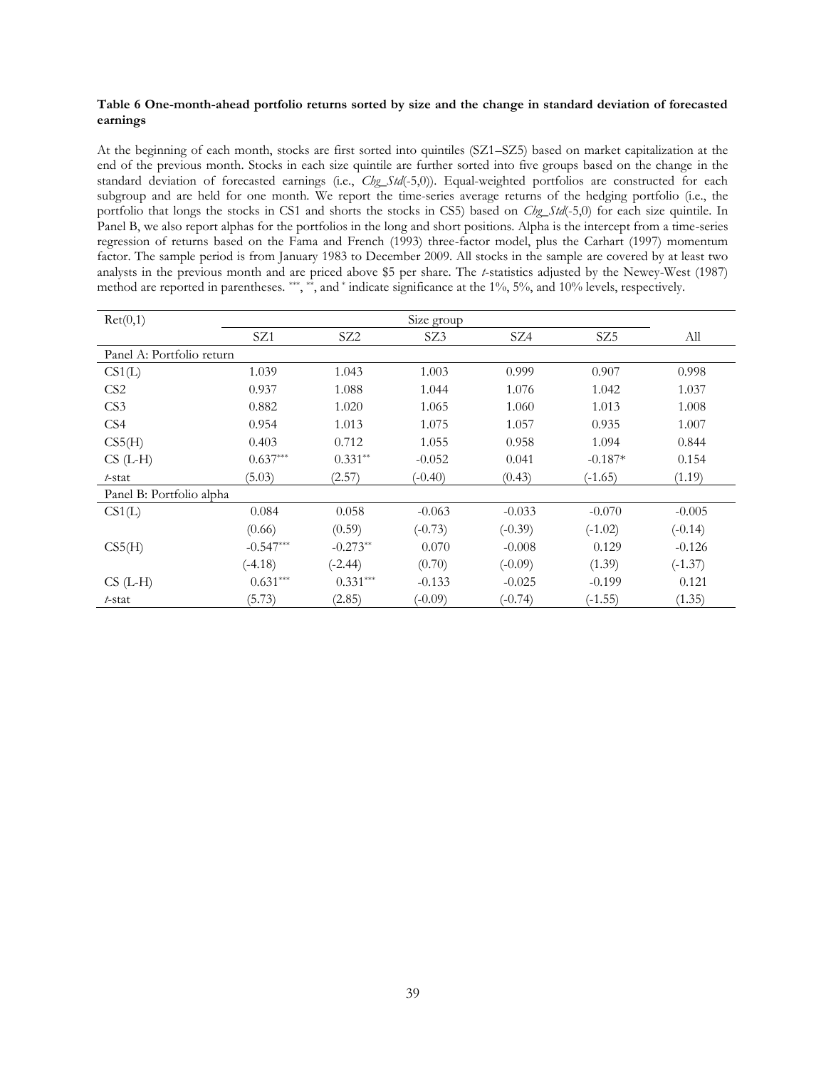**Table 6 One-month-ahead portfolio returns sorted by size and the change in standard deviation of forecasted earnings**

At the beginning of each month, stocks are first sorted into quintiles (SZ1–SZ5) based on market capitalization at the end of the previous month. Stocks in each size quintile are further sorted into five groups based on the change in the standard deviation of forecasted earnings (i.e., *Chg_Std*(-5,0)). Equal-weighted portfolios are constructed for each subgroup and are held for one month. We report the time-series average returns of the hedging portfolio (i.e., the portfolio that longs the stocks in CS1 and shorts the stocks in CS5) based on *Chg_Std*(-5,0) for each size quintile. In Panel B, we also report alphas for the portfolios in the long and short positions. Alpha is the intercept from a time-series regression of returns based on the Fama and French (1993) three-factor model, plus the Carhart (1997) momentum factor. The sample period is from January 1983 to December 2009. All stocks in the sample are covered by at least two analysts in the previous month and are priced above $5 per share. The *t*-statistics adjusted by the Newey-West (1987) method are reported in parentheses. \*\*\*, \*\*, and \* indicate significance at the 1%, 5%, and 10% levels, respectively.

| Ret(0,1) | Size group | | | | | |
|---|---|---|---|---|---|---|
| | SZ1 | SZ2 | SZ3 | SZ4 | SZ5 | All |
| Panel A: Portfolio return | | | | | | |
| CS1(L) | 1.039 | 1.043 | 1.003 | 0.999 | 0.907 | 0.998 |
| CS2 | 0.937 | 1.088 | 1.044 | 1.076 | 1.042 | 1.037 |
| CS3 | 0.882 | 1.020 | 1.065 | 1.060 | 1.013 | 1.008 |
| CS4 | 0.954 | 1.013 | 1.075 | 1.057 | 0.935 | 1.007 |
| CS5(H) | 0.403 | 0.712 | 1.055 | 0.958 | 1.094 | 0.844 |
| CS (L-H) | 0.637*** | 0.331** | -0.052 | 0.041 | -0.187* | 0.154 |
| *t*-stat | (5.03) | (2.57) | (-0.40) | (0.43) | (-1.65) | (1.19) |
| Panel B: Portfolio alpha | | | | | | |
| CS1(L) | 0.084 | 0.058 | -0.063 | -0.033 | -0.070 | -0.005 |
| | (0.66) | (0.59) | (-0.73) | (-0.39) | (-1.02) | (-0.14) |
| CS5(H) | -0.547*** | -0.273** | 0.070 | -0.008 | 0.129 | -0.126 |
| | (-4.18) | (-2.44) | (0.70) | (-0.09) | (1.39) | (-1.37) |
| CS (L-H) | 0.631*** | 0.331*** | -0.133 | -0.025 | -0.199 | 0.121 |
| *t*-stat | (5.73) | (2.85) | (-0.09) | (-0.74) | (-1.55) | (1.35) |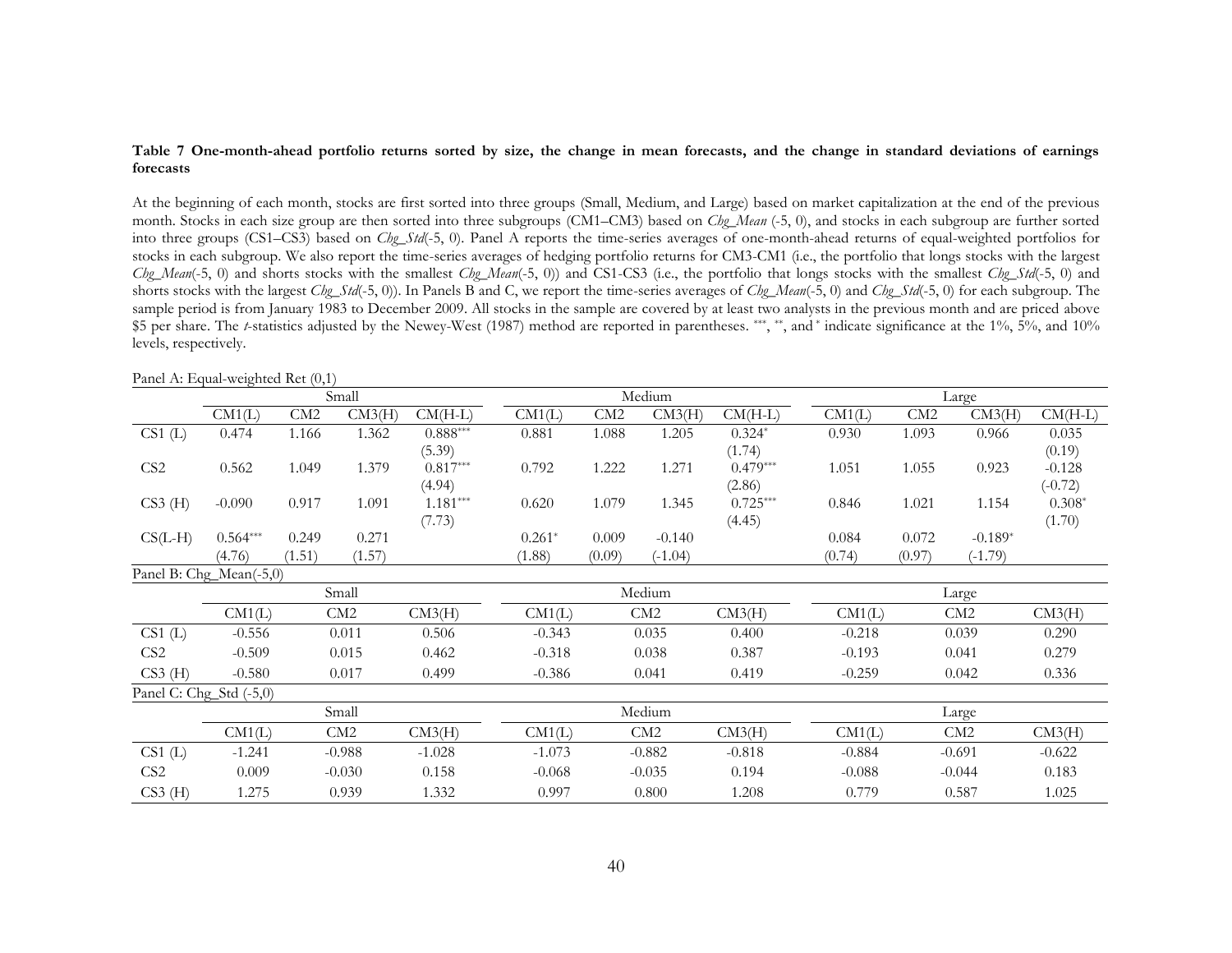**Table 7 One-month-ahead portfolio returns sorted by size, the change in mean forecasts, and the change in standard deviations of earnings forecasts**

At the beginning of each month, stocks are first sorted into three groups (Small, Medium, and Large) based on market capitalization at the end of the previous month. Stocks in each size group are then sorted into three subgroups (CM1–CM3) based on *Chg_Mean* (-5, 0), and stocks in each subgroup are further sorted into three groups (CS1–CS3) based on *Chg_Std*(-5, 0). Panel A reports the time-series averages of one-month-ahead returns of equal-weighted portfolios for stocks in each subgroup. We also report the time-series averages of hedging portfolio returns for CM3-CM1 (i.e., the portfolio that longs stocks with the largest *Chg_Mean*(-5, 0) and shorts stocks with the smallest *Chg_Mean*(-5, 0)) and CS1-CS3 (i.e., the portfolio that longs stocks with the smallest *Chg_Std*(-5, 0) and shorts stocks with the largest *Chg_Std*(-5, 0)). In Panels B and C, we report the time-series averages of *Chg_Mean*(-5, 0) and *Chg_Std*(-5, 0) for each subgroup. The sample period is from January 1983 to December 2009. All stocks in the sample are covered by at least two analysts in the previous month and are priced above \$5 per share. The *t*-statistics adjusted by the Newey-West (1987) method are reported in parentheses. \*\*\*, \*\*, and \* indicate significance at the 1%, 5%, and 10% levels, respectively.

Panel A: Equal-weighted Ret (0,1)

| | Small | | | | Medium | | | | Large | | | |
|---|---|---|---|---|---|---|---|---|---|---|---|---|
| | CM1(L) | CM2 | CM3(H) | CM(H-L) | CM1(L) | CM2 | CM3(H) | CM(H-L) | CM1(L) | CM2 | CM3(H) | CM(H-L) |
| CS1 (L) | 0.474 | 1.166 | 1.362 | 0.888*** | 0.881 | 1.088 | 1.205 | 0.324* | 0.930 | 1.093 | 0.966 | 0.035 |
| | | | | (5.39) | | | | (1.74) | | | | (0.19) |
| CS2 | 0.562 | 1.049 | 1.379 | 0.817*** | 0.792 | 1.222 | 1.271 | 0.479*** | 1.051 | 1.055 | 0.923 | -0.128 |
| | | | | (4.94) | | | | (2.86) | | | | (-0.72) |
| CS3 (H) | -0.090 | 0.917 | 1.091 | 1.181*** | 0.620 | 1.079 | 1.345 | 0.725*** | 0.846 | 1.021 | 1.154 | 0.308* |
| | | | | (7.73) | | | | (4.45) | | | | (1.70) |
| CS(L-H) | 0.564*** | 0.249 | 0.271 | | 0.261* | 0.009 | -0.140 | | 0.084 | 0.072 | -0.189* | |
| | (4.76) | (1.51) | (1.57) | | (1.88) | (0.09) | (-1.04) | | (0.74) | (0.97) | (-1.79) | |

Panel B: Chg_Mean(-5,0)

| | Small | | | Medium | | | Large | | |
|---|---|---|---|---|---|---|---|---|---|
| | CM1(L) | CM2 | CM3(H) | CM1(L) | CM2 | CM3(H) | CM1(L) | CM2 | CM3(H) |
| CS1 (L) | -0.556 | 0.011 | 0.506 | -0.343 | 0.035 | 0.400 | -0.218 | 0.039 | 0.290 |
| CS2 | -0.509 | 0.015 | 0.462 | -0.318 | 0.038 | 0.387 | -0.193 | 0.041 | 0.279 |
| CS3 (H) | -0.580 | 0.017 | 0.499 | -0.386 | 0.041 | 0.419 | -0.259 | 0.042 | 0.336 |

Panel C: Chg_Std (-5,0)

| | Small | | | Medium | | | Large | | |
|---|---|---|---|---|---|---|---|---|---|
| | CM1(L) | CM2 | CM3(H) | CM1(L) | CM2 | CM3(H) | CM1(L) | CM2 | CM3(H) |
| CS1 (L) | -1.241 | -0.988 | -1.028 | -1.073 | -0.882 | -0.818 | -0.884 | -0.691 | -0.622 |
| CS2 | 0.009 | -0.030 | 0.158 | -0.068 | -0.035 | 0.194 | -0.088 | -0.044 | 0.183 |
| CS3 (H) | 1.275 | 0.939 | 1.332 | 0.997 | 0.800 | 1.208 | 0.779 | 0.587 | 1.025 |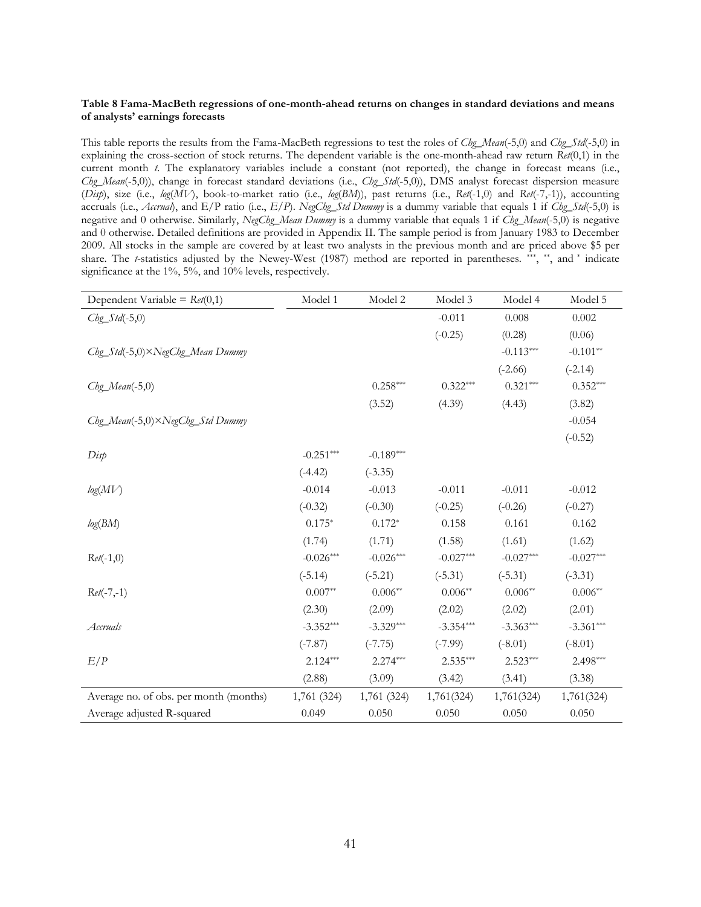**Table 8 Fama-MacBeth regressions of one-month-ahead returns on changes in standard deviations and means of analysts' earnings forecasts**

This table reports the results from the Fama-MacBeth regressions to test the roles of *Chg_Mean*(-5,0) and *Chg_Std*(-5,0) in explaining the cross-section of stock returns. The dependent variable is the one-month-ahead raw return *Ret*(0,1) in the current month *t*. The explanatory variables include a constant (not reported), the change in forecast means (i.e., *Chg_Mean*(-5,0)), change in forecast standard deviations (i.e., *Chg_Std*(-5,0)), DMS analyst forecast dispersion measure (*Disp*), size (i.e., *log*(*MV*), book-to-market ratio (i.e., *log*(*BM*)), past returns (i.e., *Ret*(-1,0) and *Ret*(-7,-1)), accounting accruals (i.e., *Accrual*), and E/P ratio (i.e., *E/P*). *NegChg_Std Dummy* is a dummy variable that equals 1 if *Chg_Std*(-5,0) is negative and 0 otherwise. Similarly, *NegChg_Mean Dummy* is a dummy variable that equals 1 if *Chg_Mean*(-5,0) is negative and 0 otherwise. Detailed definitions are provided in Appendix II. The sample period is from January 1983 to December 2009. All stocks in the sample are covered by at least two analysts in the previous month and are priced above $5 per share. The *t*-statistics adjusted by the Newey-West (1987) method are reported in parentheses. ***, **, and * indicate significance at the 1%, 5%, and 10% levels, respectively.

| Dependent Variable = *Ret*(0,1) | Model 1 | Model 2 | Model 3 | Model 4 | Model 5 |
|---|---|---|---|---|---|
| *Chg_Std*(-5,0) | | | -0.011 | 0.008 | 0.002 |
| | | | (-0.25) | (0.28) | (0.06) |
| *Chg_Std*(-5,0)×*NegChg_Mean Dummy* | | | | -0.113*** | -0.101** |
| | | | | (-2.66) | (-2.14) |
| *Chg_Mean*(-5,0) | | 0.258*** | 0.322*** | 0.321*** | 0.352*** |
| | | (3.52) | (4.39) | (4.43) | (3.82) |
| *Chg_Mean*(-5,0)×*NegChg_Std Dummy* | | | | | -0.054 |
| | | | | | (-0.52) |
| *Disp* | -0.251*** | -0.189*** | | | |
| | (-4.42) | (-3.35) | | | |
| *log*(*MV*) | -0.014 | -0.013 | -0.011 | -0.011 | -0.012 |
| | (-0.32) | (-0.30) | (-0.25) | (-0.26) | (-0.27) |
| *log*(*BM*) | 0.175* | 0.172* | 0.158 | 0.161 | 0.162 |
| | (1.74) | (1.71) | (1.58) | (1.61) | (1.62) |
| *Ret*(-1,0) | -0.026*** | -0.026*** | -0.027*** | -0.027*** | -0.027*** |
| | (-5.14) | (-5.21) | (-5.31) | (-5.31) | (-3.31) |
| *Ret*(-7,-1) | 0.007** | 0.006** | 0.006** | 0.006** | 0.006** |
| | (2.30) | (2.09) | (2.02) | (2.02) | (2.01) |
| *Accruals* | -3.352*** | -3.329*** | -3.354*** | -3.363*** | -3.361*** |
| | (-7.87) | (-7.75) | (-7.99) | (-8.01) | (-8.01) |
| *E/P* | 2.124*** | 2.274*** | 2.535*** | 2.523*** | 2.498*** |
| | (2.88) | (3.09) | (3.42) | (3.41) | (3.38) |
| Average no. of obs. per month (months) | 1,761 (324) | 1,761 (324) | 1,761(324) | 1,761(324) | 1,761(324) |
| Average adjusted R-squared | 0.049 | 0.050 | 0.050 | 0.050 | 0.050 |